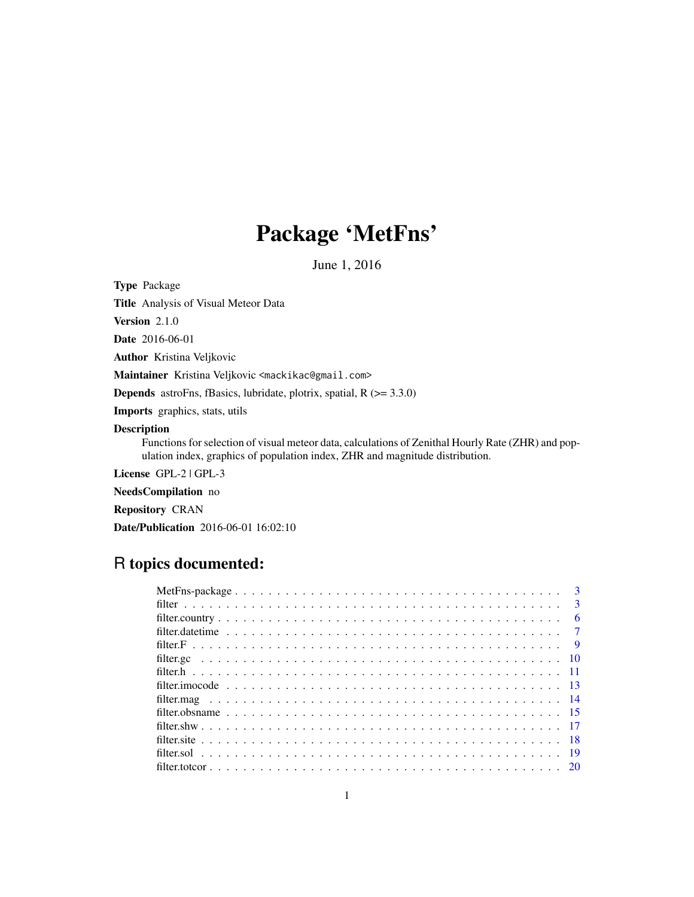# Package 'MetFns'

June 1, 2016

**Type** Package

**Title** Analysis of Visual Meteor Data

**Version** 2.1.0

**Date** 2016-06-01

**Author** Kristina Veljkovic

**Maintainer** Kristina Veljkovic <mackikac@gmail.com>

**Depends** astroFns, fBasics, lubridate, plotrix, spatial, R (>= 3.3.0)

**Imports** graphics, stats, utils

**Description**
Functions for selection of visual meteor data, calculations of Zenithal Hourly Rate (ZHR) and population index, graphics of population index, ZHR and magnitude distribution.

**License** GPL-2 | GPL-3

**NeedsCompilation** no

**Repository** CRAN

**Date/Publication** 2016-06-01 16:02:10

## R topics documented:

- MetFns-package . . . . . . . . . . . . . . . . . . . . . . . . . . . . . . . . . . . . . . . . 3
- filter . . . . . . . . . . . . . . . . . . . . . . . . . . . . . . . . . . . . . . . . . . . . . 3
- filter.country . . . . . . . . . . . . . . . . . . . . . . . . . . . . . . . . . . . . . . . . . 6
- filter.datetime . . . . . . . . . . . . . . . . . . . . . . . . . . . . . . . . . . . . . . . . 7
- filter.F . . . . . . . . . . . . . . . . . . . . . . . . . . . . . . . . . . . . . . . . . . . . 9
- filter.gc . . . . . . . . . . . . . . . . . . . . . . . . . . . . . . . . . . . . . . . . . . . 10
- filter.h . . . . . . . . . . . . . . . . . . . . . . . . . . . . . . . . . . . . . . . . . . . 11
- filter.imocode . . . . . . . . . . . . . . . . . . . . . . . . . . . . . . . . . . . . . . . . 13
- filter.mag . . . . . . . . . . . . . . . . . . . . . . . . . . . . . . . . . . . . . . . . . . 14
- filter.obsname . . . . . . . . . . . . . . . . . . . . . . . . . . . . . . . . . . . . . . . . 15
- filter.shw . . . . . . . . . . . . . . . . . . . . . . . . . . . . . . . . . . . . . . . . . . 17
- filter.site . . . . . . . . . . . . . . . . . . . . . . . . . . . . . . . . . . . . . . . . . . 18
- filter.sol . . . . . . . . . . . . . . . . . . . . . . . . . . . . . . . . . . . . . . . . . . 19
- filter.totcor . . . . . . . . . . . . . . . . . . . . . . . . . . . . . . . . . . . . . . . . . 20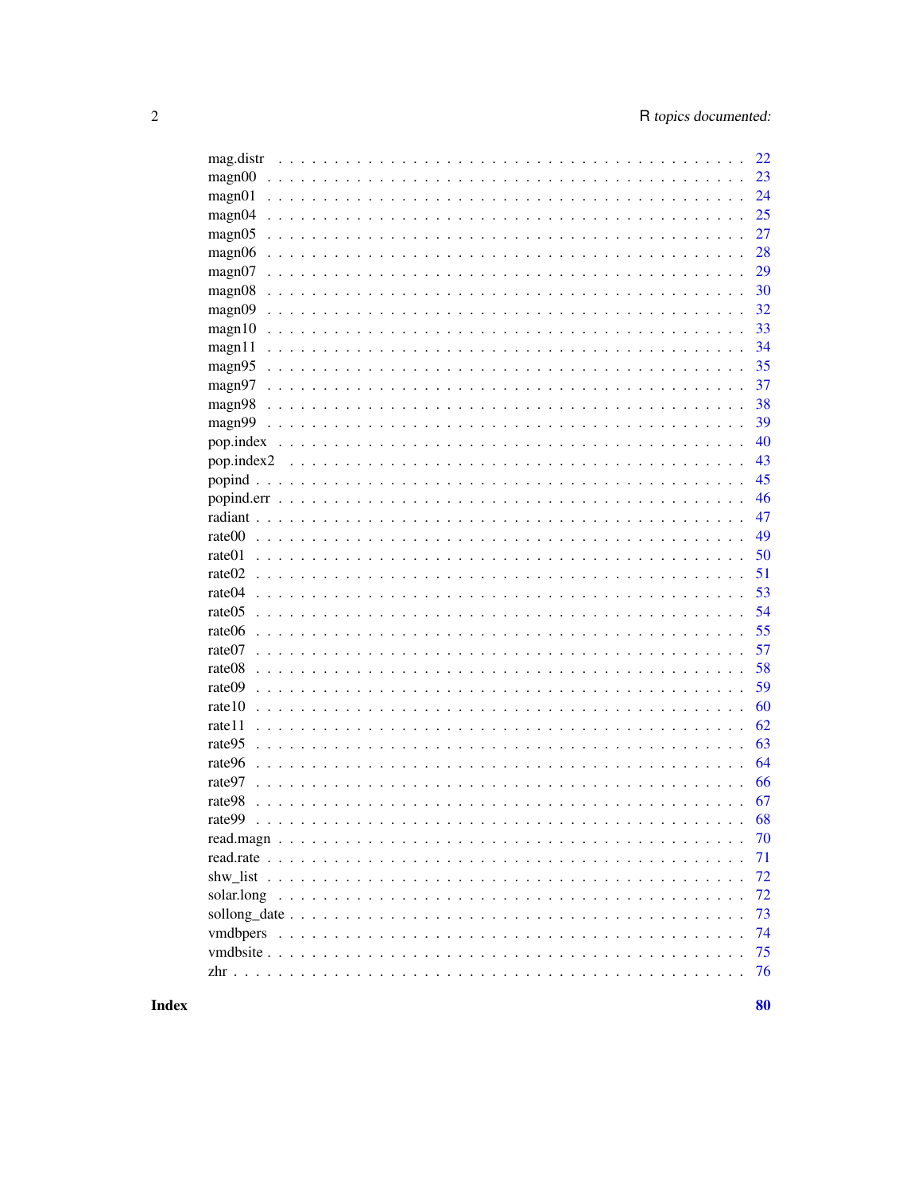| | |
|---|---|
| mag.distr | 22 |
| magn00 | 23 |
| magn01 | 24 |
| magn04 | 25 |
| magn05 | 27 |
| magn06 | 28 |
| magn07 | 29 |
| magn08 | 30 |
| magn09 | 32 |
| magn10 | 33 |
| magn11 | 34 |
| magn95 | 35 |
| magn97 | 37 |
| magn98 | 38 |
| magn99 | 39 |
| pop.index | 40 |
| pop.index2 | 43 |
| popind | 45 |
| popind.err | 46 |
| radiant | 47 |
| rate00 | 49 |
| rate01 | 50 |
| rate02 | 51 |
| rate04 | 53 |
| rate05 | 54 |
| rate06 | 55 |
| rate07 | 57 |
| rate08 | 58 |
| rate09 | 59 |
| rate10 | 60 |
| rate11 | 62 |
| rate95 | 63 |
| rate96 | 64 |
| rate97 | 66 |
| rate98 | 67 |
| rate99 | 68 |
| read.magn | 70 |
| read.rate | 71 |
| shw_list | 72 |
| solar.long | 72 |
| sollong_date | 73 |
| vmdbpers | 74 |
| vmdbsite | 75 |
| zhr | 76 |

**Index** **80**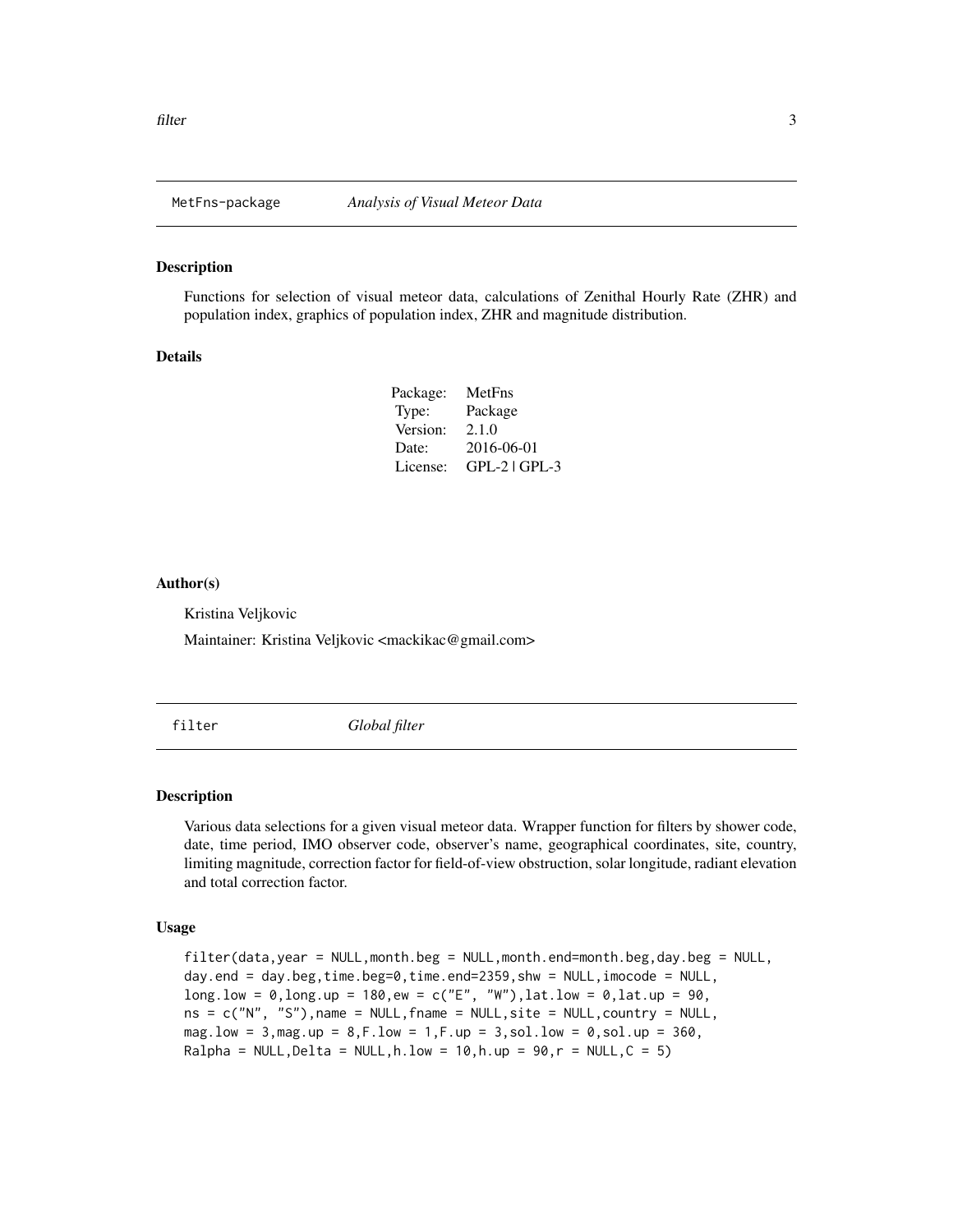# MetFns-package *Analysis of Visual Meteor Data*

## Description

Functions for selection of visual meteor data, calculations of Zenithal Hourly Rate (ZHR) and population index, graphics of population index, ZHR and magnitude distribution.

## Details

| | |
|---|---|
| Package: | MetFns |
| Type: | Package |
| Version: | 2.1.0 |
| Date: | 2016-06-01 |
| License: | GPL-2 \| GPL-3 |

## Author(s)

Kristina Veljkovic

Maintainer: Kristina Veljkovic <mackikac@gmail.com>

# filter *Global filter*

## Description

Various data selections for a given visual meteor data. Wrapper function for filters by shower code, date, time period, IMO observer code, observer's name, geographical coordinates, site, country, limiting magnitude, correction factor for field-of-view obstruction, solar longitude, radiant elevation and total correction factor.

## Usage

```
filter(data,year = NULL,month.beg = NULL,month.end=month.beg,day.beg = NULL,
day.end = day.beg,time.beg=0,time.end=2359,shw = NULL,imocode = NULL,
long.low = 0,long.up = 180,ew = c("E", "W"),lat.low = 0,lat.up = 90,
ns = c("N", "S"),name = NULL,fname = NULL,site = NULL,country = NULL,
mag.low = 3,mag.up = 8,F.low = 1,F.up = 3,sol.low = 0,sol.up = 360,
Ralpha = NULL,Delta = NULL,h.low = 10,h.up = 90,r = NULL,C = 5)
```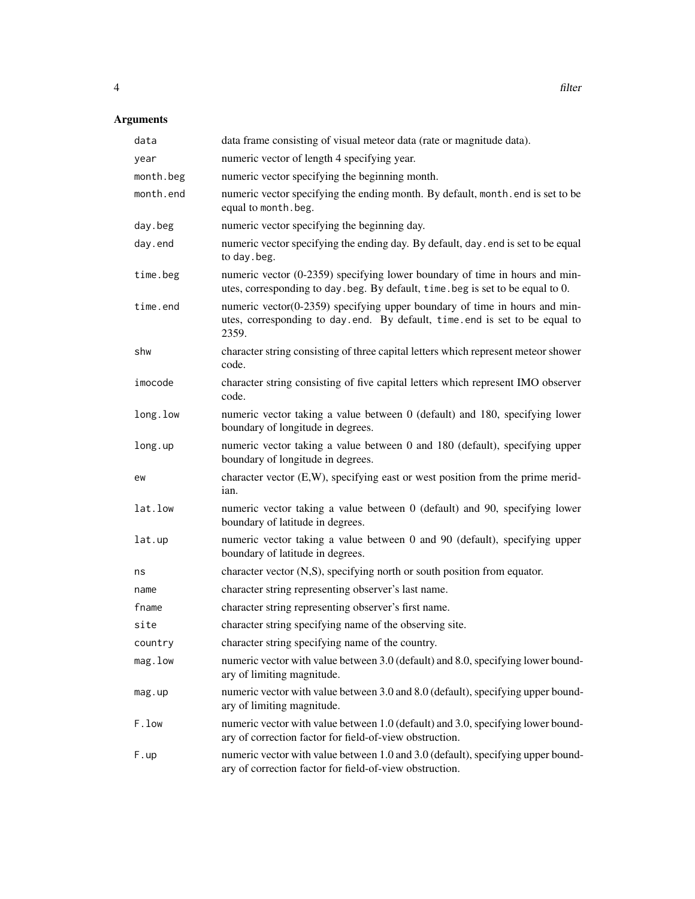## Arguments

| | |
|---|---|
| `data` | data frame consisting of visual meteor data (rate or magnitude data). |
| `year` | numeric vector of length 4 specifying year. |
| `month.beg` | numeric vector specifying the beginning month. |
| `month.end` | numeric vector specifying the ending month. By default, `month.end` is set to be equal to `month.beg`. |
| `day.beg` | numeric vector specifying the beginning day. |
| `day.end` | numeric vector specifying the ending day. By default, `day.end` is set to be equal to `day.beg`. |
| `time.beg` | numeric vector (0-2359) specifying lower boundary of time in hours and minutes, corresponding to `day.beg`. By default, `time.beg` is set to be equal to 0. |
| `time.end` | numeric vector(0-2359) specifying upper boundary of time in hours and minutes, corresponding to `day.end`. By default, `time.end` is set to be equal to 2359. |
| `shw` | character string consisting of three capital letters which represent meteor shower code. |
| `imocode` | character string consisting of five capital letters which represent IMO observer code. |
| `long.low` | numeric vector taking a value between 0 (default) and 180, specifying lower boundary of longitude in degrees. |
| `long.up` | numeric vector taking a value between 0 and 180 (default), specifying upper boundary of longitude in degrees. |
| `ew` | character vector (E,W), specifying east or west position from the prime meridian. |
| `lat.low` | numeric vector taking a value between 0 (default) and 90, specifying lower boundary of latitude in degrees. |
| `lat.up` | numeric vector taking a value between 0 and 90 (default), specifying upper boundary of latitude in degrees. |
| `ns` | character vector (N,S), specifying north or south position from equator. |
| `name` | character string representing observer's last name. |
| `fname` | character string representing observer's first name. |
| `site` | character string specifying name of the observing site. |
| `country` | character string specifying name of the country. |
| `mag.low` | numeric vector with value between 3.0 (default) and 8.0, specifying lower boundary of limiting magnitude. |
| `mag.up` | numeric vector with value between 3.0 and 8.0 (default), specifying upper boundary of limiting magnitude. |
| `F.low` | numeric vector with value between 1.0 (default) and 3.0, specifying lower boundary of correction factor for field-of-view obstruction. |
| `F.up` | numeric vector with value between 1.0 and 3.0 (default), specifying upper boundary of correction factor for field-of-view obstruction. |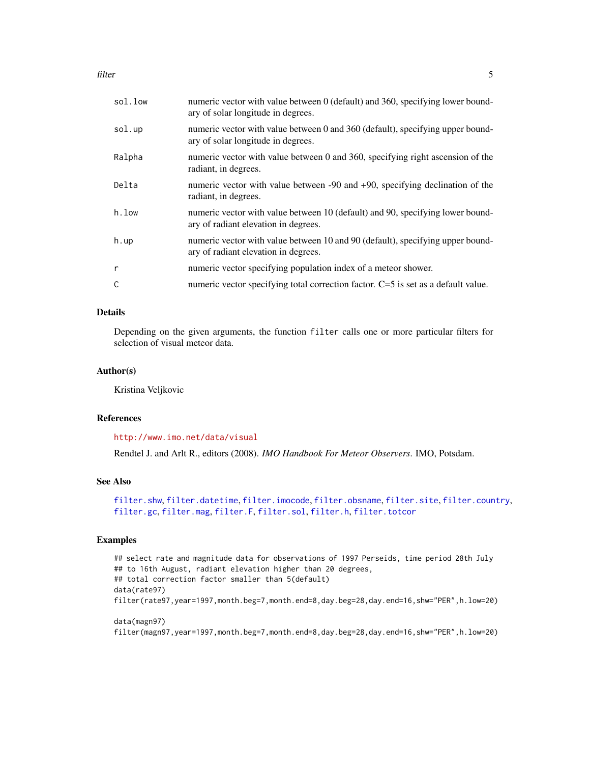| | |
|---|---|
| sol.low | numeric vector with value between 0 (default) and 360, specifying lower boundary of solar longitude in degrees. |
| sol.up | numeric vector with value between 0 and 360 (default), specifying upper boundary of solar longitude in degrees. |
| Ralpha | numeric vector with value between 0 and 360, specifying right ascension of the radiant, in degrees. |
| Delta | numeric vector with value between -90 and +90, specifying declination of the radiant, in degrees. |
| h.low | numeric vector with value between 10 (default) and 90, specifying lower boundary of radiant elevation in degrees. |
| h.up | numeric vector with value between 10 and 90 (default), specifying upper boundary of radiant elevation in degrees. |
| r | numeric vector specifying population index of a meteor shower. |
| C | numeric vector specifying total correction factor. C=5 is set as a default value. |

## Details

Depending on the given arguments, the function `filter` calls one or more particular filters for selection of visual meteor data.

## Author(s)

Kristina Veljkovic

## References

http://www.imo.net/data/visual

Rendtel J. and Arlt R., editors (2008). *IMO Handbook For Meteor Observers*. IMO, Potsdam.

## See Also

`filter.shw`, `filter.datetime`, `filter.imocode`, `filter.obsname`, `filter.site`, `filter.country`, `filter.gc`, `filter.mag`, `filter.F`, `filter.sol`, `filter.h`, `filter.totcor`

## Examples

```
## select rate and magnitude data for observations of 1997 Perseids, time period 28th July
## to 16th August, radiant elevation higher than 20 degrees,
## total correction factor smaller than 5(default)
data(rate97)
filter(rate97,year=1997,month.beg=7,month.end=8,day.beg=28,day.end=16,shw="PER",h.low=20)

data(magn97)
filter(magn97,year=1997,month.beg=7,month.end=8,day.beg=28,day.end=16,shw="PER",h.low=20)
```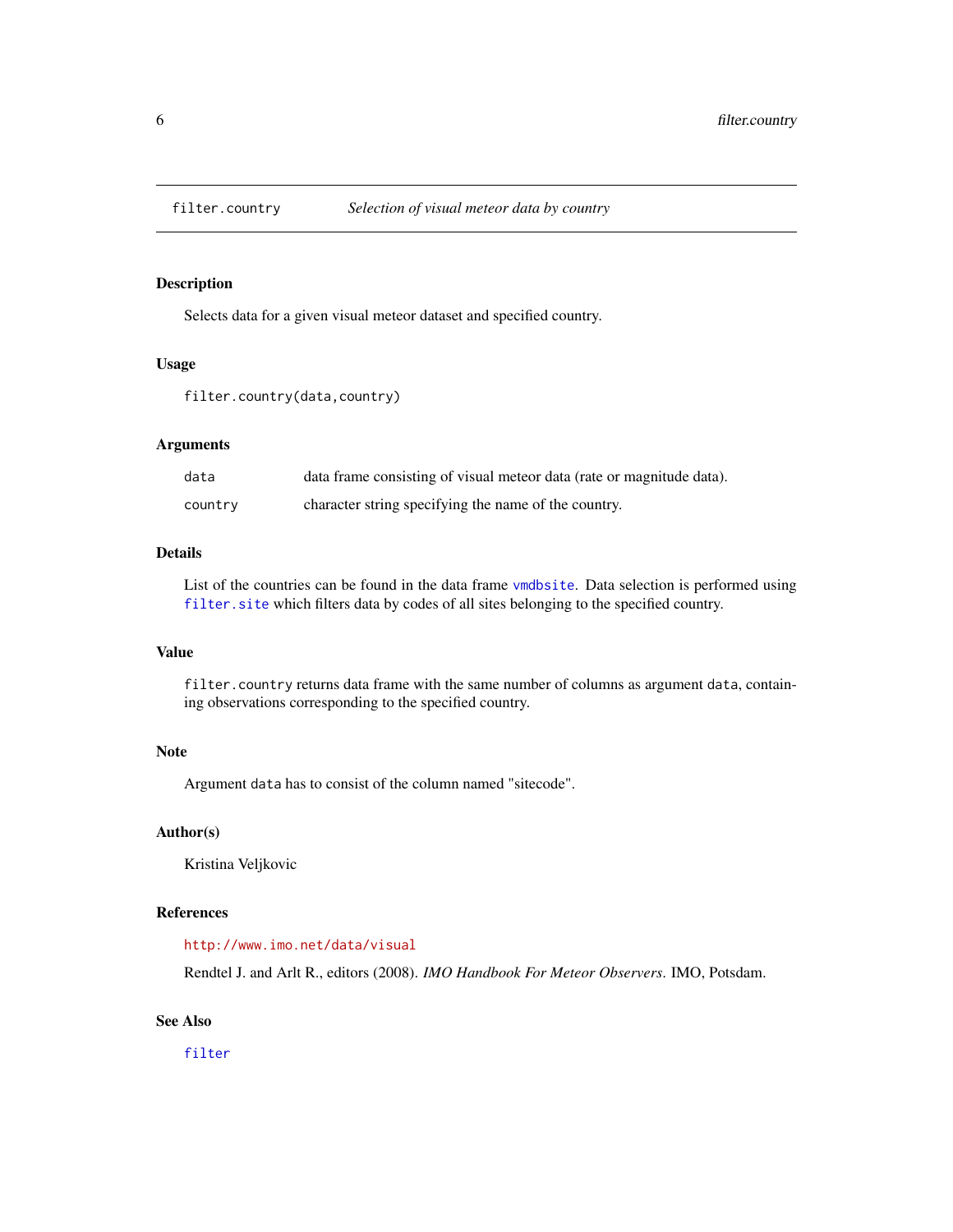## filter.country — *Selection of visual meteor data by country*

### Description

Selects data for a given visual meteor dataset and specified country.

### Usage

```
filter.country(data,country)
```

### Arguments

| | |
|---|---|
| `data` | data frame consisting of visual meteor data (rate or magnitude data). |
| `country` | character string specifying the name of the country. |

### Details

List of the countries can be found in the data frame `vmdbsite`. Data selection is performed using `filter.site` which filters data by codes of all sites belonging to the specified country.

### Value

`filter.country` returns data frame with the same number of columns as argument `data`, containing observations corresponding to the specified country.

### Note

Argument `data` has to consist of the column named "sitecode".

### Author(s)

Kristina Veljkovic

### References

http://www.imo.net/data/visual

Rendtel J. and Arlt R., editors (2008). *IMO Handbook For Meteor Observers*. IMO, Potsdam.

### See Also

`filter`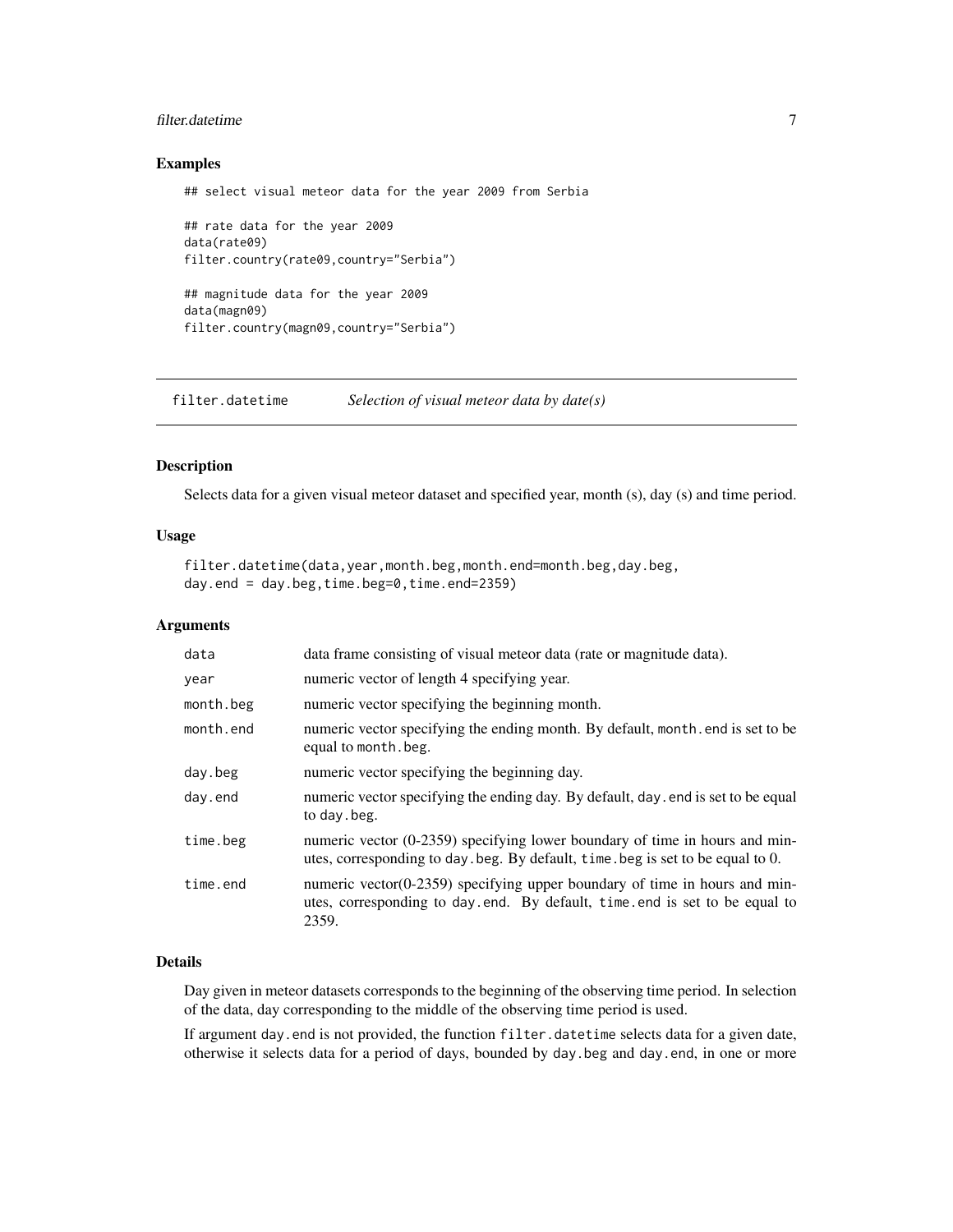## Examples

```
## select visual meteor data for the year 2009 from Serbia

## rate data for the year 2009
data(rate09)
filter.country(rate09,country="Serbia")

## magnitude data for the year 2009
data(magn09)
filter.country(magn09,country="Serbia")
```

---

# filter.datetime *Selection of visual meteor data by date(s)*

---

## Description

Selects data for a given visual meteor dataset and specified year, month (s), day (s) and time period.

## Usage

```
filter.datetime(data,year,month.beg,month.end=month.beg,day.beg,
day.end = day.beg,time.beg=0,time.end=2359)
```

## Arguments

| | |
|---|---|
| data | data frame consisting of visual meteor data (rate or magnitude data). |
| year | numeric vector of length 4 specifying year. |
| month.beg | numeric vector specifying the beginning month. |
| month.end | numeric vector specifying the ending month. By default, month.end is set to be equal to month.beg. |
| day.beg | numeric vector specifying the beginning day. |
| day.end | numeric vector specifying the ending day. By default, day.end is set to be equal to day.beg. |
| time.beg | numeric vector (0-2359) specifying lower boundary of time in hours and minutes, corresponding to day.beg. By default, time.beg is set to be equal to 0. |
| time.end | numeric vector(0-2359) specifying upper boundary of time in hours and minutes, corresponding to day.end. By default, time.end is set to be equal to 2359. |

## Details

Day given in meteor datasets corresponds to the beginning of the observing time period. In selection of the data, day corresponding to the middle of the observing time period is used.

If argument day.end is not provided, the function filter.datetime selects data for a given date, otherwise it selects data for a period of days, bounded by day.beg and day.end, in one or more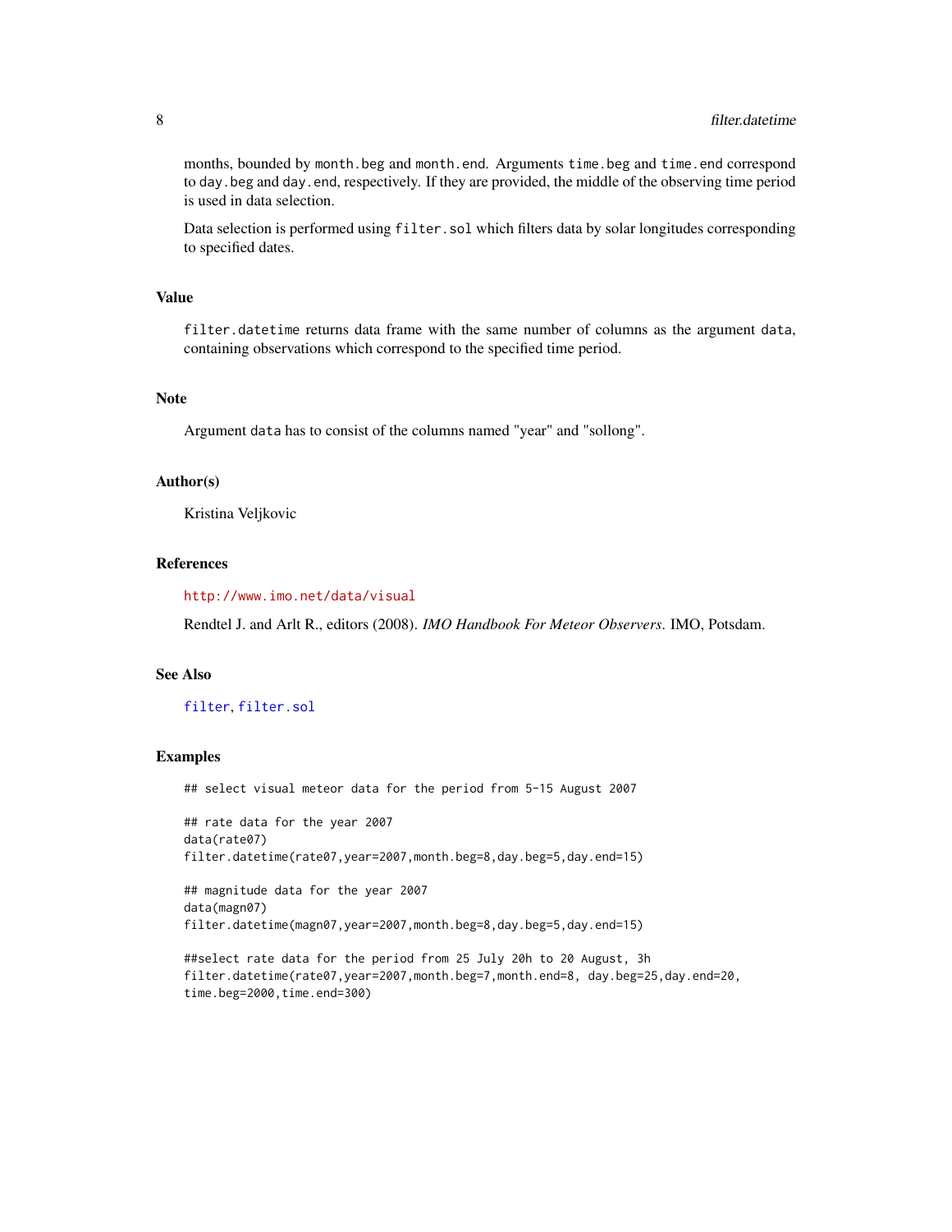months, bounded by `month.beg` and `month.end`. Arguments `time.beg` and `time.end` correspond to `day.beg` and `day.end`, respectively. If they are provided, the middle of the observing time period is used in data selection.

Data selection is performed using `filter.sol` which filters data by solar longitudes corresponding to specified dates.

## Value

`filter.datetime` returns data frame with the same number of columns as the argument `data`, containing observations which correspond to the specified time period.

## Note

Argument `data` has to consist of the columns named "year" and "sollong".

## Author(s)

Kristina Veljkovic

## References

http://www.imo.net/data/visual

Rendtel J. and Arlt R., editors (2008). *IMO Handbook For Meteor Observers*. IMO, Potsdam.

## See Also

`filter`, `filter.sol`

## Examples

```
## select visual meteor data for the period from 5-15 August 2007

## rate data for the year 2007
data(rate07)
filter.datetime(rate07,year=2007,month.beg=8,day.beg=5,day.end=15)

## magnitude data for the year 2007
data(magn07)
filter.datetime(magn07,year=2007,month.beg=8,day.beg=5,day.end=15)

##select rate data for the period from 25 July 20h to 20 August, 3h
filter.datetime(rate07,year=2007,month.beg=7,month.end=8, day.beg=25,day.end=20,
time.beg=2000,time.end=300)
```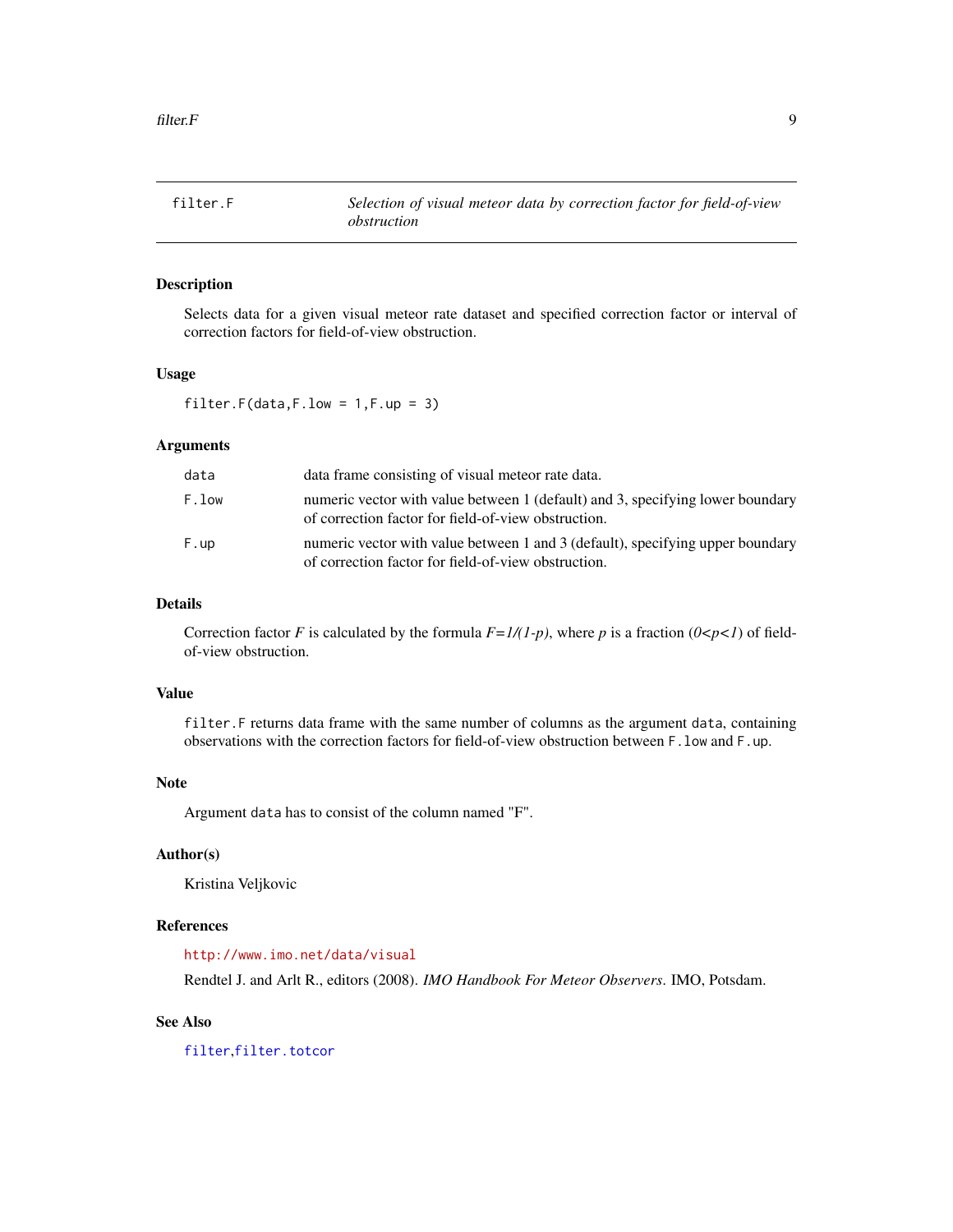# filter.F — *Selection of visual meteor data by correction factor for field-of-view obstruction*

## Description

Selects data for a given visual meteor rate dataset and specified correction factor or interval of correction factors for field-of-view obstruction.

## Usage

```
filter.F(data,F.low = 1,F.up = 3)
```

## Arguments

| | |
|---|---|
| `data` | data frame consisting of visual meteor rate data. |
| `F.low` | numeric vector with value between 1 (default) and 3, specifying lower boundary of correction factor for field-of-view obstruction. |
| `F.up` | numeric vector with value between 1 and 3 (default), specifying upper boundary of correction factor for field-of-view obstruction. |

## Details

Correction factor $F$ is calculated by the formula $F=1/(1-p)$, where $p$ is a fraction ($0<p<1$) of field-of-view obstruction.

## Value

`filter.F` returns data frame with the same number of columns as the argument `data`, containing observations with the correction factors for field-of-view obstruction between `F.low` and `F.up`.

## Note

Argument `data` has to consist of the column named "F".

## Author(s)

Kristina Veljkovic

## References

http://www.imo.net/data/visual

Rendtel J. and Arlt R., editors (2008). *IMO Handbook For Meteor Observers*. IMO, Potsdam.

## See Also

`filter`,`filter.totcor`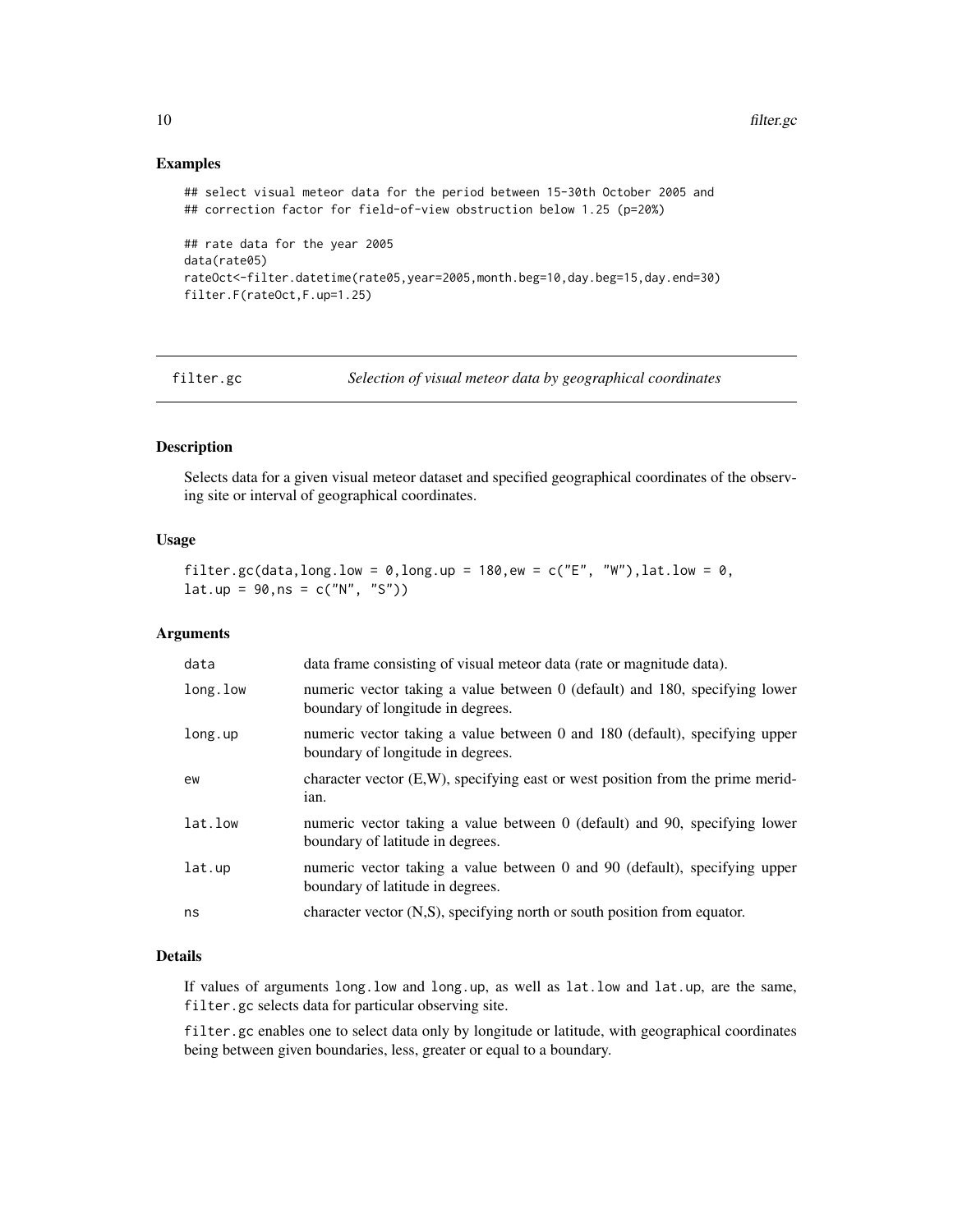### Examples

```
## select visual meteor data for the period between 15-30th October 2005 and
## correction factor for field-of-view obstruction below 1.25 (p=20%)

## rate data for the year 2005
data(rate05)
rateOct<-filter.datetime(rate05,year=2005,month.beg=10,day.beg=15,day.end=30)
filter.F(rateOct,F.up=1.25)
```

---

## filter.gc *Selection of visual meteor data by geographical coordinates*

---

### Description

Selects data for a given visual meteor dataset and specified geographical coordinates of the observing site or interval of geographical coordinates.

### Usage

```
filter.gc(data,long.low = 0,long.up = 180,ew = c("E", "W"),lat.low = 0,
lat.up = 90,ns = c("N", "S"))
```

### Arguments

| | |
|---|---|
| data | data frame consisting of visual meteor data (rate or magnitude data). |
| long.low | numeric vector taking a value between 0 (default) and 180, specifying lower boundary of longitude in degrees. |
| long.up | numeric vector taking a value between 0 and 180 (default), specifying upper boundary of longitude in degrees. |
| ew | character vector (E,W), specifying east or west position from the prime meridian. |
| lat.low | numeric vector taking a value between 0 (default) and 90, specifying lower boundary of latitude in degrees. |
| lat.up | numeric vector taking a value between 0 and 90 (default), specifying upper boundary of latitude in degrees. |
| ns | character vector (N,S), specifying north or south position from equator. |

### Details

If values of arguments `long.low` and `long.up`, as well as `lat.low` and `lat.up`, are the same, `filter.gc` selects data for particular observing site.

`filter.gc` enables one to select data only by longitude or latitude, with geographical coordinates being between given boundaries, less, greater or equal to a boundary.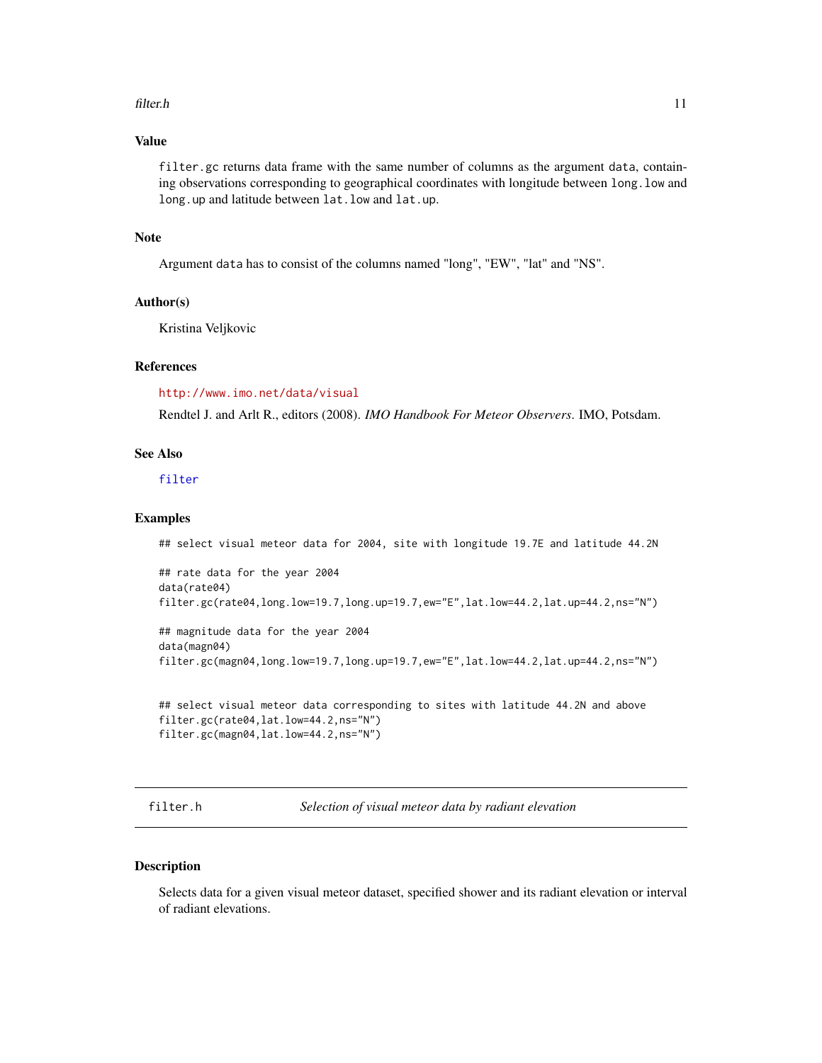## Value

`filter.gc` returns data frame with the same number of columns as the argument `data`, containing observations corresponding to geographical coordinates with longitude between `long.low` and `long.up` and latitude between `lat.low` and `lat.up`.

## Note

Argument `data` has to consist of the columns named "long", "EW", "lat" and "NS".

## Author(s)

Kristina Veljkovic

## References

http://www.imo.net/data/visual

Rendtel J. and Arlt R., editors (2008). *IMO Handbook For Meteor Observers*. IMO, Potsdam.

## See Also

`filter`

## Examples

```
## select visual meteor data for 2004, site with longitude 19.7E and latitude 44.2N

## rate data for the year 2004
data(rate04)
filter.gc(rate04,long.low=19.7,long.up=19.7,ew="E",lat.low=44.2,lat.up=44.2,ns="N")

## magnitude data for the year 2004
data(magn04)
filter.gc(magn04,long.low=19.7,long.up=19.7,ew="E",lat.low=44.2,lat.up=44.2,ns="N")


## select visual meteor data corresponding to sites with latitude 44.2N and above
filter.gc(rate04,lat.low=44.2,ns="N")
filter.gc(magn04,lat.low=44.2,ns="N")
```

---

`filter.h` *Selection of visual meteor data by radiant elevation*

---

## Description

Selects data for a given visual meteor dataset, specified shower and its radiant elevation or interval of radiant elevations.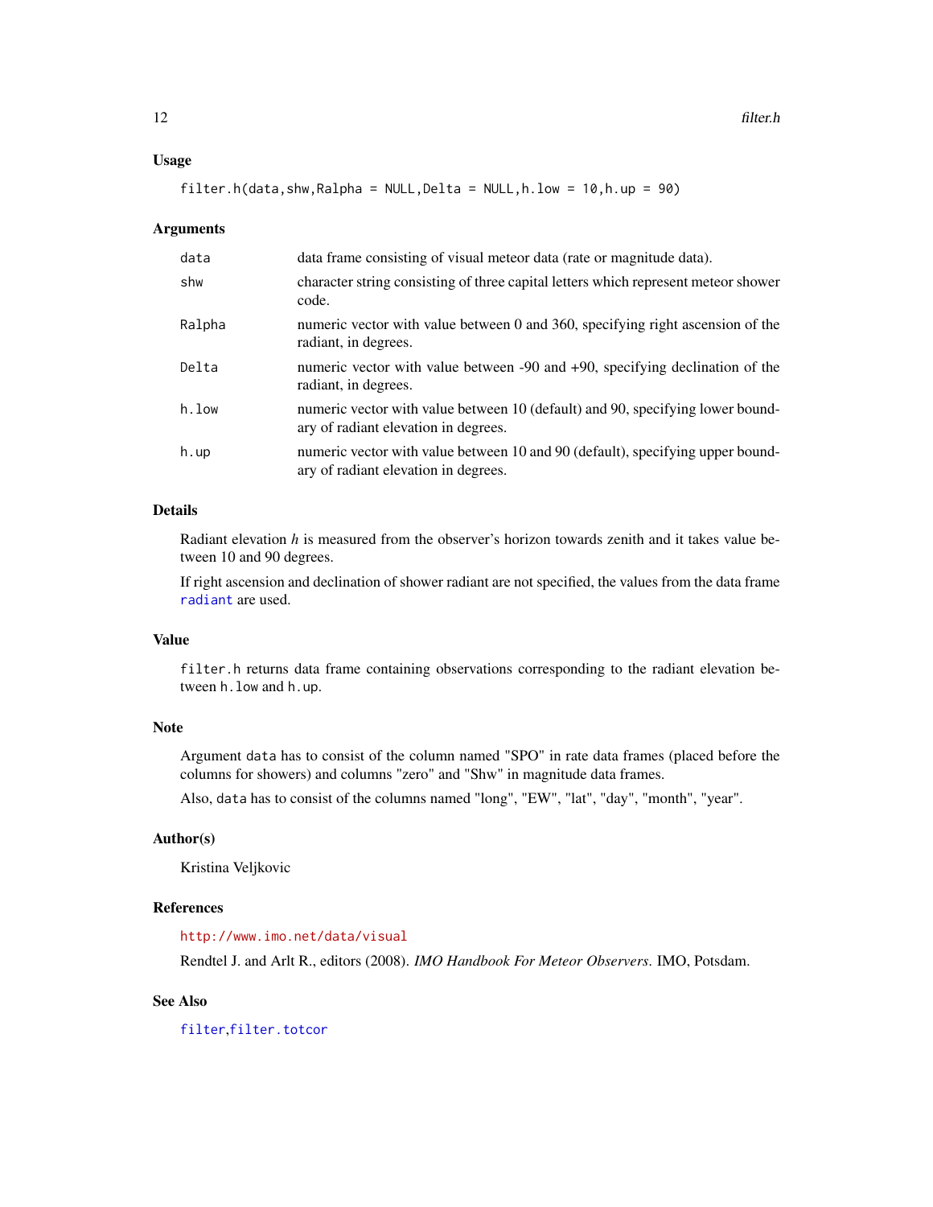## Usage

```
filter.h(data,shw,Ralpha = NULL,Delta = NULL,h.low = 10,h.up = 90)
```

## Arguments

| | |
|---|---|
| data | data frame consisting of visual meteor data (rate or magnitude data). |
| shw | character string consisting of three capital letters which represent meteor shower code. |
| Ralpha | numeric vector with value between 0 and 360, specifying right ascension of the radiant, in degrees. |
| Delta | numeric vector with value between -90 and +90, specifying declination of the radiant, in degrees. |
| h.low | numeric vector with value between 10 (default) and 90, specifying lower boundary of radiant elevation in degrees. |
| h.up | numeric vector with value between 10 and 90 (default), specifying upper boundary of radiant elevation in degrees. |

## Details

Radiant elevation *h* is measured from the observer's horizon towards zenith and it takes value between 10 and 90 degrees.

If right ascension and declination of shower radiant are not specified, the values from the data frame `radiant` are used.

## Value

`filter.h` returns data frame containing observations corresponding to the radiant elevation between `h.low` and `h.up`.

## Note

Argument `data` has to consist of the column named "SPO" in rate data frames (placed before the columns for showers) and columns "zero" and "Shw" in magnitude data frames.

Also, `data` has to consist of the columns named "long", "EW", "lat", "day", "month", "year".

## Author(s)

Kristina Veljkovic

## References

http://www.imo.net/data/visual

Rendtel J. and Arlt R., editors (2008). *IMO Handbook For Meteor Observers*. IMO, Potsdam.

## See Also

`filter`,`filter.totcor`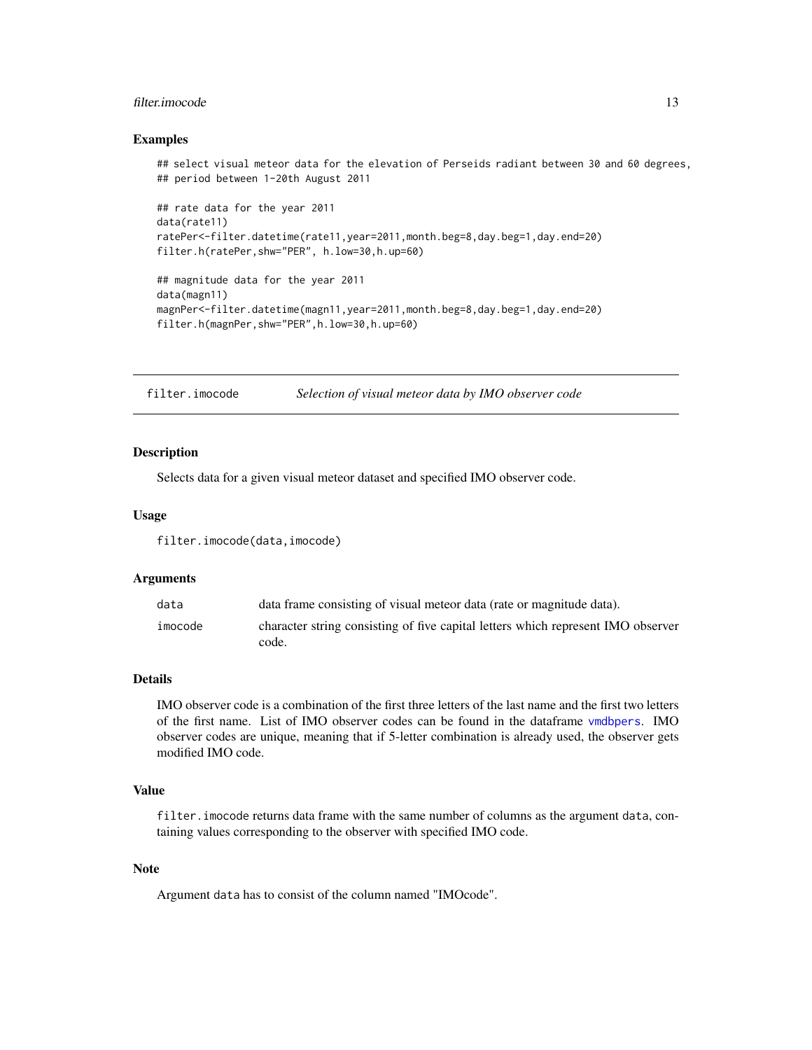## Examples

```
## select visual meteor data for the elevation of Perseids radiant between 30 and 60 degrees,
## period between 1-20th August 2011

## rate data for the year 2011
data(rate11)
ratePer<-filter.datetime(rate11,year=2011,month.beg=8,day.beg=1,day.end=20)
filter.h(ratePer,shw="PER", h.low=30,h.up=60)

## magnitude data for the year 2011
data(magn11)
magnPer<-filter.datetime(magn11,year=2011,month.beg=8,day.beg=1,day.end=20)
filter.h(magnPer,shw="PER",h.low=30,h.up=60)
```

---

# filter.imocode *Selection of visual meteor data by IMO observer code*

---

## Description

Selects data for a given visual meteor dataset and specified IMO observer code.

## Usage

```
filter.imocode(data,imocode)
```

## Arguments

| | |
|---|---|
| data | data frame consisting of visual meteor data (rate or magnitude data). |
| imocode | character string consisting of five capital letters which represent IMO observer code. |

## Details

IMO observer code is a combination of the first three letters of the last name and the first two letters of the first name. List of IMO observer codes can be found in the dataframe `vmdbpers`. IMO observer codes are unique, meaning that if 5-letter combination is already used, the observer gets modified IMO code.

## Value

`filter.imocode` returns data frame with the same number of columns as the argument `data`, containing values corresponding to the observer with specified IMO code.

## Note

Argument `data` has to consist of the column named "IMOcode".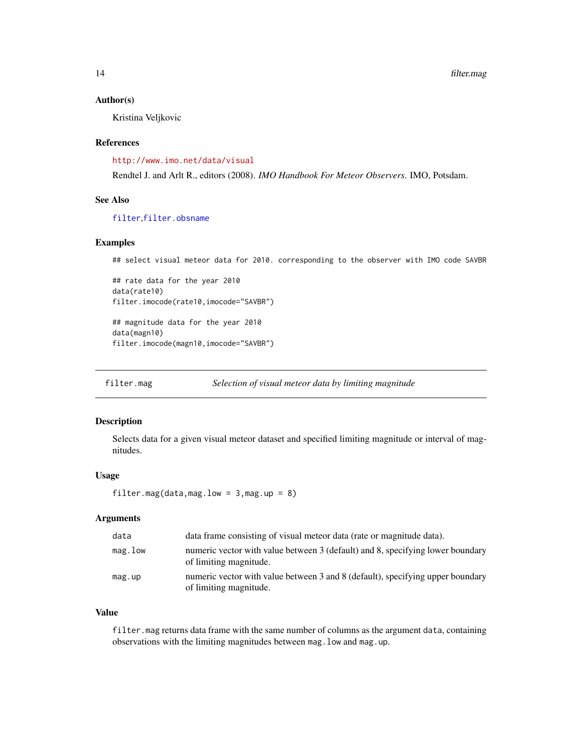### Author(s)

Kristina Veljkovic

### References

http://www.imo.net/data/visual

Rendtel J. and Arlt R., editors (2008). *IMO Handbook For Meteor Observers*. IMO, Potsdam.

### See Also

filter, filter.obsname

### Examples

```
## select visual meteor data for 2010. corresponding to the observer with IMO code SAVBR

## rate data for the year 2010
data(rate10)
filter.imocode(rate10,imocode="SAVBR")

## magnitude data for the year 2010
data(magn10)
filter.imocode(magn10,imocode="SAVBR")
```

---

## filter.mag — *Selection of visual meteor data by limiting magnitude*

### Description

Selects data for a given visual meteor dataset and specified limiting magnitude or interval of magnitudes.

### Usage

```
filter.mag(data,mag.low = 3,mag.up = 8)
```

### Arguments

| | |
|---|---|
| `data` | data frame consisting of visual meteor data (rate or magnitude data). |
| `mag.low` | numeric vector with value between 3 (default) and 8, specifying lower boundary of limiting magnitude. |
| `mag.up` | numeric vector with value between 3 and 8 (default), specifying upper boundary of limiting magnitude. |

### Value

`filter.mag` returns data frame with the same number of columns as the argument `data`, containing observations with the limiting magnitudes between `mag.low` and `mag.up`.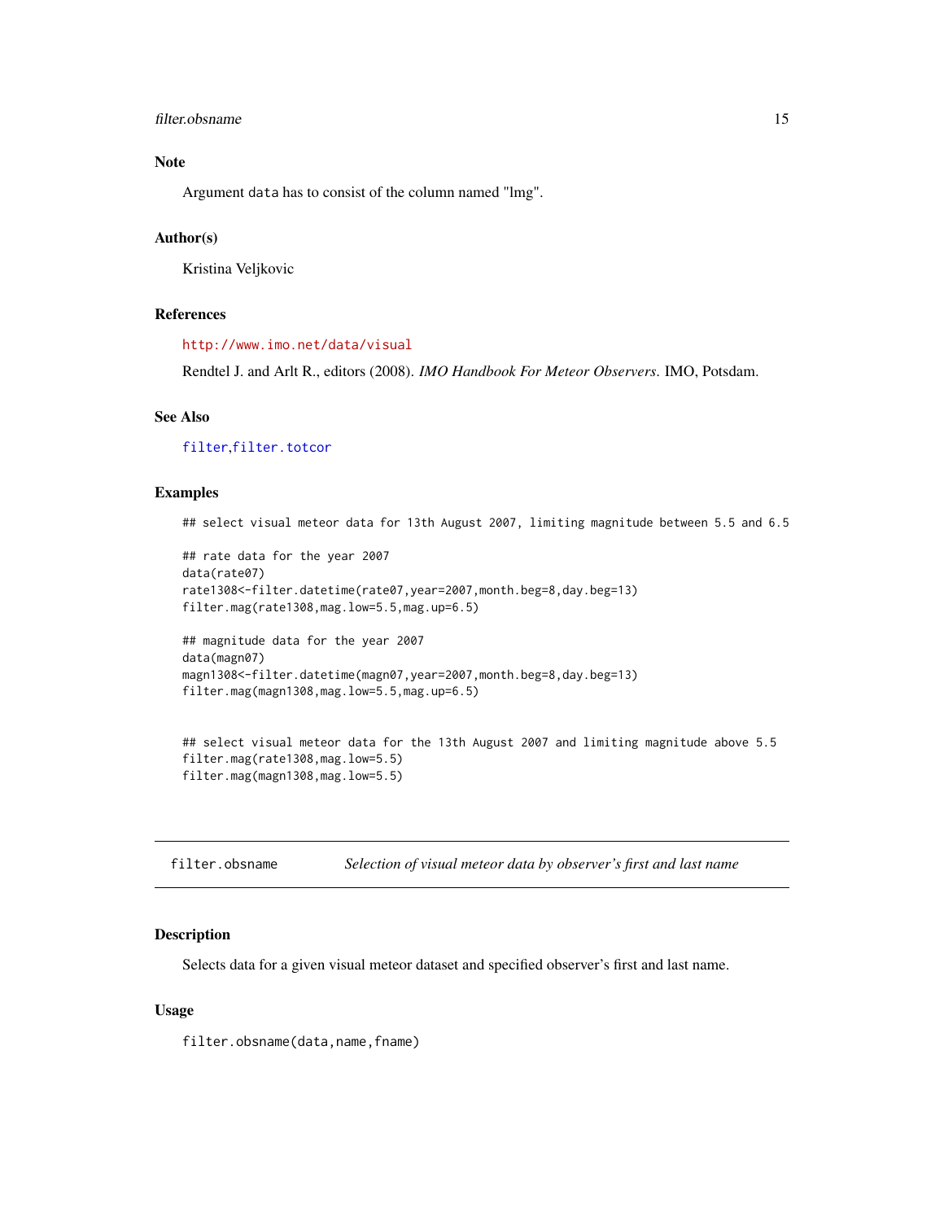### Note

Argument `data` has to consist of the column named "lmg".

### Author(s)

Kristina Veljkovic

### References

http://www.imo.net/data/visual

Rendtel J. and Arlt R., editors (2008). *IMO Handbook For Meteor Observers*. IMO, Potsdam.

### See Also

`filter`,`filter.totcor`

### Examples

```
## select visual meteor data for 13th August 2007, limiting magnitude between 5.5 and 6.5

## rate data for the year 2007
data(rate07)
rate1308<-filter.datetime(rate07,year=2007,month.beg=8,day.beg=13)
filter.mag(rate1308,mag.low=5.5,mag.up=6.5)

## magnitude data for the year 2007
data(magn07)
magn1308<-filter.datetime(magn07,year=2007,month.beg=8,day.beg=13)
filter.mag(magn1308,mag.low=5.5,mag.up=6.5)


## select visual meteor data for the 13th August 2007 and limiting magnitude above 5.5
filter.mag(rate1308,mag.low=5.5)
filter.mag(magn1308,mag.low=5.5)
```

---

## filter.obsname — *Selection of visual meteor data by observer's first and last name*

---

### Description

Selects data for a given visual meteor dataset and specified observer's first and last name.

### Usage

```
filter.obsname(data,name,fname)
```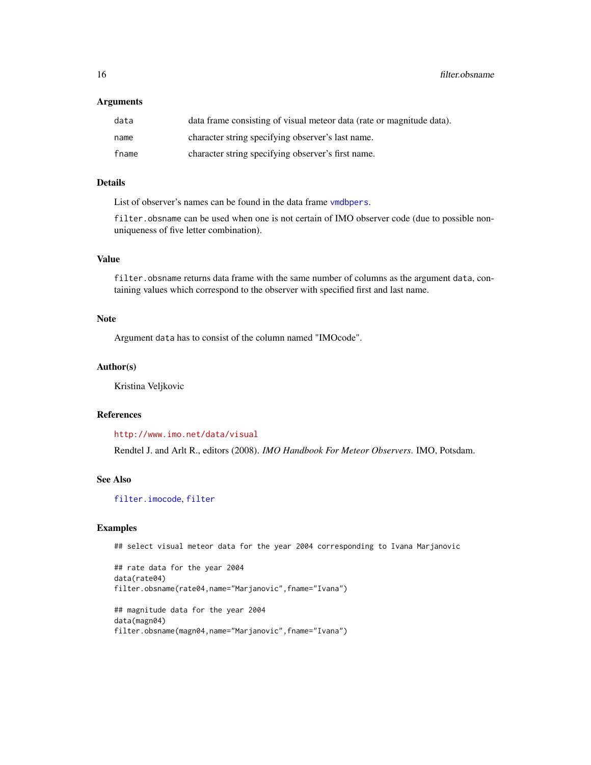### Arguments

| | |
|---|---|
| `data` | data frame consisting of visual meteor data (rate or magnitude data). |
| `name` | character string specifying observer's last name. |
| `fname` | character string specifying observer's first name. |

### Details

List of observer's names can be found in the data frame `vmdbpers`.

`filter.obsname` can be used when one is not certain of IMO observer code (due to possible non-uniqueness of five letter combination).

### Value

`filter.obsname` returns data frame with the same number of columns as the argument `data`, containing values which correspond to the observer with specified first and last name.

### Note

Argument `data` has to consist of the column named "IMOcode".

### Author(s)

Kristina Veljkovic

### References

http://www.imo.net/data/visual

Rendtel J. and Arlt R., editors (2008). *IMO Handbook For Meteor Observers*. IMO, Potsdam.

### See Also

`filter.imocode`, `filter`

### Examples

```
## select visual meteor data for the year 2004 corresponding to Ivana Marjanovic

## rate data for the year 2004
data(rate04)
filter.obsname(rate04,name="Marjanovic",fname="Ivana")

## magnitude data for the year 2004
data(magn04)
filter.obsname(magn04,name="Marjanovic",fname="Ivana")
```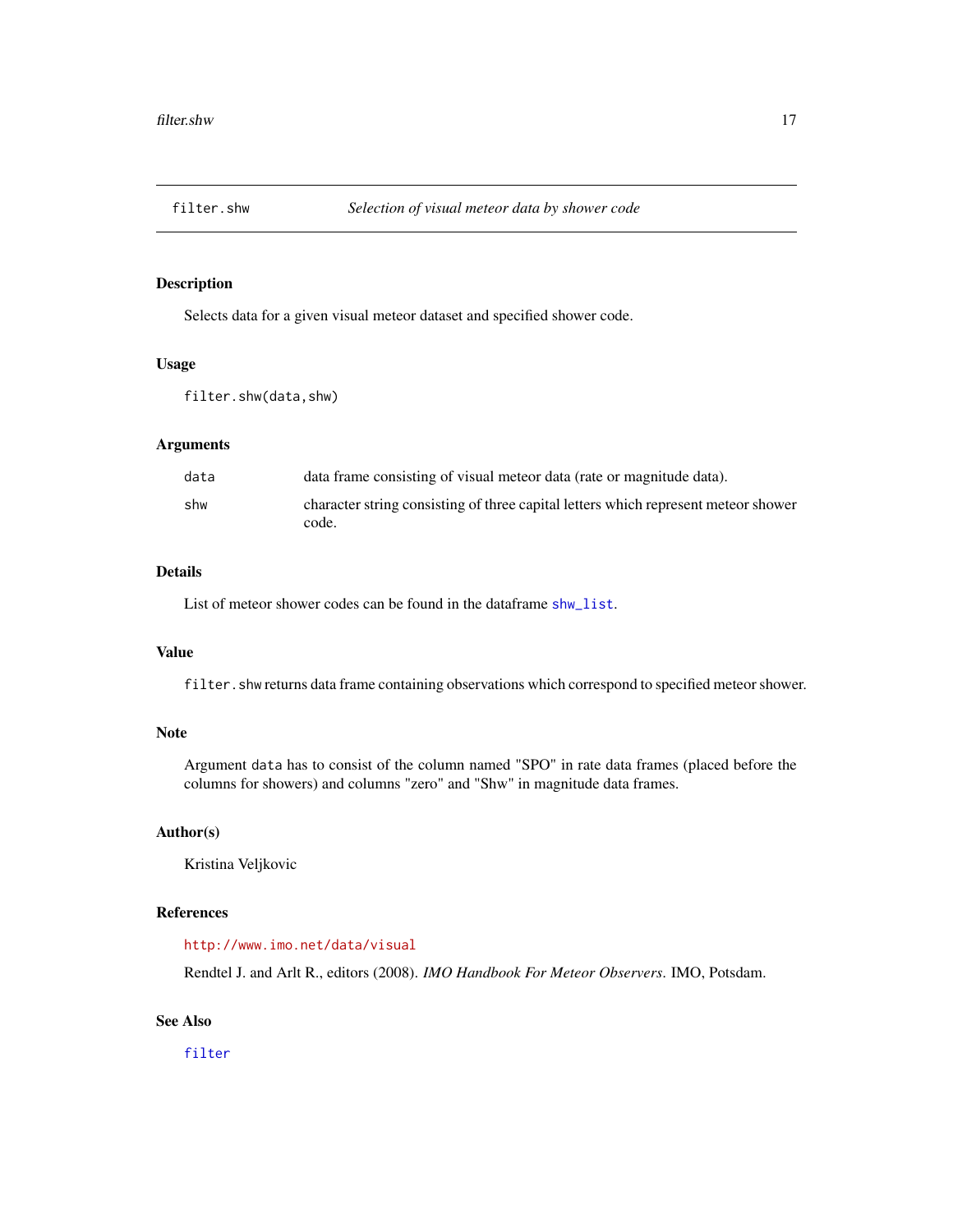## filter.shw — *Selection of visual meteor data by shower code*

### Description

Selects data for a given visual meteor dataset and specified shower code.

### Usage

```
filter.shw(data,shw)
```

### Arguments

| | |
|---|---|
| `data` | data frame consisting of visual meteor data (rate or magnitude data). |
| `shw` | character string consisting of three capital letters which represent meteor shower code. |

### Details

List of meteor shower codes can be found in the dataframe `shw_list`.

### Value

`filter.shw` returns data frame containing observations which correspond to specified meteor shower.

### Note

Argument `data` has to consist of the column named "SPO" in rate data frames (placed before the columns for showers) and columns "zero" and "Shw" in magnitude data frames.

### Author(s)

Kristina Veljkovic

### References

http://www.imo.net/data/visual

Rendtel J. and Arlt R., editors (2008). *IMO Handbook For Meteor Observers*. IMO, Potsdam.

### See Also

`filter`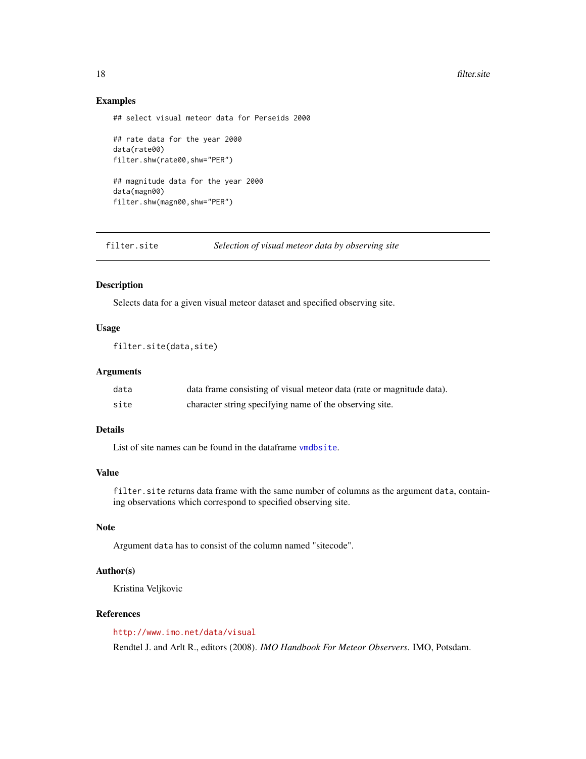## Examples

```
## select visual meteor data for Perseids 2000

## rate data for the year 2000
data(rate00)
filter.shw(rate00,shw="PER")

## magnitude data for the year 2000
data(magn00)
filter.shw(magn00,shw="PER")
```

---

# filter.site — *Selection of visual meteor data by observing site*

---

## Description

Selects data for a given visual meteor dataset and specified observing site.

## Usage

```
filter.site(data,site)
```

## Arguments

| | |
|---|---|
| `data` | data frame consisting of visual meteor data (rate or magnitude data). |
| `site` | character string specifying name of the observing site. |

## Details

List of site names can be found in the dataframe `vmdbsite`.

## Value

`filter.site` returns data frame with the same number of columns as the argument `data`, containing observations which correspond to specified observing site.

## Note

Argument `data` has to consist of the column named "sitecode".

## Author(s)

Kristina Veljkovic

## References

http://www.imo.net/data/visual

Rendtel J. and Arlt R., editors (2008). *IMO Handbook For Meteor Observers*. IMO, Potsdam.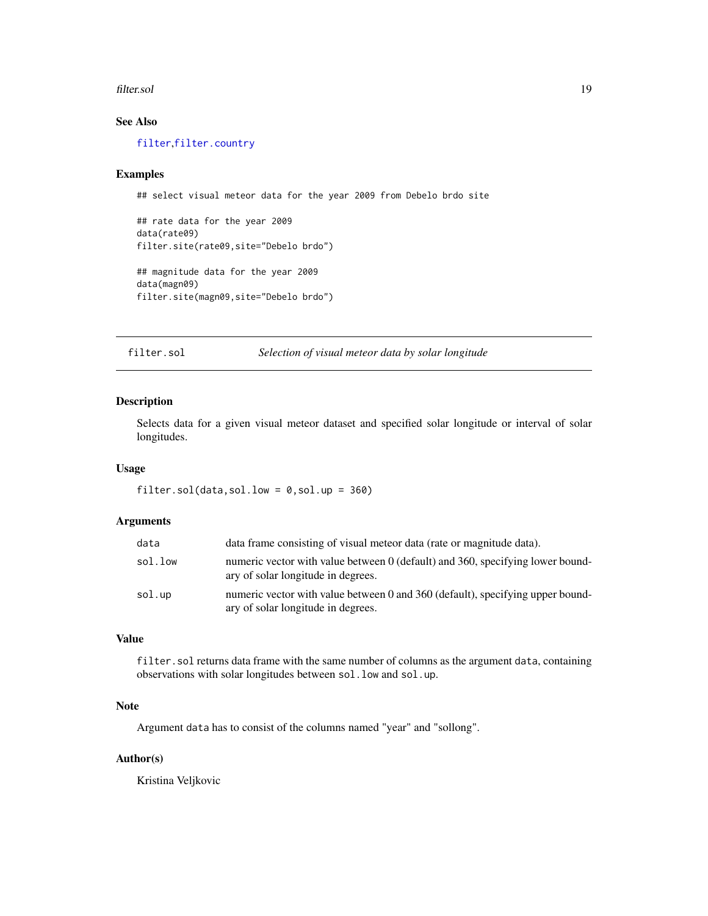### See Also

filter, filter.country

### Examples

```
## select visual meteor data for the year 2009 from Debelo brdo site

## rate data for the year 2009
data(rate09)
filter.site(rate09,site="Debelo brdo")

## magnitude data for the year 2009
data(magn09)
filter.site(magn09,site="Debelo brdo")
```

---

## filter.sol *Selection of visual meteor data by solar longitude*

### Description

Selects data for a given visual meteor dataset and specified solar longitude or interval of solar longitudes.

### Usage

```
filter.sol(data,sol.low = 0,sol.up = 360)
```

### Arguments

| | |
|---|---|
| data | data frame consisting of visual meteor data (rate or magnitude data). |
| sol.low | numeric vector with value between 0 (default) and 360, specifying lower boundary of solar longitude in degrees. |
| sol.up | numeric vector with value between 0 and 360 (default), specifying upper boundary of solar longitude in degrees. |

### Value

filter.sol returns data frame with the same number of columns as the argument data, containing observations with solar longitudes between sol.low and sol.up.

### Note

Argument data has to consist of the columns named "year" and "sollong".

### Author(s)

Kristina Veljkovic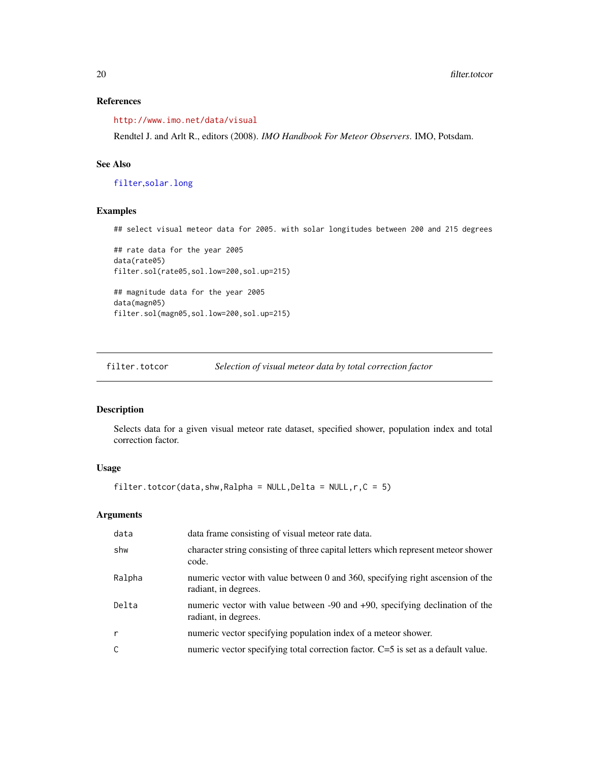### References

http://www.imo.net/data/visual

Rendtel J. and Arlt R., editors (2008). *IMO Handbook For Meteor Observers*. IMO, Potsdam.

### See Also

filter,solar.long

### Examples

```
## select visual meteor data for 2005. with solar longitudes between 200 and 215 degrees

## rate data for the year 2005
data(rate05)
filter.sol(rate05,sol.low=200,sol.up=215)

## magnitude data for the year 2005
data(magn05)
filter.sol(magn05,sol.low=200,sol.up=215)
```

---

## filter.totcor — *Selection of visual meteor data by total correction factor*

---

### Description

Selects data for a given visual meteor rate dataset, specified shower, population index and total correction factor.

### Usage

```
filter.totcor(data,shw,Ralpha = NULL,Delta = NULL,r,C = 5)
```

### Arguments

| | |
|---|---|
| data | data frame consisting of visual meteor rate data. |
| shw | character string consisting of three capital letters which represent meteor shower code. |
| Ralpha | numeric vector with value between 0 and 360, specifying right ascension of the radiant, in degrees. |
| Delta | numeric vector with value between -90 and +90, specifying declination of the radiant, in degrees. |
| r | numeric vector specifying population index of a meteor shower. |
| C | numeric vector specifying total correction factor. C=5 is set as a default value. |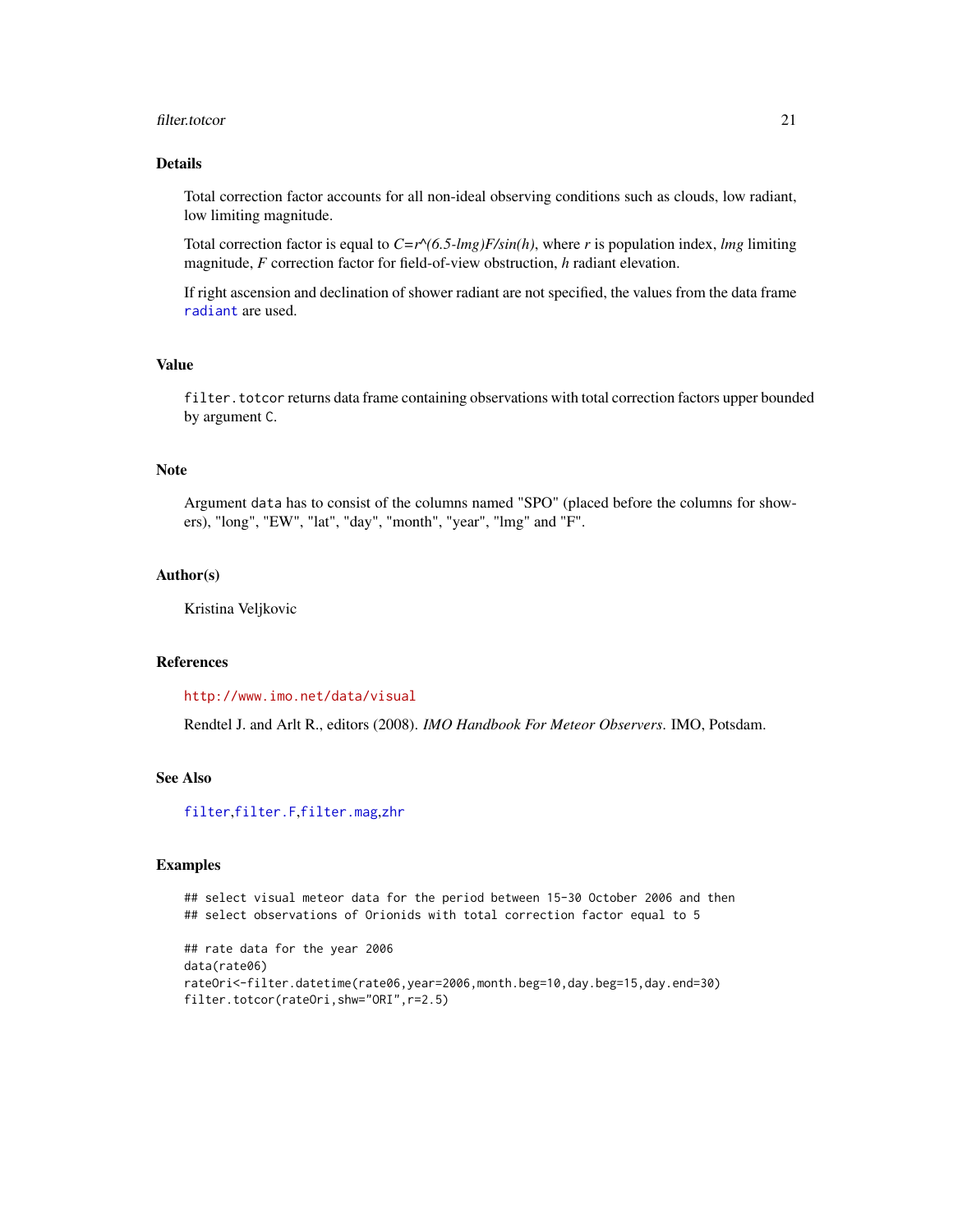## Details

Total correction factor accounts for all non-ideal observing conditions such as clouds, low radiant, low limiting magnitude.

Total correction factor is equal to $C=r^{(6.5-lmg)}F/sin(h)$, where *r* is population index, *lmg* limiting magnitude, *F* correction factor for field-of-view obstruction, *h* radiant elevation.

If right ascension and declination of shower radiant are not specified, the values from the data frame `radiant` are used.

## Value

`filter.totcor` returns data frame containing observations with total correction factors upper bounded by argument `C`.

## Note

Argument `data` has to consist of the columns named "SPO" (placed before the columns for showers), "long", "EW", "lat", "day", "month", "year", "lmg" and "F".

## Author(s)

Kristina Veljkovic

## References

http://www.imo.net/data/visual

Rendtel J. and Arlt R., editors (2008). *IMO Handbook For Meteor Observers*. IMO, Potsdam.

## See Also

`filter`, `filter.F`, `filter.mag`, `zhr`

## Examples

```
## select visual meteor data for the period between 15-30 October 2006 and then
## select observations of Orionids with total correction factor equal to 5

## rate data for the year 2006
data(rate06)
rateOri<-filter.datetime(rate06,year=2006,month.beg=10,day.beg=15,day.end=30)
filter.totcor(rateOri,shw="ORI",r=2.5)
```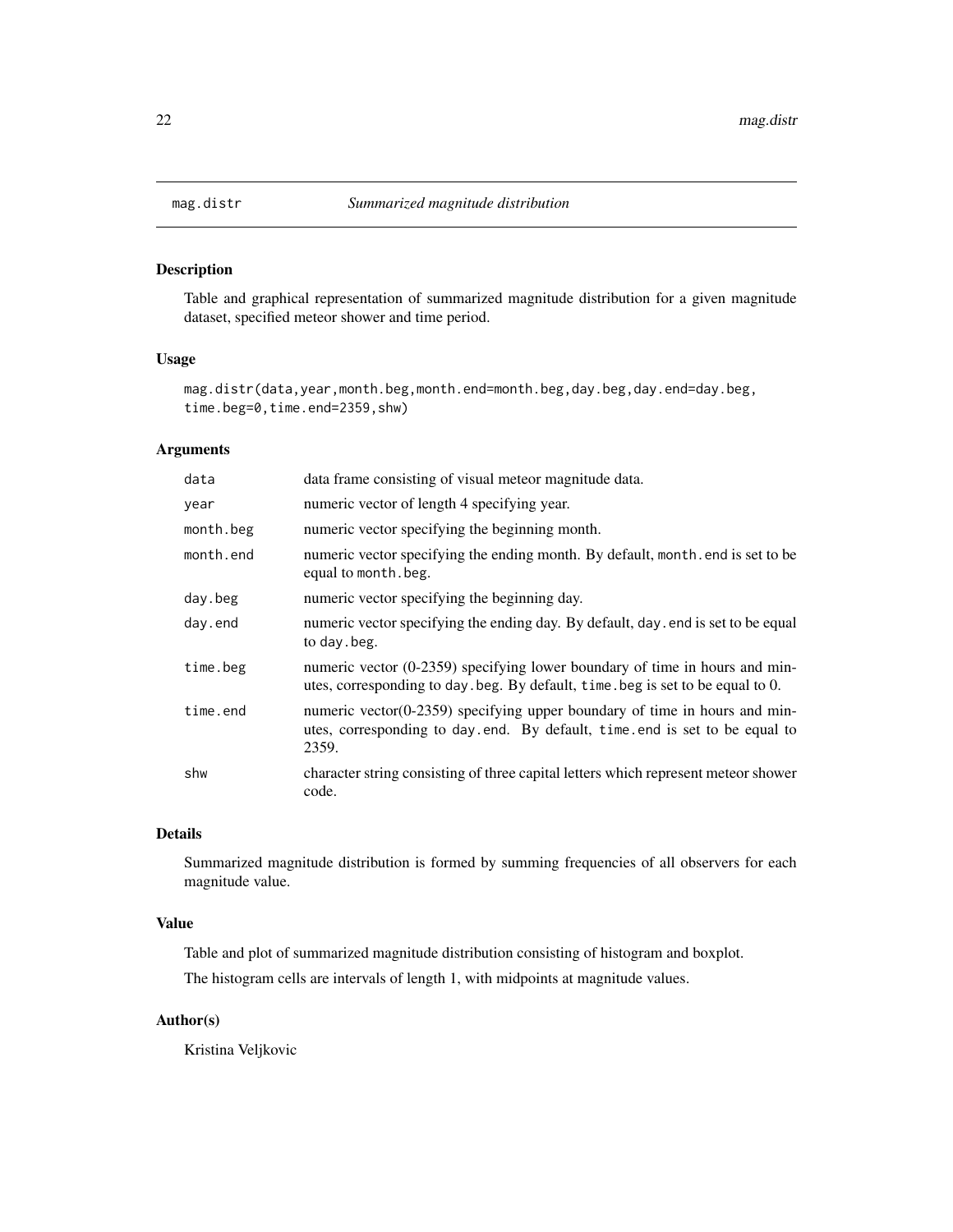# mag.distr *Summarized magnitude distribution*

## Description

Table and graphical representation of summarized magnitude distribution for a given magnitude dataset, specified meteor shower and time period.

## Usage

```
mag.distr(data,year,month.beg,month.end=month.beg,day.beg,day.end=day.beg,
time.beg=0,time.end=2359,shw)
```

## Arguments

| | |
|---|---|
| data | data frame consisting of visual meteor magnitude data. |
| year | numeric vector of length 4 specifying year. |
| month.beg | numeric vector specifying the beginning month. |
| month.end | numeric vector specifying the ending month. By default, month.end is set to be equal to month.beg. |
| day.beg | numeric vector specifying the beginning day. |
| day.end | numeric vector specifying the ending day. By default, day.end is set to be equal to day.beg. |
| time.beg | numeric vector (0-2359) specifying lower boundary of time in hours and minutes, corresponding to day.beg. By default, time.beg is set to be equal to 0. |
| time.end | numeric vector(0-2359) specifying upper boundary of time in hours and minutes, corresponding to day.end. By default, time.end is set to be equal to 2359. |
| shw | character string consisting of three capital letters which represent meteor shower code. |

## Details

Summarized magnitude distribution is formed by summing frequencies of all observers for each magnitude value.

## Value

Table and plot of summarized magnitude distribution consisting of histogram and boxplot.

The histogram cells are intervals of length 1, with midpoints at magnitude values.

## Author(s)

Kristina Veljkovic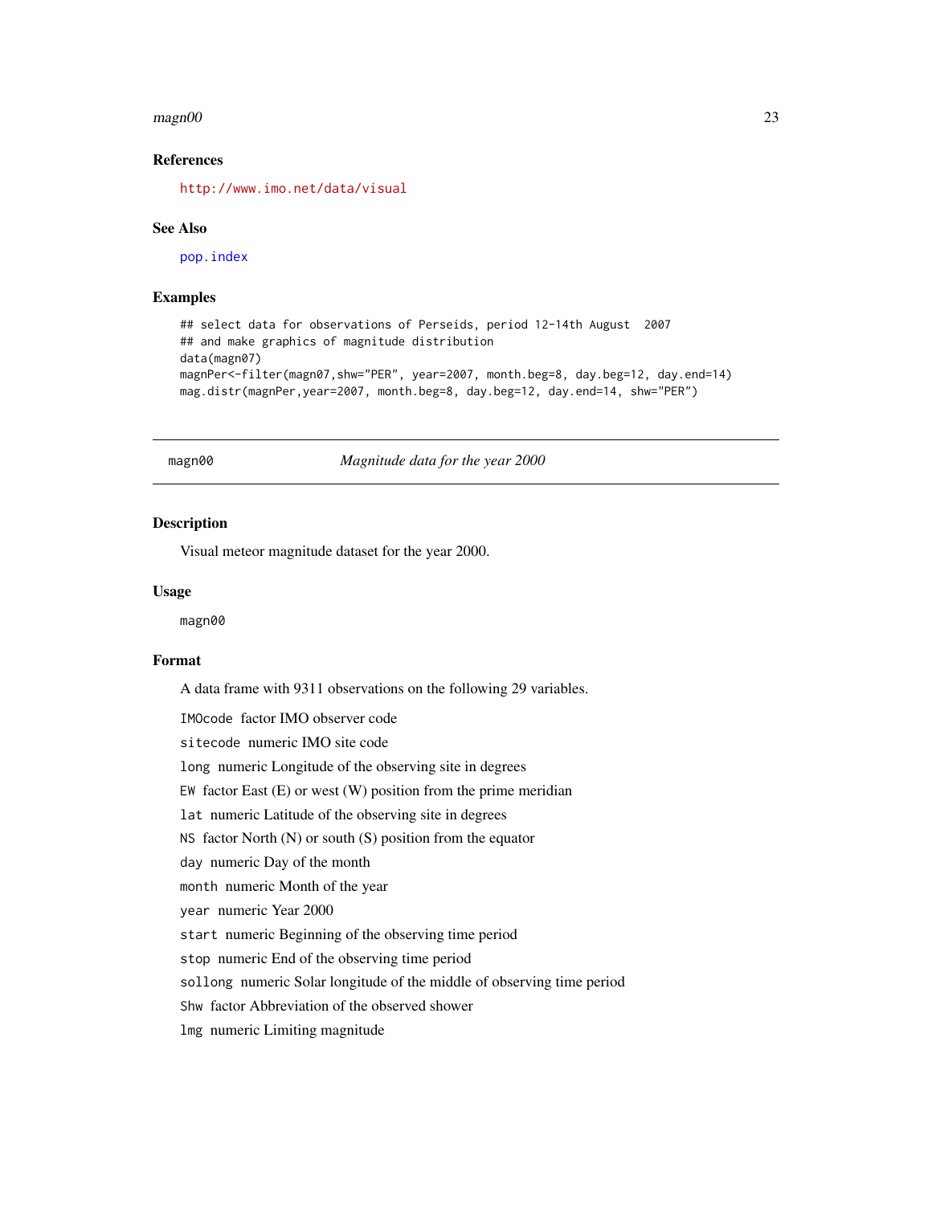### References

http://www.imo.net/data/visual

### See Also

pop.index

### Examples

```
## select data for observations of Perseids, period 12-14th August  2007
## and make graphics of magnitude distribution
data(magn07)
magnPer<-filter(magn07,shw="PER", year=2007, month.beg=8, day.beg=12, day.end=14)
mag.distr(magnPer,year=2007, month.beg=8, day.beg=12, day.end=14, shw="PER")
```

---

## magn00 — *Magnitude data for the year 2000*

### Description

Visual meteor magnitude dataset for the year 2000.

### Usage

```
magn00
```

### Format

A data frame with 9311 observations on the following 29 variables.

`IMOcode` factor IMO observer code

`sitecode` numeric IMO site code

`long` numeric Longitude of the observing site in degrees

`EW` factor East (E) or west (W) position from the prime meridian

`lat` numeric Latitude of the observing site in degrees

`NS` factor North (N) or south (S) position from the equator

`day` numeric Day of the month

`month` numeric Month of the year

`year` numeric Year 2000

`start` numeric Beginning of the observing time period

`stop` numeric End of the observing time period

`sollong` numeric Solar longitude of the middle of observing time period

`Shw` factor Abbreviation of the observed shower

`lmg` numeric Limiting magnitude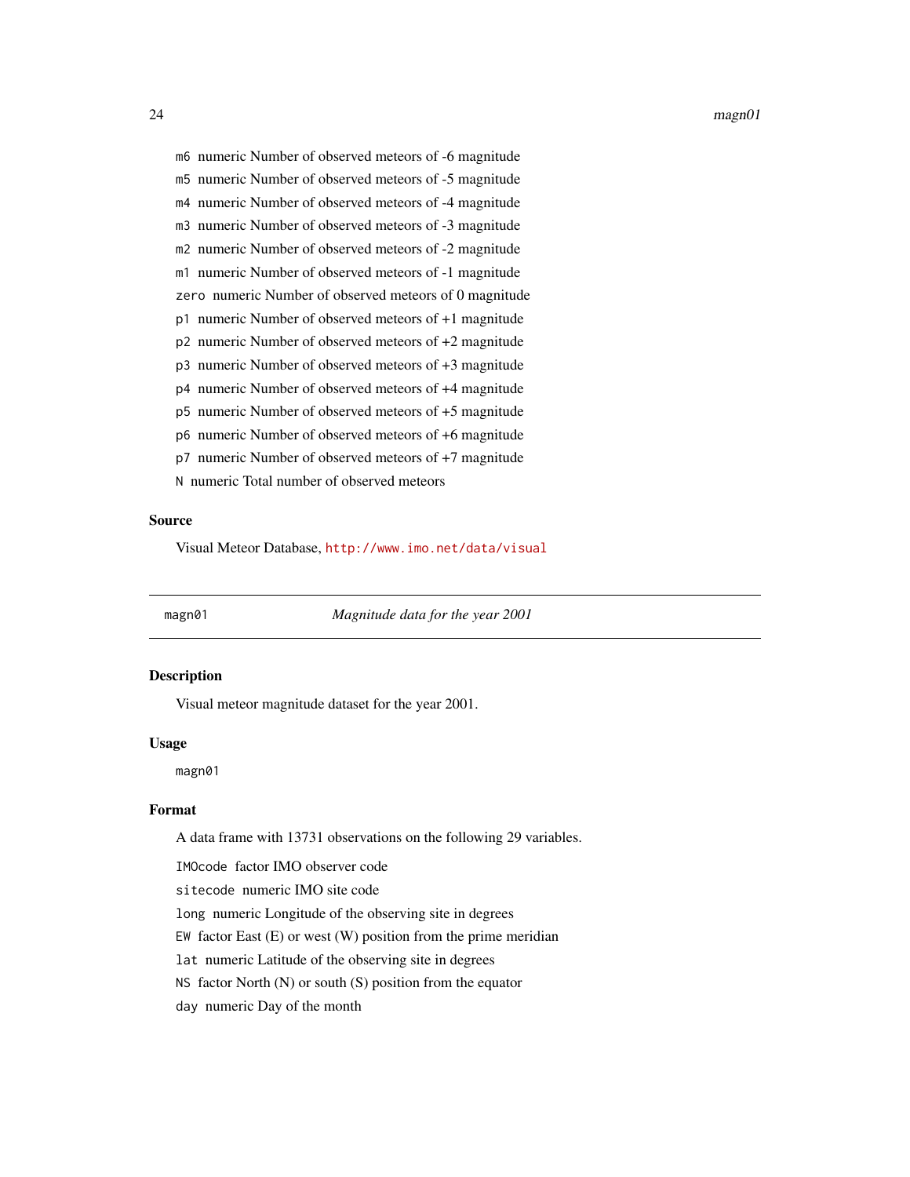`m6` numeric Number of observed meteors of -6 magnitude

`m5` numeric Number of observed meteors of -5 magnitude

`m4` numeric Number of observed meteors of -4 magnitude

`m3` numeric Number of observed meteors of -3 magnitude

`m2` numeric Number of observed meteors of -2 magnitude

`m1` numeric Number of observed meteors of -1 magnitude

`zero` numeric Number of observed meteors of 0 magnitude

`p1` numeric Number of observed meteors of +1 magnitude

`p2` numeric Number of observed meteors of +2 magnitude

`p3` numeric Number of observed meteors of +3 magnitude

`p4` numeric Number of observed meteors of +4 magnitude

`p5` numeric Number of observed meteors of +5 magnitude

`p6` numeric Number of observed meteors of +6 magnitude

`p7` numeric Number of observed meteors of +7 magnitude

`N` numeric Total number of observed meteors

### Source

Visual Meteor Database, http://www.imo.net/data/visual

---

## magn01 — *Magnitude data for the year 2001*

### Description

Visual meteor magnitude dataset for the year 2001.

### Usage

```
magn01
```

### Format

A data frame with 13731 observations on the following 29 variables.

`IMOcode` factor IMO observer code

`sitecode` numeric IMO site code

`long` numeric Longitude of the observing site in degrees

`EW` factor East (E) or west (W) position from the prime meridian

`lat` numeric Latitude of the observing site in degrees

`NS` factor North (N) or south (S) position from the equator

`day` numeric Day of the month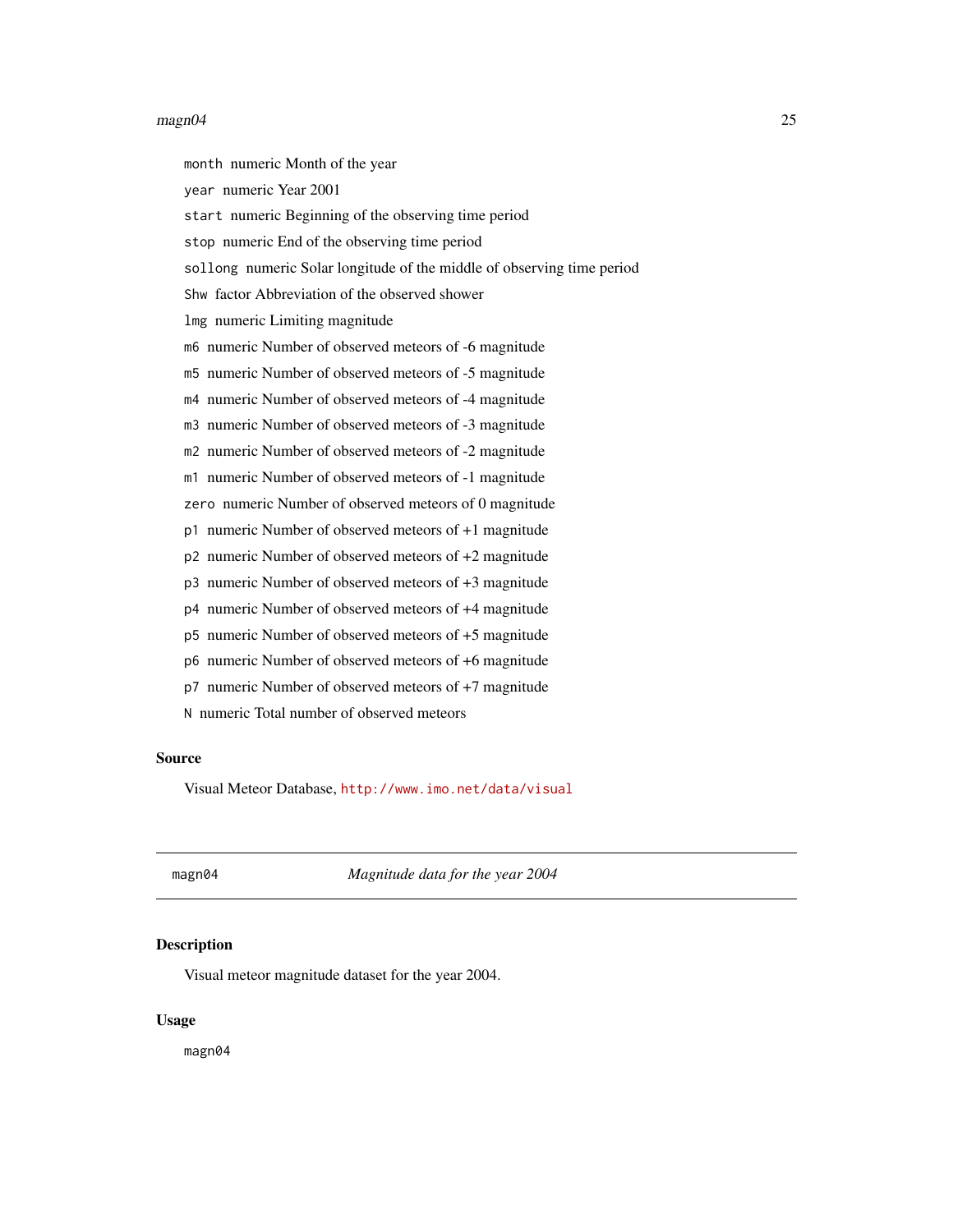`month` numeric Month of the year

`year` numeric Year 2001

`start` numeric Beginning of the observing time period

`stop` numeric End of the observing time period

`sollong` numeric Solar longitude of the middle of observing time period

`Shw` factor Abbreviation of the observed shower

`lmg` numeric Limiting magnitude

`m6` numeric Number of observed meteors of -6 magnitude

`m5` numeric Number of observed meteors of -5 magnitude

`m4` numeric Number of observed meteors of -4 magnitude

`m3` numeric Number of observed meteors of -3 magnitude

`m2` numeric Number of observed meteors of -2 magnitude

`m1` numeric Number of observed meteors of -1 magnitude

`zero` numeric Number of observed meteors of 0 magnitude

`p1` numeric Number of observed meteors of +1 magnitude

`p2` numeric Number of observed meteors of +2 magnitude

`p3` numeric Number of observed meteors of +3 magnitude

`p4` numeric Number of observed meteors of +4 magnitude

`p5` numeric Number of observed meteors of +5 magnitude

`p6` numeric Number of observed meteors of +6 magnitude

`p7` numeric Number of observed meteors of +7 magnitude

`N` numeric Total number of observed meteors

### Source

Visual Meteor Database, http://www.imo.net/data/visual

---

## magn04 *Magnitude data for the year 2004*

### Description

Visual meteor magnitude dataset for the year 2004.

### Usage

```
magn04
```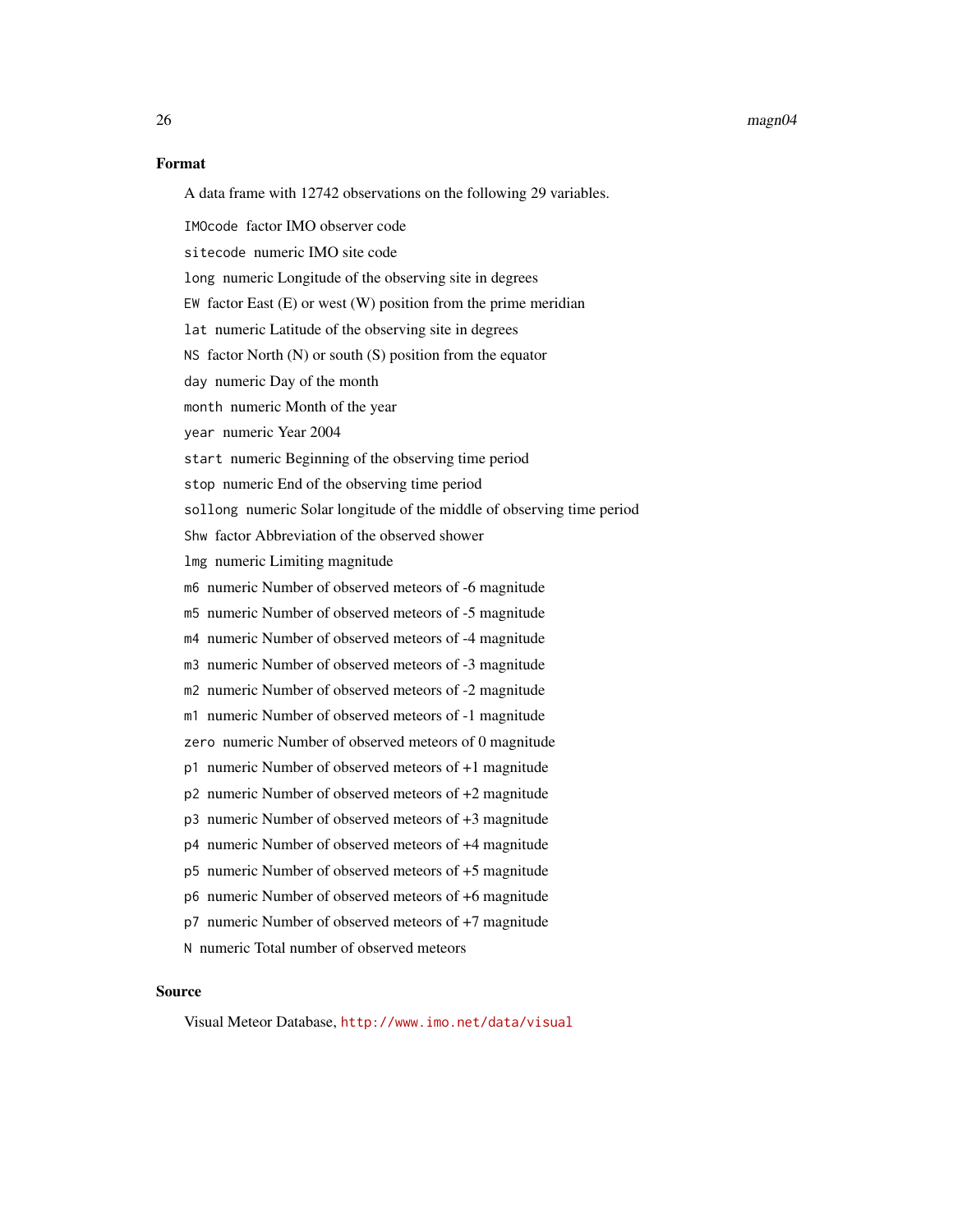### Format

A data frame with 12742 observations on the following 29 variables.

`IMOcode` factor IMO observer code

`sitecode` numeric IMO site code

`long` numeric Longitude of the observing site in degrees

`EW` factor East (E) or west (W) position from the prime meridian

`lat` numeric Latitude of the observing site in degrees

`NS` factor North (N) or south (S) position from the equator

`day` numeric Day of the month

`month` numeric Month of the year

`year` numeric Year 2004

`start` numeric Beginning of the observing time period

`stop` numeric End of the observing time period

`sollong` numeric Solar longitude of the middle of observing time period

`Shw` factor Abbreviation of the observed shower

`lmg` numeric Limiting magnitude

`m6` numeric Number of observed meteors of -6 magnitude

`m5` numeric Number of observed meteors of -5 magnitude

`m4` numeric Number of observed meteors of -4 magnitude

`m3` numeric Number of observed meteors of -3 magnitude

`m2` numeric Number of observed meteors of -2 magnitude

`m1` numeric Number of observed meteors of -1 magnitude

`zero` numeric Number of observed meteors of 0 magnitude

`p1` numeric Number of observed meteors of +1 magnitude

`p2` numeric Number of observed meteors of +2 magnitude

`p3` numeric Number of observed meteors of +3 magnitude

`p4` numeric Number of observed meteors of +4 magnitude

`p5` numeric Number of observed meteors of +5 magnitude

`p6` numeric Number of observed meteors of +6 magnitude

`p7` numeric Number of observed meteors of +7 magnitude

`N` numeric Total number of observed meteors

### Source

Visual Meteor Database, http://www.imo.net/data/visual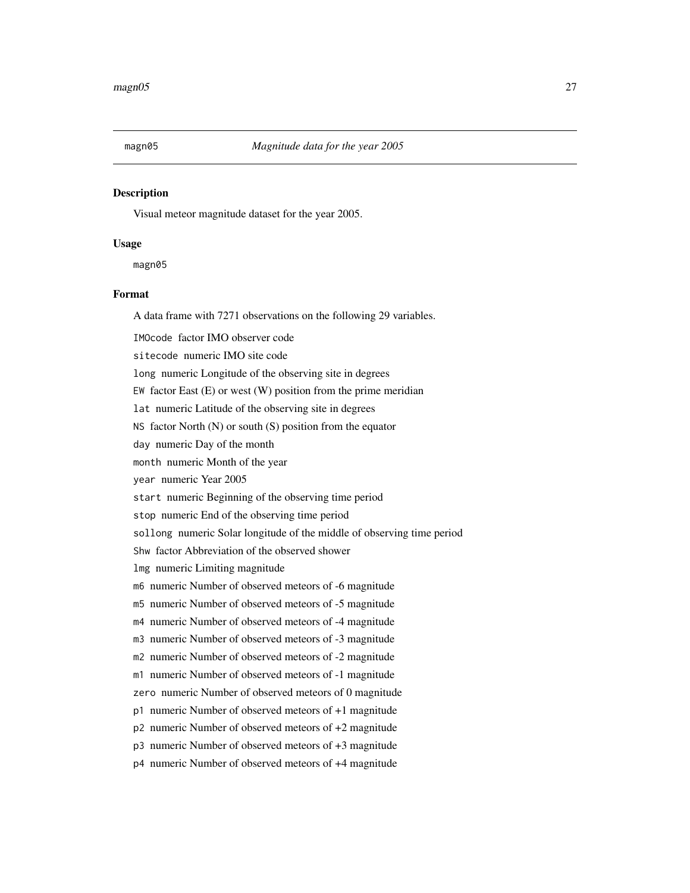magn05 *Magnitude data for the year 2005*

## Description

Visual meteor magnitude dataset for the year 2005.

## Usage

```
magn05
```

## Format

A data frame with 7271 observations on the following 29 variables.

`IMOcode` factor IMO observer code

`sitecode` numeric IMO site code

`long` numeric Longitude of the observing site in degrees

`EW` factor East (E) or west (W) position from the prime meridian

`lat` numeric Latitude of the observing site in degrees

`NS` factor North (N) or south (S) position from the equator

`day` numeric Day of the month

`month` numeric Month of the year

`year` numeric Year 2005

`start` numeric Beginning of the observing time period

`stop` numeric End of the observing time period

`sollong` numeric Solar longitude of the middle of observing time period

`Shw` factor Abbreviation of the observed shower

`lmg` numeric Limiting magnitude

`m6` numeric Number of observed meteors of -6 magnitude

`m5` numeric Number of observed meteors of -5 magnitude

`m4` numeric Number of observed meteors of -4 magnitude

`m3` numeric Number of observed meteors of -3 magnitude

`m2` numeric Number of observed meteors of -2 magnitude

`m1` numeric Number of observed meteors of -1 magnitude

`zero` numeric Number of observed meteors of 0 magnitude

`p1` numeric Number of observed meteors of +1 magnitude

`p2` numeric Number of observed meteors of +2 magnitude

`p3` numeric Number of observed meteors of +3 magnitude

`p4` numeric Number of observed meteors of +4 magnitude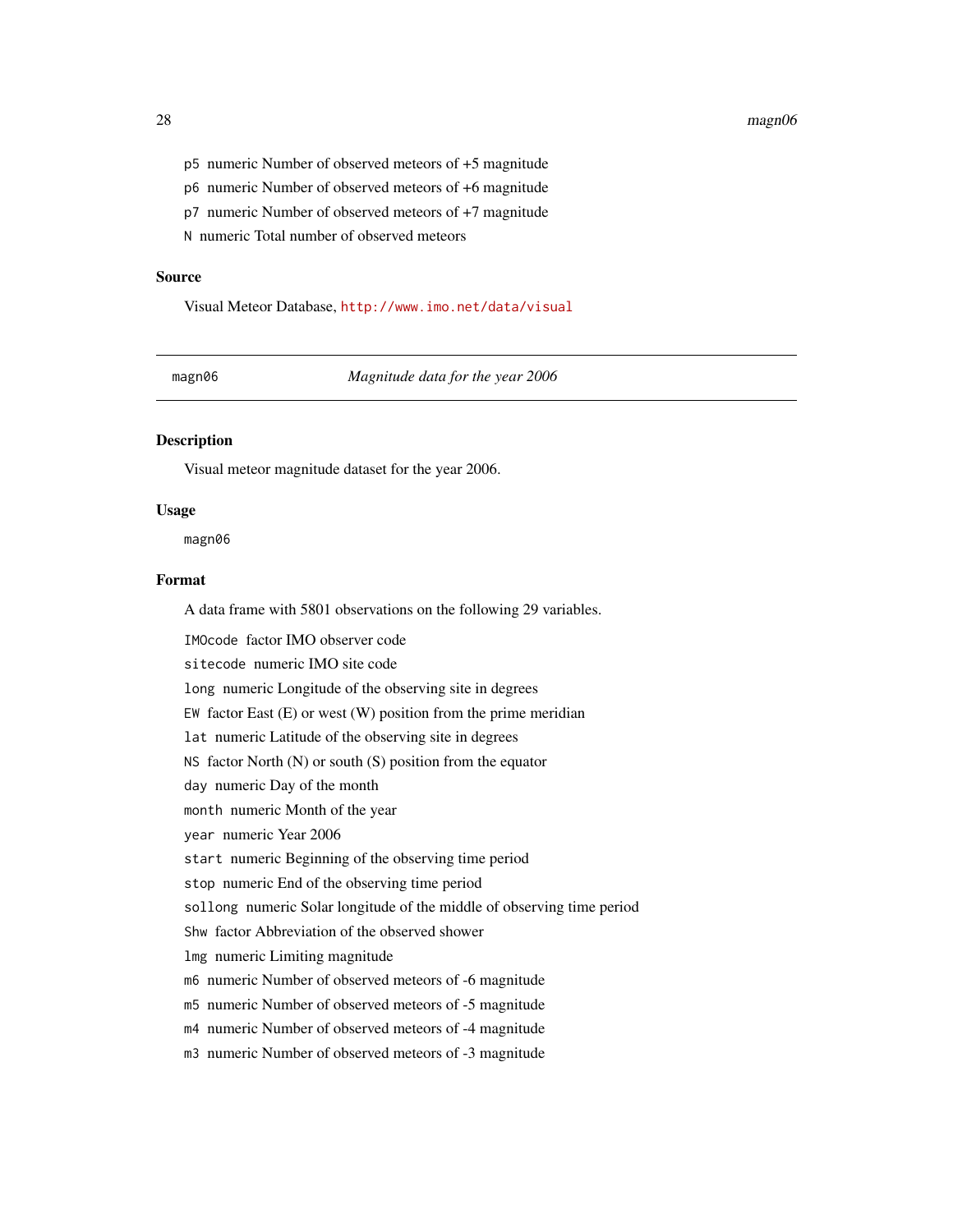p5 numeric Number of observed meteors of +5 magnitude

p6 numeric Number of observed meteors of +6 magnitude

p7 numeric Number of observed meteors of +7 magnitude

N numeric Total number of observed meteors

### Source

Visual Meteor Database, http://www.imo.net/data/visual

---

magn06 *Magnitude data for the year 2006*

---

### Description

Visual meteor magnitude dataset for the year 2006.

### Usage

```
magn06
```

### Format

A data frame with 5801 observations on the following 29 variables.

IMOcode factor IMO observer code

sitecode numeric IMO site code

long numeric Longitude of the observing site in degrees

EW factor East (E) or west (W) position from the prime meridian

lat numeric Latitude of the observing site in degrees

NS factor North (N) or south (S) position from the equator

day numeric Day of the month

month numeric Month of the year

year numeric Year 2006

start numeric Beginning of the observing time period

stop numeric End of the observing time period

sollong numeric Solar longitude of the middle of observing time period

Shw factor Abbreviation of the observed shower

lmg numeric Limiting magnitude

m6 numeric Number of observed meteors of -6 magnitude

m5 numeric Number of observed meteors of -5 magnitude

m4 numeric Number of observed meteors of -4 magnitude

m3 numeric Number of observed meteors of -3 magnitude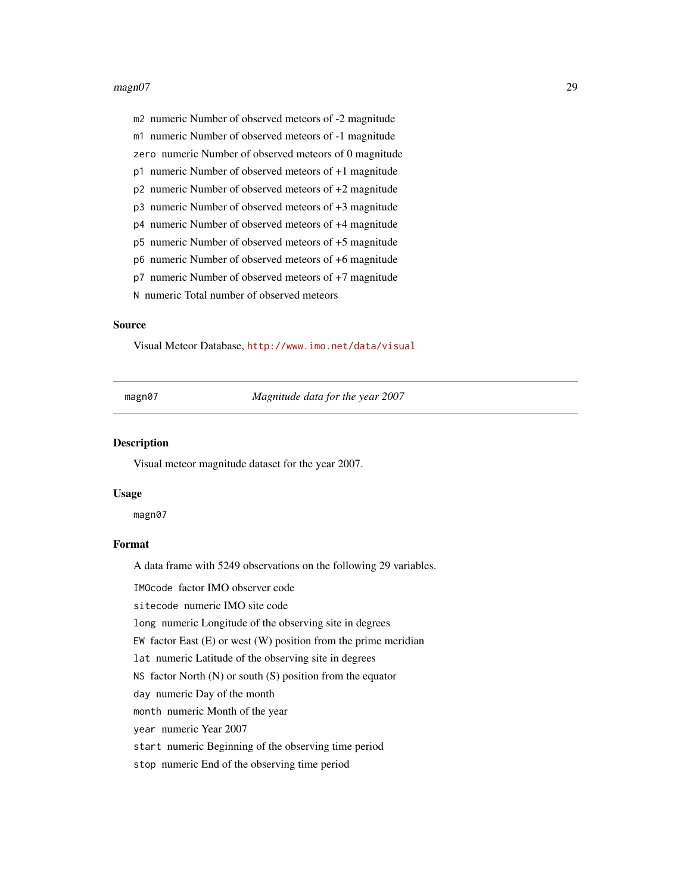- `m2` numeric Number of observed meteors of -2 magnitude
- `m1` numeric Number of observed meteors of -1 magnitude
- `zero` numeric Number of observed meteors of 0 magnitude
- `p1` numeric Number of observed meteors of +1 magnitude
- `p2` numeric Number of observed meteors of +2 magnitude
- `p3` numeric Number of observed meteors of +3 magnitude
- `p4` numeric Number of observed meteors of +4 magnitude
- `p5` numeric Number of observed meteors of +5 magnitude
- `p6` numeric Number of observed meteors of +6 magnitude
- `p7` numeric Number of observed meteors of +7 magnitude
- `N` numeric Total number of observed meteors

### Source

Visual Meteor Database, http://www.imo.net/data/visual

---

## magn07 — *Magnitude data for the year 2007*

### Description

Visual meteor magnitude dataset for the year 2007.

### Usage

```
magn07
```

### Format

A data frame with 5249 observations on the following 29 variables.

- `IMOcode` factor IMO observer code
- `sitecode` numeric IMO site code
- `long` numeric Longitude of the observing site in degrees
- `EW` factor East (E) or west (W) position from the prime meridian
- `lat` numeric Latitude of the observing site in degrees
- `NS` factor North (N) or south (S) position from the equator
- `day` numeric Day of the month
- `month` numeric Month of the year
- `year` numeric Year 2007
- `start` numeric Beginning of the observing time period
- `stop` numeric End of the observing time period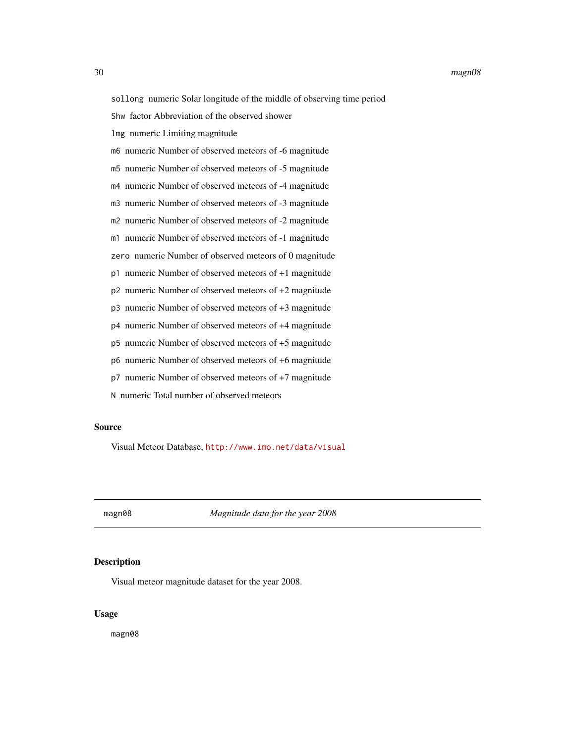sollong numeric Solar longitude of the middle of observing time period

Shw factor Abbreviation of the observed shower

lmg numeric Limiting magnitude

m6 numeric Number of observed meteors of -6 magnitude

m5 numeric Number of observed meteors of -5 magnitude

m4 numeric Number of observed meteors of -4 magnitude

m3 numeric Number of observed meteors of -3 magnitude

m2 numeric Number of observed meteors of -2 magnitude

m1 numeric Number of observed meteors of -1 magnitude

zero numeric Number of observed meteors of 0 magnitude

p1 numeric Number of observed meteors of +1 magnitude

p2 numeric Number of observed meteors of +2 magnitude

p3 numeric Number of observed meteors of +3 magnitude

p4 numeric Number of observed meteors of +4 magnitude

p5 numeric Number of observed meteors of +5 magnitude

p6 numeric Number of observed meteors of +6 magnitude

p7 numeric Number of observed meteors of +7 magnitude

N numeric Total number of observed meteors

### Source

Visual Meteor Database, http://www.imo.net/data/visual

---

## magn08 *Magnitude data for the year 2008*

### Description

Visual meteor magnitude dataset for the year 2008.

### Usage

```
magn08
```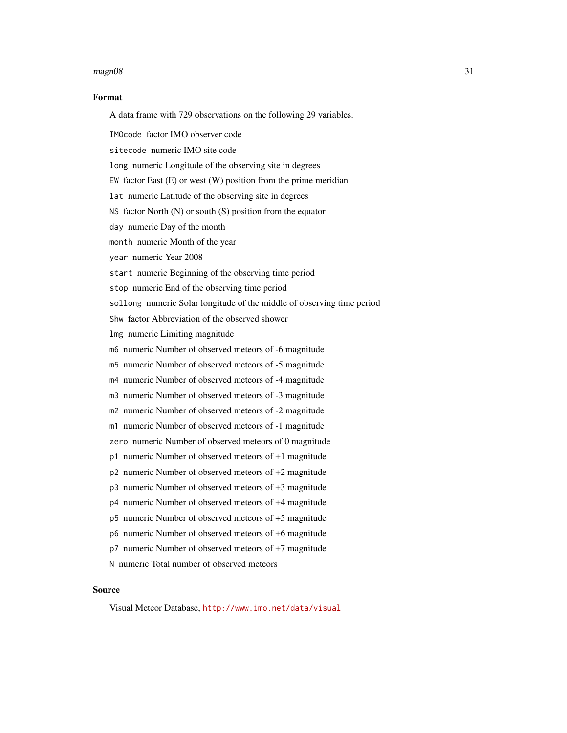### Format

A data frame with 729 observations on the following 29 variables.

`IMOcode` factor IMO observer code

`sitecode` numeric IMO site code

`long` numeric Longitude of the observing site in degrees

`EW` factor East (E) or west (W) position from the prime meridian

`lat` numeric Latitude of the observing site in degrees

`NS` factor North (N) or south (S) position from the equator

`day` numeric Day of the month

`month` numeric Month of the year

`year` numeric Year 2008

`start` numeric Beginning of the observing time period

`stop` numeric End of the observing time period

`sollong` numeric Solar longitude of the middle of observing time period

`Shw` factor Abbreviation of the observed shower

`lmg` numeric Limiting magnitude

`m6` numeric Number of observed meteors of -6 magnitude

`m5` numeric Number of observed meteors of -5 magnitude

`m4` numeric Number of observed meteors of -4 magnitude

`m3` numeric Number of observed meteors of -3 magnitude

`m2` numeric Number of observed meteors of -2 magnitude

`m1` numeric Number of observed meteors of -1 magnitude

`zero` numeric Number of observed meteors of 0 magnitude

`p1` numeric Number of observed meteors of +1 magnitude

`p2` numeric Number of observed meteors of +2 magnitude

`p3` numeric Number of observed meteors of +3 magnitude

`p4` numeric Number of observed meteors of +4 magnitude

`p5` numeric Number of observed meteors of +5 magnitude

`p6` numeric Number of observed meteors of +6 magnitude

`p7` numeric Number of observed meteors of +7 magnitude

`N` numeric Total number of observed meteors

### Source

Visual Meteor Database, http://www.imo.net/data/visual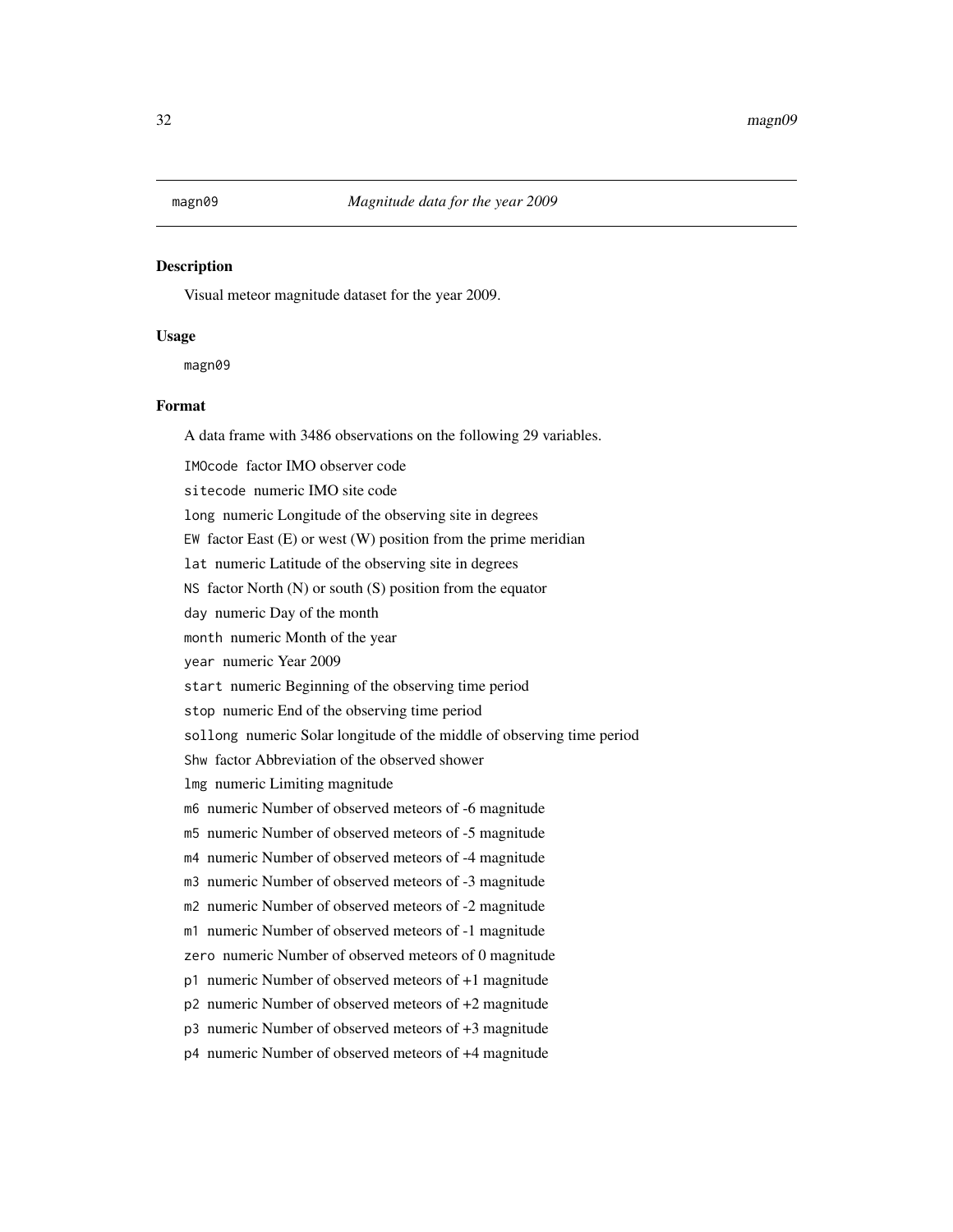## magn09 *Magnitude data for the year 2009*

### Description

Visual meteor magnitude dataset for the year 2009.

### Usage

```
magn09
```

### Format

A data frame with 3486 observations on the following 29 variables.

- `IMOcode` factor IMO observer code
- `sitecode` numeric IMO site code
- `long` numeric Longitude of the observing site in degrees
- `EW` factor East (E) or west (W) position from the prime meridian
- `lat` numeric Latitude of the observing site in degrees
- `NS` factor North (N) or south (S) position from the equator
- `day` numeric Day of the month
- `month` numeric Month of the year
- `year` numeric Year 2009
- `start` numeric Beginning of the observing time period
- `stop` numeric End of the observing time period
- `sollong` numeric Solar longitude of the middle of observing time period
- `Shw` factor Abbreviation of the observed shower
- `lmg` numeric Limiting magnitude
- `m6` numeric Number of observed meteors of -6 magnitude
- `m5` numeric Number of observed meteors of -5 magnitude
- `m4` numeric Number of observed meteors of -4 magnitude
- `m3` numeric Number of observed meteors of -3 magnitude
- `m2` numeric Number of observed meteors of -2 magnitude
- `m1` numeric Number of observed meteors of -1 magnitude
- `zero` numeric Number of observed meteors of 0 magnitude
- `p1` numeric Number of observed meteors of +1 magnitude
- `p2` numeric Number of observed meteors of +2 magnitude
- `p3` numeric Number of observed meteors of +3 magnitude
- `p4` numeric Number of observed meteors of +4 magnitude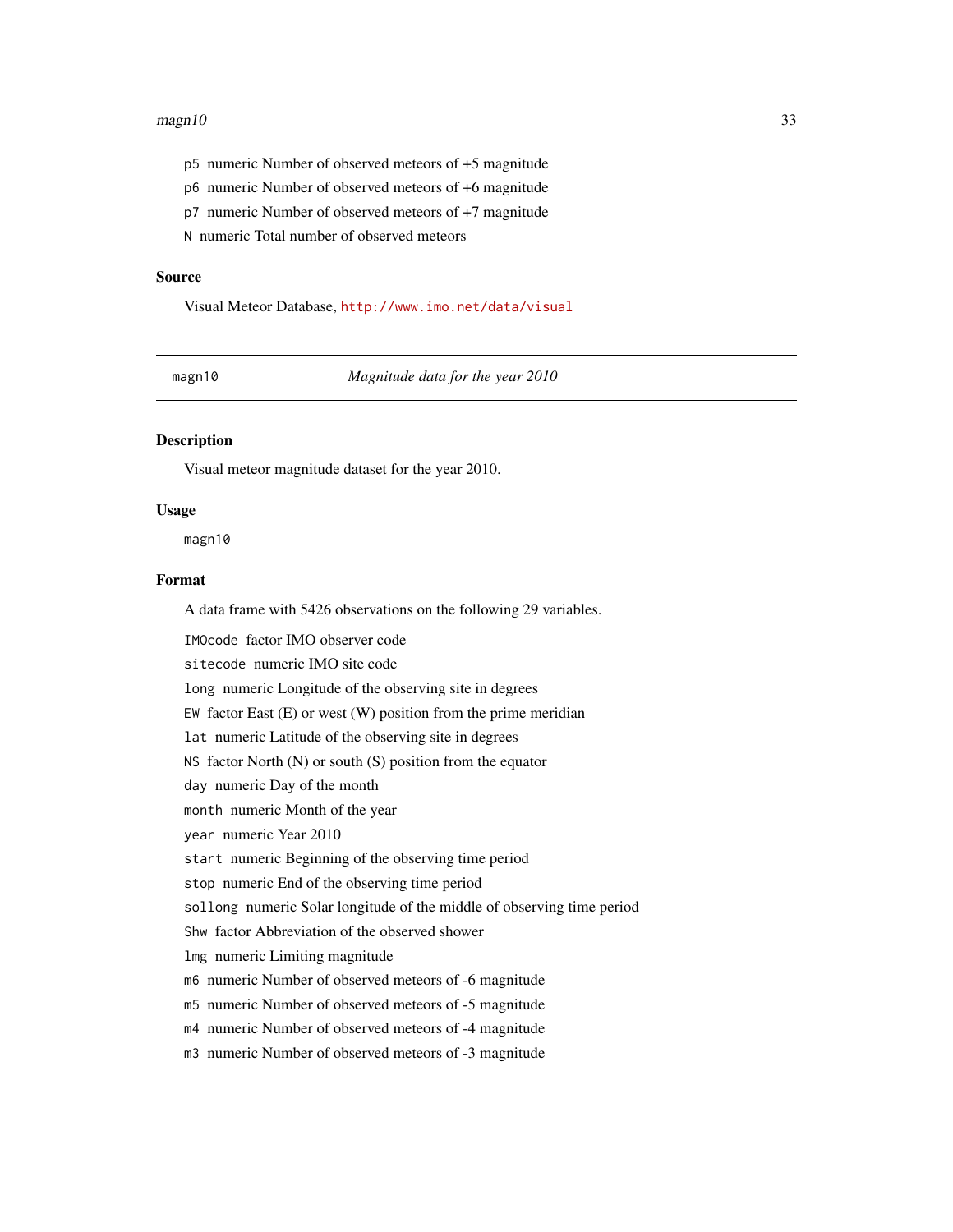p5 numeric Number of observed meteors of +5 magnitude

p6 numeric Number of observed meteors of +6 magnitude

p7 numeric Number of observed meteors of +7 magnitude

N numeric Total number of observed meteors

### Source

Visual Meteor Database, http://www.imo.net/data/visual

---

## magn10 — *Magnitude data for the year 2010*

---

### Description

Visual meteor magnitude dataset for the year 2010.

### Usage

```
magn10
```

### Format

A data frame with 5426 observations on the following 29 variables.

IMOcode factor IMO observer code

sitecode numeric IMO site code

long numeric Longitude of the observing site in degrees

EW factor East (E) or west (W) position from the prime meridian

lat numeric Latitude of the observing site in degrees

NS factor North (N) or south (S) position from the equator

day numeric Day of the month

month numeric Month of the year

year numeric Year 2010

start numeric Beginning of the observing time period

stop numeric End of the observing time period

sollong numeric Solar longitude of the middle of observing time period

Shw factor Abbreviation of the observed shower

lmg numeric Limiting magnitude

m6 numeric Number of observed meteors of -6 magnitude

m5 numeric Number of observed meteors of -5 magnitude

m4 numeric Number of observed meteors of -4 magnitude

m3 numeric Number of observed meteors of -3 magnitude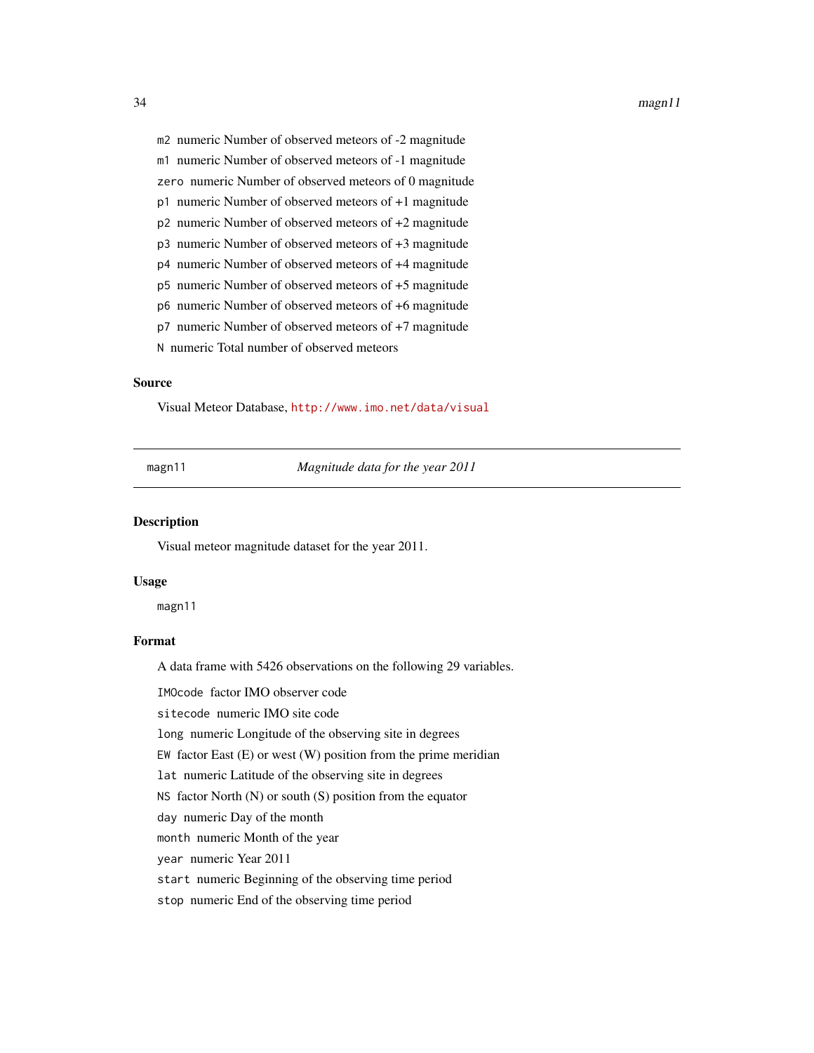`m2` numeric Number of observed meteors of -2 magnitude

`m1` numeric Number of observed meteors of -1 magnitude

`zero` numeric Number of observed meteors of 0 magnitude

`p1` numeric Number of observed meteors of +1 magnitude

`p2` numeric Number of observed meteors of +2 magnitude

`p3` numeric Number of observed meteors of +3 magnitude

`p4` numeric Number of observed meteors of +4 magnitude

`p5` numeric Number of observed meteors of +5 magnitude

`p6` numeric Number of observed meteors of +6 magnitude

`p7` numeric Number of observed meteors of +7 magnitude

`N` numeric Total number of observed meteors

## Source

Visual Meteor Database, http://www.imo.net/data/visual

---

`magn11` *Magnitude data for the year 2011*

---

## Description

Visual meteor magnitude dataset for the year 2011.

## Usage

```
magn11
```

## Format

A data frame with 5426 observations on the following 29 variables.

`IMOcode` factor IMO observer code

`sitecode` numeric IMO site code

`long` numeric Longitude of the observing site in degrees

`EW` factor East (E) or west (W) position from the prime meridian

`lat` numeric Latitude of the observing site in degrees

`NS` factor North (N) or south (S) position from the equator

`day` numeric Day of the month

`month` numeric Month of the year

`year` numeric Year 2011

`start` numeric Beginning of the observing time period

`stop` numeric End of the observing time period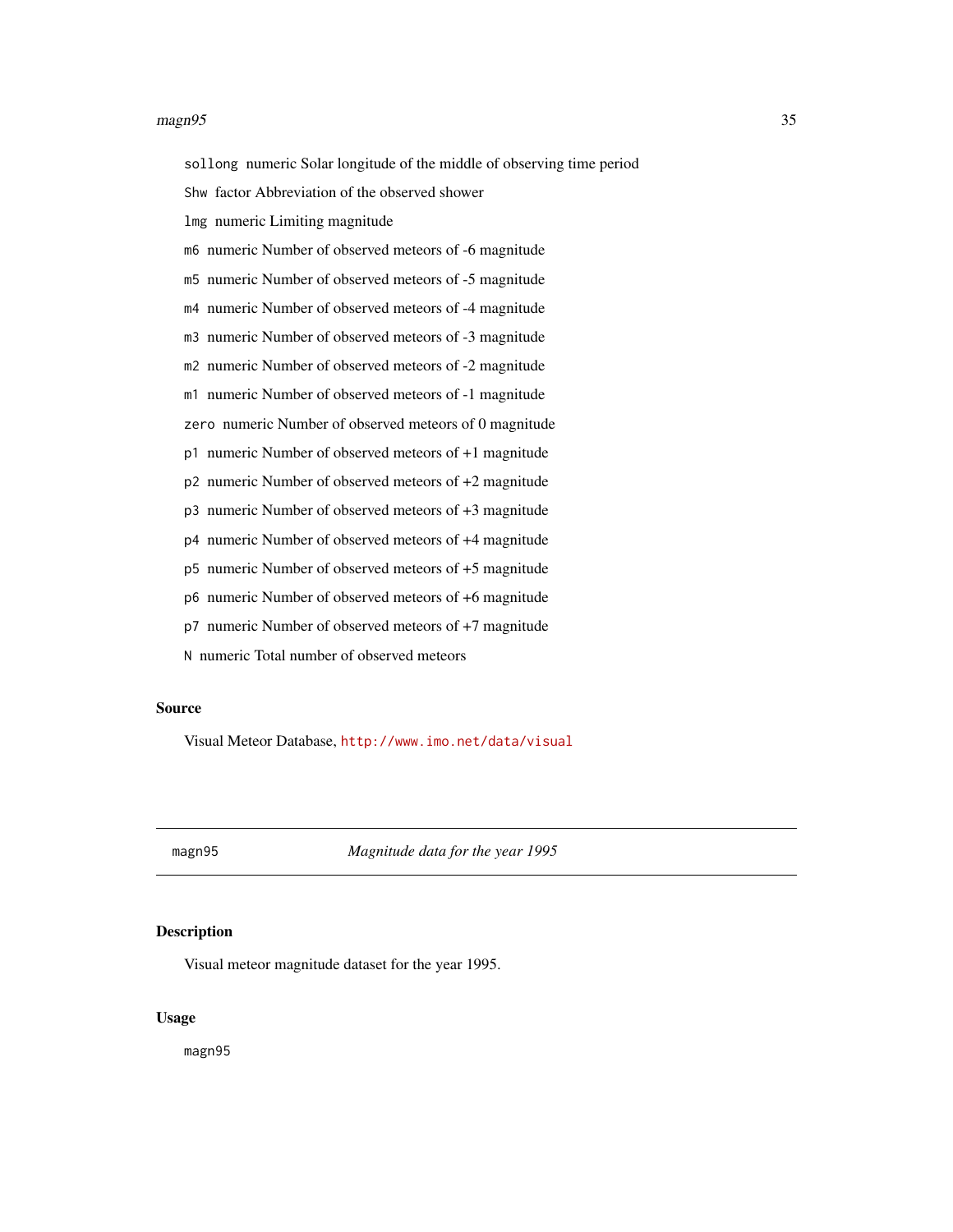`sollong` numeric Solar longitude of the middle of observing time period

`Shw` factor Abbreviation of the observed shower

`lmg` numeric Limiting magnitude

`m6` numeric Number of observed meteors of -6 magnitude

`m5` numeric Number of observed meteors of -5 magnitude

`m4` numeric Number of observed meteors of -4 magnitude

`m3` numeric Number of observed meteors of -3 magnitude

`m2` numeric Number of observed meteors of -2 magnitude

`m1` numeric Number of observed meteors of -1 magnitude

`zero` numeric Number of observed meteors of 0 magnitude

`p1` numeric Number of observed meteors of +1 magnitude

`p2` numeric Number of observed meteors of +2 magnitude

`p3` numeric Number of observed meteors of +3 magnitude

`p4` numeric Number of observed meteors of +4 magnitude

`p5` numeric Number of observed meteors of +5 magnitude

`p6` numeric Number of observed meteors of +6 magnitude

`p7` numeric Number of observed meteors of +7 magnitude

`N` numeric Total number of observed meteors

### Source

Visual Meteor Database, http://www.imo.net/data/visual

---

## magn95 — *Magnitude data for the year 1995*

### Description

Visual meteor magnitude dataset for the year 1995.

### Usage

```
magn95
```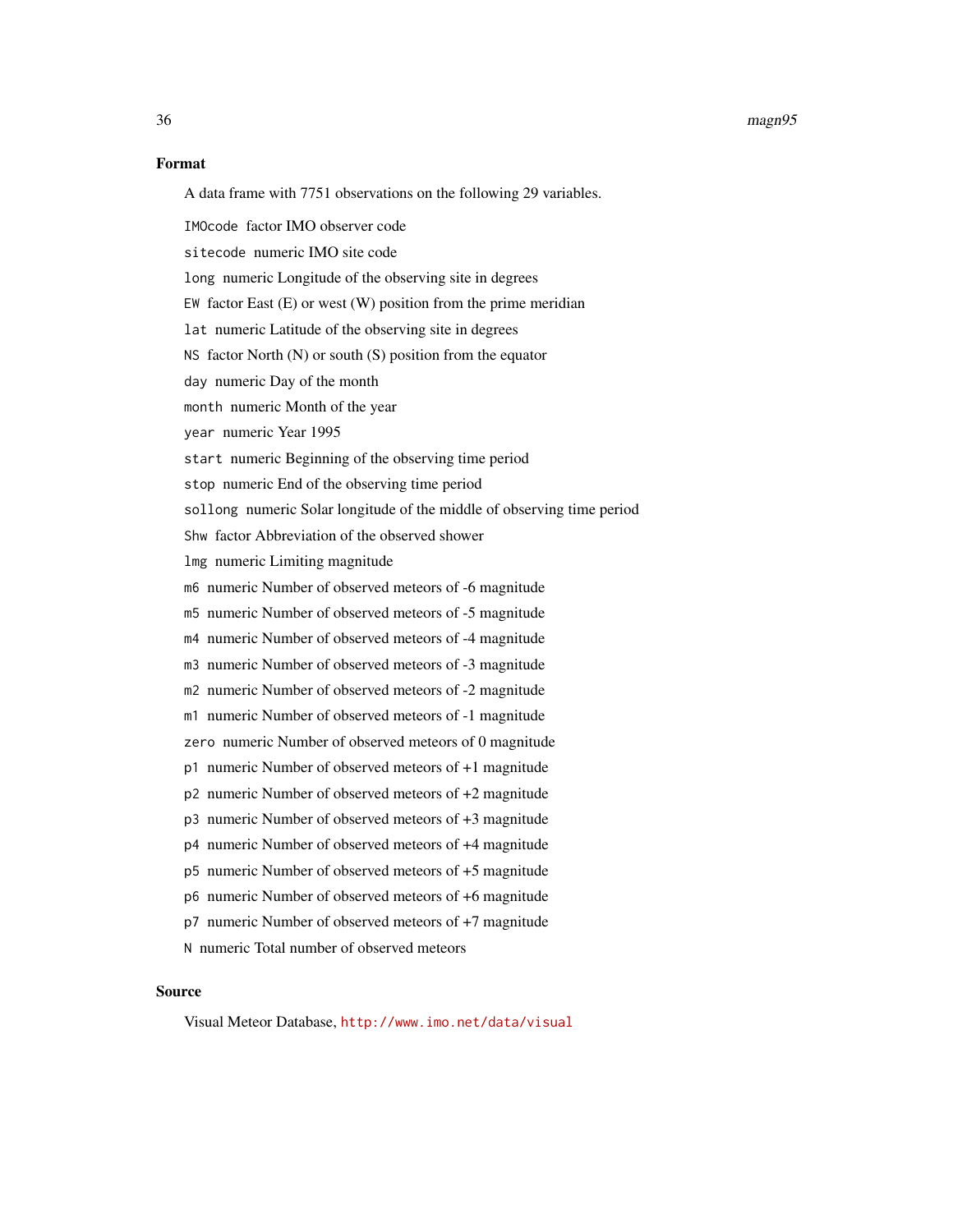## Format

A data frame with 7751 observations on the following 29 variables.

`IMOcode` factor IMO observer code

`sitecode` numeric IMO site code

`long` numeric Longitude of the observing site in degrees

`EW` factor East (E) or west (W) position from the prime meridian

`lat` numeric Latitude of the observing site in degrees

`NS` factor North (N) or south (S) position from the equator

`day` numeric Day of the month

`month` numeric Month of the year

`year` numeric Year 1995

`start` numeric Beginning of the observing time period

`stop` numeric End of the observing time period

`sollong` numeric Solar longitude of the middle of observing time period

`Shw` factor Abbreviation of the observed shower

`lmg` numeric Limiting magnitude

`m6` numeric Number of observed meteors of -6 magnitude

`m5` numeric Number of observed meteors of -5 magnitude

`m4` numeric Number of observed meteors of -4 magnitude

`m3` numeric Number of observed meteors of -3 magnitude

`m2` numeric Number of observed meteors of -2 magnitude

`m1` numeric Number of observed meteors of -1 magnitude

`zero` numeric Number of observed meteors of 0 magnitude

`p1` numeric Number of observed meteors of +1 magnitude

`p2` numeric Number of observed meteors of +2 magnitude

`p3` numeric Number of observed meteors of +3 magnitude

`p4` numeric Number of observed meteors of +4 magnitude

`p5` numeric Number of observed meteors of +5 magnitude

`p6` numeric Number of observed meteors of +6 magnitude

`p7` numeric Number of observed meteors of +7 magnitude

`N` numeric Total number of observed meteors

## Source

Visual Meteor Database, http://www.imo.net/data/visual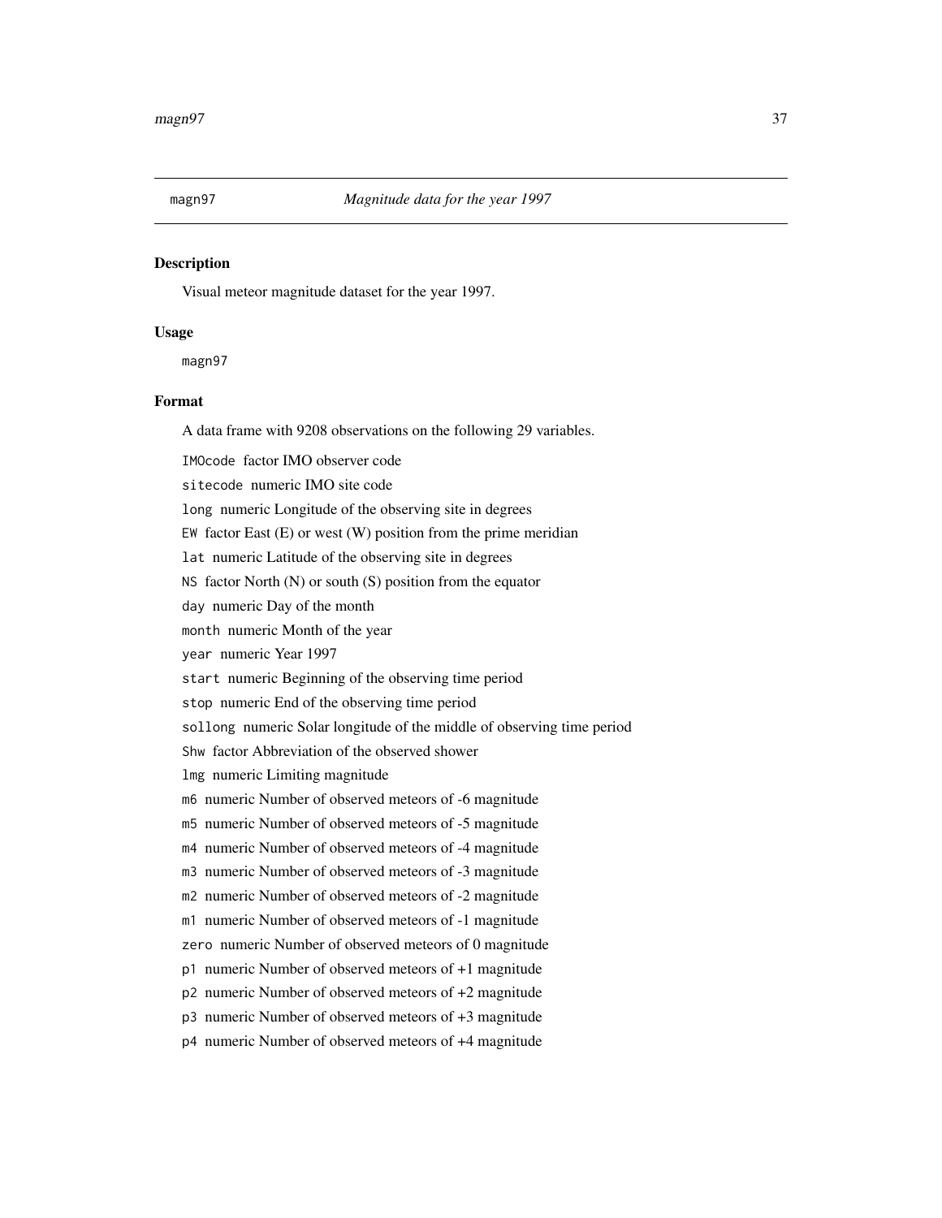magn97 *Magnitude data for the year 1997*

### Description

Visual meteor magnitude dataset for the year 1997.

### Usage

```
magn97
```

### Format

A data frame with 9208 observations on the following 29 variables.

`IMOcode` factor IMO observer code

`sitecode` numeric IMO site code

`long` numeric Longitude of the observing site in degrees

`EW` factor East (E) or west (W) position from the prime meridian

`lat` numeric Latitude of the observing site in degrees

`NS` factor North (N) or south (S) position from the equator

`day` numeric Day of the month

`month` numeric Month of the year

`year` numeric Year 1997

`start` numeric Beginning of the observing time period

`stop` numeric End of the observing time period

`sollong` numeric Solar longitude of the middle of observing time period

`Shw` factor Abbreviation of the observed shower

`lmg` numeric Limiting magnitude

`m6` numeric Number of observed meteors of -6 magnitude

`m5` numeric Number of observed meteors of -5 magnitude

`m4` numeric Number of observed meteors of -4 magnitude

`m3` numeric Number of observed meteors of -3 magnitude

`m2` numeric Number of observed meteors of -2 magnitude

`m1` numeric Number of observed meteors of -1 magnitude

`zero` numeric Number of observed meteors of 0 magnitude

`p1` numeric Number of observed meteors of +1 magnitude

`p2` numeric Number of observed meteors of +2 magnitude

`p3` numeric Number of observed meteors of +3 magnitude

`p4` numeric Number of observed meteors of +4 magnitude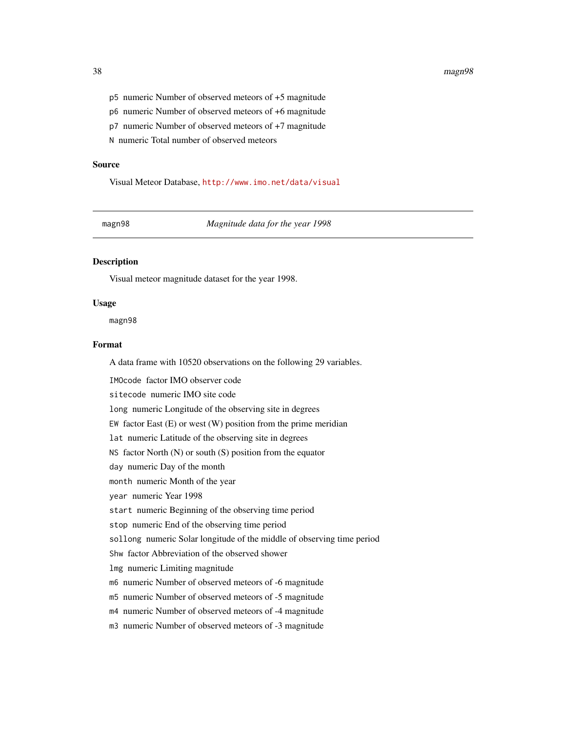- `p5` numeric Number of observed meteors of +5 magnitude
- `p6` numeric Number of observed meteors of +6 magnitude
- `p7` numeric Number of observed meteors of +7 magnitude
- `N` numeric Total number of observed meteors

## Source

Visual Meteor Database, http://www.imo.net/data/visual

---

`magn98` *Magnitude data for the year 1998*

---

## Description

Visual meteor magnitude dataset for the year 1998.

## Usage

```
magn98
```

## Format

A data frame with 10520 observations on the following 29 variables.

- `IMOcode` factor IMO observer code
- `sitecode` numeric IMO site code
- `long` numeric Longitude of the observing site in degrees
- `EW` factor East (E) or west (W) position from the prime meridian
- `lat` numeric Latitude of the observing site in degrees
- `NS` factor North (N) or south (S) position from the equator
- `day` numeric Day of the month
- `month` numeric Month of the year
- `year` numeric Year 1998
- `start` numeric Beginning of the observing time period
- `stop` numeric End of the observing time period
- `sollong` numeric Solar longitude of the middle of observing time period
- `Shw` factor Abbreviation of the observed shower
- `lmg` numeric Limiting magnitude
- `m6` numeric Number of observed meteors of -6 magnitude
- `m5` numeric Number of observed meteors of -5 magnitude
- `m4` numeric Number of observed meteors of -4 magnitude
- `m3` numeric Number of observed meteors of -3 magnitude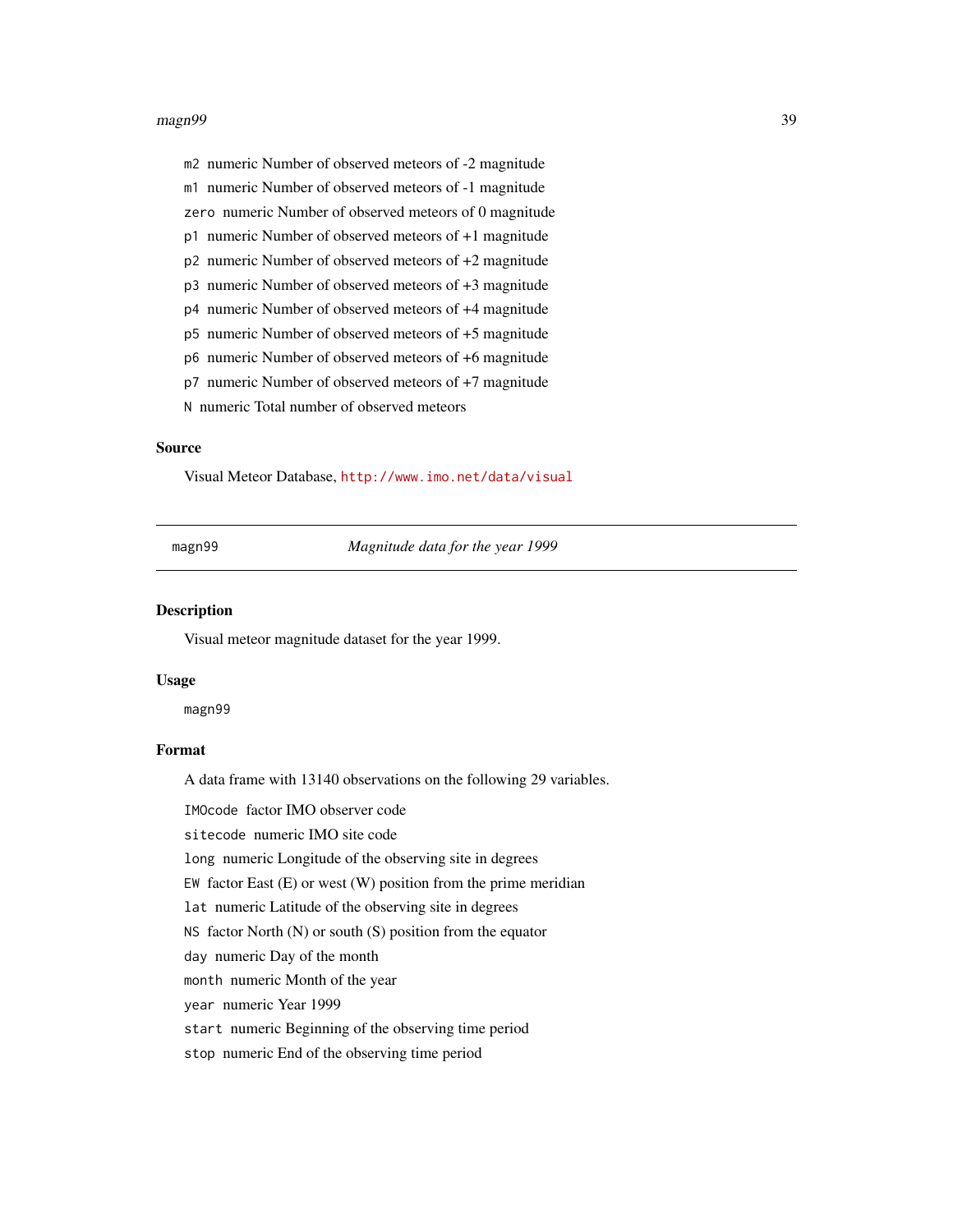m2 numeric Number of observed meteors of -2 magnitude

m1 numeric Number of observed meteors of -1 magnitude

zero numeric Number of observed meteors of 0 magnitude

p1 numeric Number of observed meteors of +1 magnitude

p2 numeric Number of observed meteors of +2 magnitude

p3 numeric Number of observed meteors of +3 magnitude

p4 numeric Number of observed meteors of +4 magnitude

p5 numeric Number of observed meteors of +5 magnitude

p6 numeric Number of observed meteors of +6 magnitude

p7 numeric Number of observed meteors of +7 magnitude

N numeric Total number of observed meteors

### Source

Visual Meteor Database, http://www.imo.net/data/visual

---

## magn99 — *Magnitude data for the year 1999*

### Description

Visual meteor magnitude dataset for the year 1999.

### Usage

```
magn99
```

### Format

A data frame with 13140 observations on the following 29 variables.

IMOcode factor IMO observer code

sitecode numeric IMO site code

long numeric Longitude of the observing site in degrees

EW factor East (E) or west (W) position from the prime meridian

lat numeric Latitude of the observing site in degrees

NS factor North (N) or south (S) position from the equator

day numeric Day of the month

month numeric Month of the year

year numeric Year 1999

start numeric Beginning of the observing time period

stop numeric End of the observing time period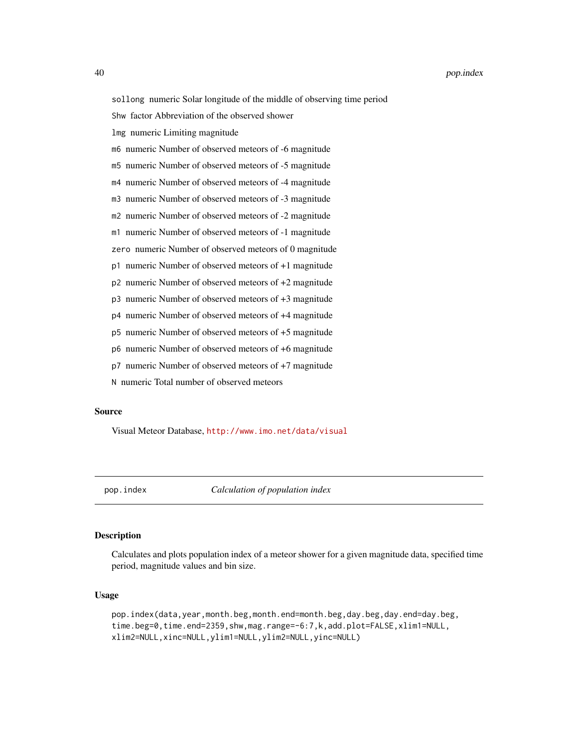`sollong` numeric Solar longitude of the middle of observing time period

`Shw` factor Abbreviation of the observed shower

`lmg` numeric Limiting magnitude

`m6` numeric Number of observed meteors of -6 magnitude

`m5` numeric Number of observed meteors of -5 magnitude

`m4` numeric Number of observed meteors of -4 magnitude

`m3` numeric Number of observed meteors of -3 magnitude

`m2` numeric Number of observed meteors of -2 magnitude

`m1` numeric Number of observed meteors of -1 magnitude

`zero` numeric Number of observed meteors of 0 magnitude

`p1` numeric Number of observed meteors of +1 magnitude

`p2` numeric Number of observed meteors of +2 magnitude

`p3` numeric Number of observed meteors of +3 magnitude

`p4` numeric Number of observed meteors of +4 magnitude

`p5` numeric Number of observed meteors of +5 magnitude

`p6` numeric Number of observed meteors of +6 magnitude

`p7` numeric Number of observed meteors of +7 magnitude

`N` numeric Total number of observed meteors

### Source

Visual Meteor Database, http://www.imo.net/data/visual

---

## pop.index *Calculation of population index*

### Description

Calculates and plots population index of a meteor shower for a given magnitude data, specified time period, magnitude values and bin size.

### Usage

```
pop.index(data,year,month.beg,month.end=month.beg,day.beg,day.end=day.beg,
time.beg=0,time.end=2359,shw,mag.range=-6:7,k,add.plot=FALSE,xlim1=NULL,
xlim2=NULL,xinc=NULL,ylim1=NULL,ylim2=NULL,yinc=NULL)
```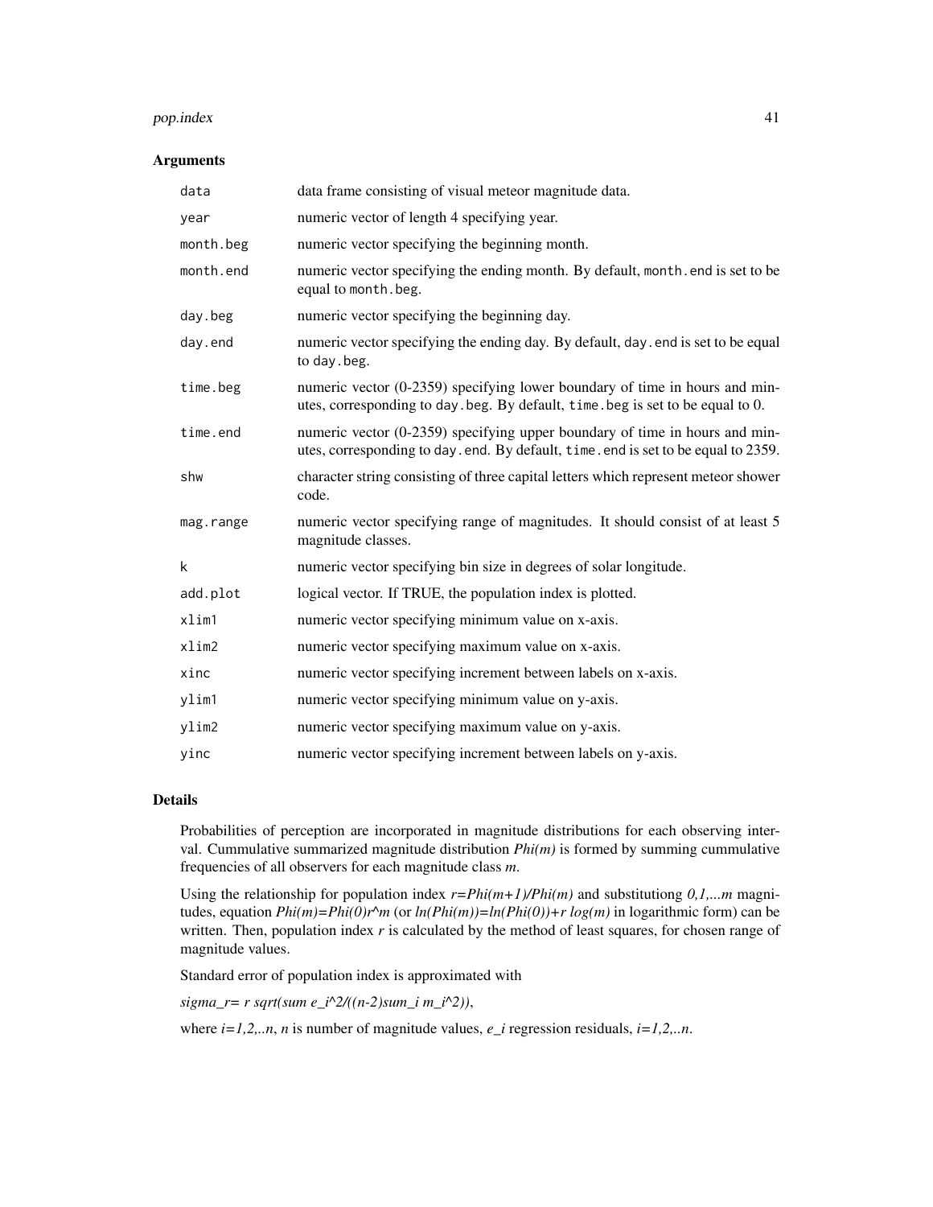## Arguments

| | |
|---|---|
| `data` | data frame consisting of visual meteor magnitude data. |
| `year` | numeric vector of length 4 specifying year. |
| `month.beg` | numeric vector specifying the beginning month. |
| `month.end` | numeric vector specifying the ending month. By default, `month.end` is set to be equal to `month.beg`. |
| `day.beg` | numeric vector specifying the beginning day. |
| `day.end` | numeric vector specifying the ending day. By default, `day.end` is set to be equal to `day.beg`. |
| `time.beg` | numeric vector (0-2359) specifying lower boundary of time in hours and minutes, corresponding to `day.beg`. By default, `time.beg` is set to be equal to 0. |
| `time.end` | numeric vector (0-2359) specifying upper boundary of time in hours and minutes, corresponding to `day.end`. By default, `time.end` is set to be equal to 2359. |
| `shw` | character string consisting of three capital letters which represent meteor shower code. |
| `mag.range` | numeric vector specifying range of magnitudes. It should consist of at least 5 magnitude classes. |
| `k` | numeric vector specifying bin size in degrees of solar longitude. |
| `add.plot` | logical vector. If TRUE, the population index is plotted. |
| `xlim1` | numeric vector specifying minimum value on x-axis. |
| `xlim2` | numeric vector specifying maximum value on x-axis. |
| `xinc` | numeric vector specifying increment between labels on x-axis. |
| `ylim1` | numeric vector specifying minimum value on y-axis. |
| `ylim2` | numeric vector specifying maximum value on y-axis. |
| `yinc` | numeric vector specifying increment between labels on y-axis. |

## Details

Probabilities of perception are incorporated in magnitude distributions for each observing interval. Cummulative summarized magnitude distribution *Phi(m)* is formed by summing cummulative frequencies of all observers for each magnitude class *m*.

Using the relationship for population index *r=Phi(m+1)/Phi(m)* and substitutiong *0,1,...m* magnitudes, equation *Phi(m)=Phi(0)r^m* (or *ln(Phi(m))=ln(Phi(0))+r log(m)* in logarithmic form) can be written. Then, population index *r* is calculated by the method of least squares, for chosen range of magnitude values.

Standard error of population index is approximated with

*sigma_r= r sqrt(sum e_i^2/((n-2)sum_i m_i^2))*,

where *i=1,2,..n*, *n* is number of magnitude values, *e_i* regression residuals, *i=1,2,..n*.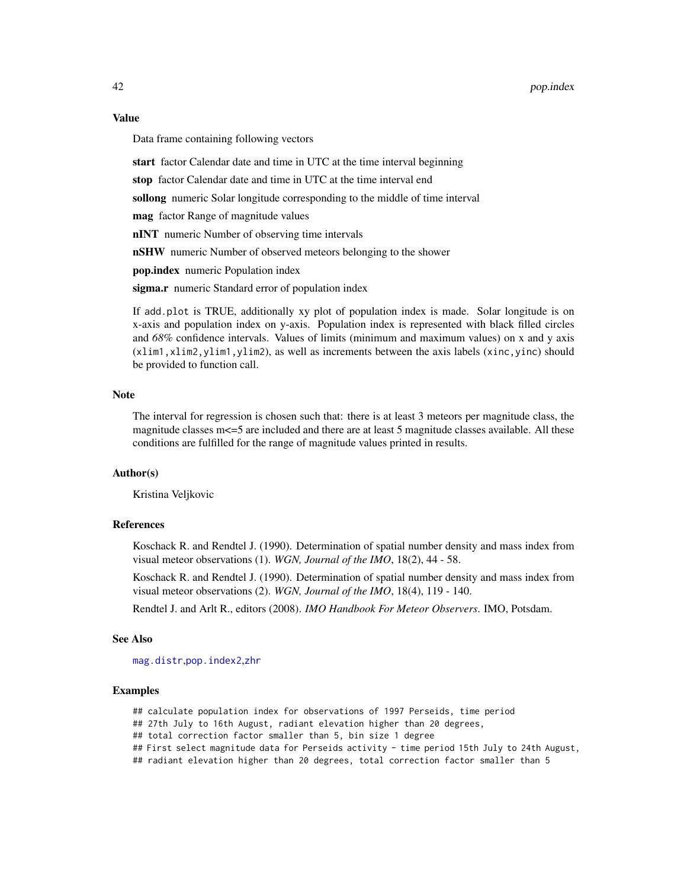## Value

Data frame containing following vectors

**start** factor Calendar date and time in UTC at the time interval beginning

**stop** factor Calendar date and time in UTC at the time interval end

**sollong** numeric Solar longitude corresponding to the middle of time interval

**mag** factor Range of magnitude values

**nINT** numeric Number of observing time intervals

**nSHW** numeric Number of observed meteors belonging to the shower

**pop.index** numeric Population index

**sigma.r** numeric Standard error of population index

If `add.plot` is TRUE, additionally xy plot of population index is made. Solar longitude is on x-axis and population index on y-axis. Population index is represented with black filled circles and *68%* confidence intervals. Values of limits (minimum and maximum values) on x and y axis (`xlim1,xlim2,ylim1,ylim2`), as well as increments between the axis labels (`xinc,yinc`) should be provided to function call.

## Note

The interval for regression is chosen such that: there is at least 3 meteors per magnitude class, the magnitude classes m<=5 are included and there are at least 5 magnitude classes available. All these conditions are fulfilled for the range of magnitude values printed in results.

## Author(s)

Kristina Veljkovic

## References

Koschack R. and Rendtel J. (1990). Determination of spatial number density and mass index from visual meteor observations (1). *WGN, Journal of the IMO*, 18(2), 44 - 58.

Koschack R. and Rendtel J. (1990). Determination of spatial number density and mass index from visual meteor observations (2). *WGN, Journal of the IMO*, 18(4), 119 - 140.

Rendtel J. and Arlt R., editors (2008). *IMO Handbook For Meteor Observers*. IMO, Potsdam.

## See Also

`mag.distr`,`pop.index2`,`zhr`

## Examples

```
## calculate population index for observations of 1997 Perseids, time period
## 27th July to 16th August, radiant elevation higher than 20 degrees,
## total correction factor smaller than 5, bin size 1 degree
## First select magnitude data for Perseids activity - time period 15th July to 24th August,
## radiant elevation higher than 20 degrees, total correction factor smaller than 5
```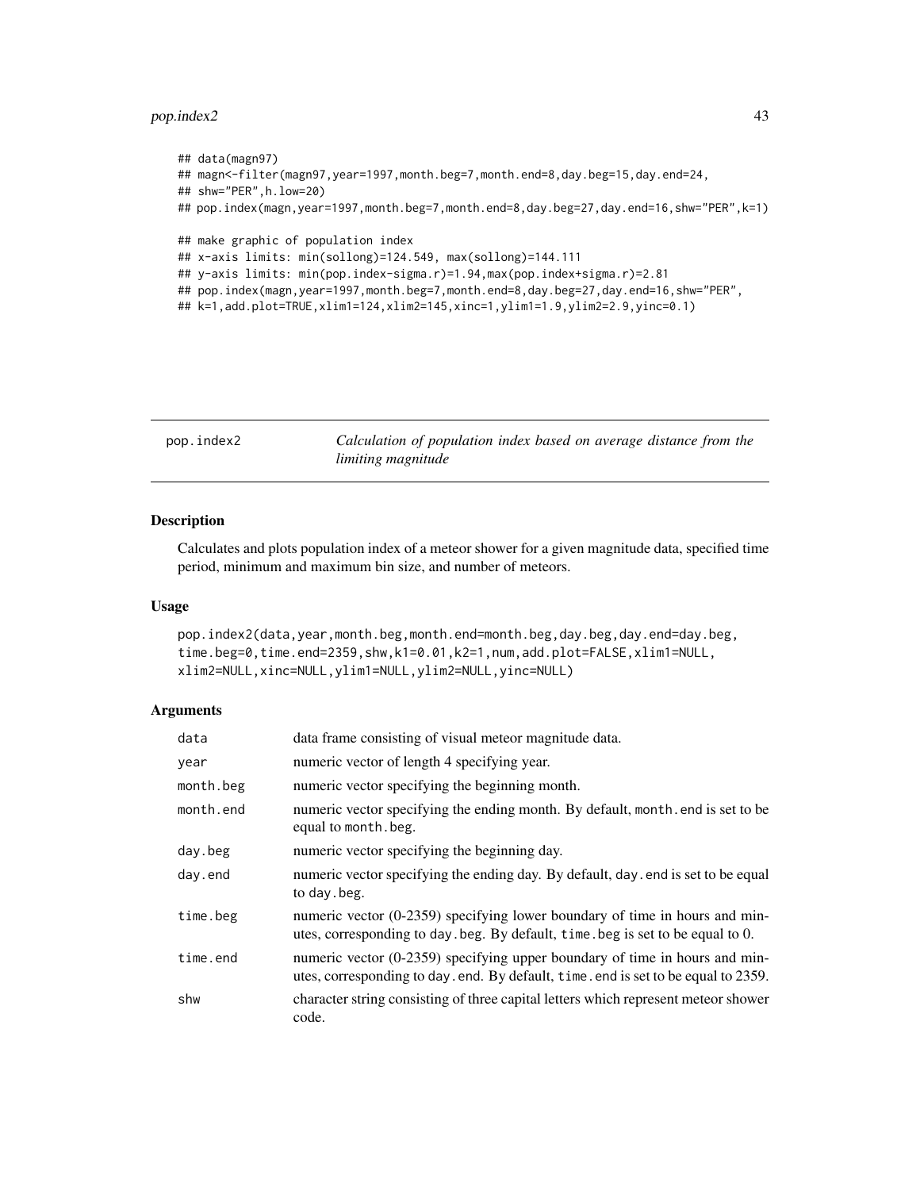```
## data(magn97)
## magn<-filter(magn97,year=1997,month.beg=7,month.end=8,day.beg=15,day.end=24,
## shw="PER",h.low=20)
## pop.index(magn,year=1997,month.beg=7,month.end=8,day.beg=27,day.end=16,shw="PER",k=1)

## make graphic of population index
## x-axis limits: min(sollong)=124.549, max(sollong)=144.111
## y-axis limits: min(pop.index-sigma.r)=1.94,max(pop.index+sigma.r)=2.81
## pop.index(magn,year=1997,month.beg=7,month.end=8,day.beg=27,day.end=16,shw="PER",
## k=1,add.plot=TRUE,xlim1=124,xlim2=145,xinc=1,ylim1=1.9,ylim2=2.9,yinc=0.1)
```

---

## pop.index2 — *Calculation of population index based on average distance from the limiting magnitude*

### Description

Calculates and plots population index of a meteor shower for a given magnitude data, specified time period, minimum and maximum bin size, and number of meteors.

### Usage

```
pop.index2(data,year,month.beg,month.end=month.beg,day.beg,day.end=day.beg,
time.beg=0,time.end=2359,shw,k1=0.01,k2=1,num,add.plot=FALSE,xlim1=NULL,
xlim2=NULL,xinc=NULL,ylim1=NULL,ylim2=NULL,yinc=NULL)
```

### Arguments

| | |
|---|---|
| `data` | data frame consisting of visual meteor magnitude data. |
| `year` | numeric vector of length 4 specifying year. |
| `month.beg` | numeric vector specifying the beginning month. |
| `month.end` | numeric vector specifying the ending month. By default, `month.end` is set to be equal to `month.beg`. |
| `day.beg` | numeric vector specifying the beginning day. |
| `day.end` | numeric vector specifying the ending day. By default, `day.end` is set to be equal to `day.beg`. |
| `time.beg` | numeric vector (0-2359) specifying lower boundary of time in hours and minutes, corresponding to `day.beg`. By default, `time.beg` is set to be equal to 0. |
| `time.end` | numeric vector (0-2359) specifying upper boundary of time in hours and minutes, corresponding to `day.end`. By default, `time.end` is set to be equal to 2359. |
| `shw` | character string consisting of three capital letters which represent meteor shower code. |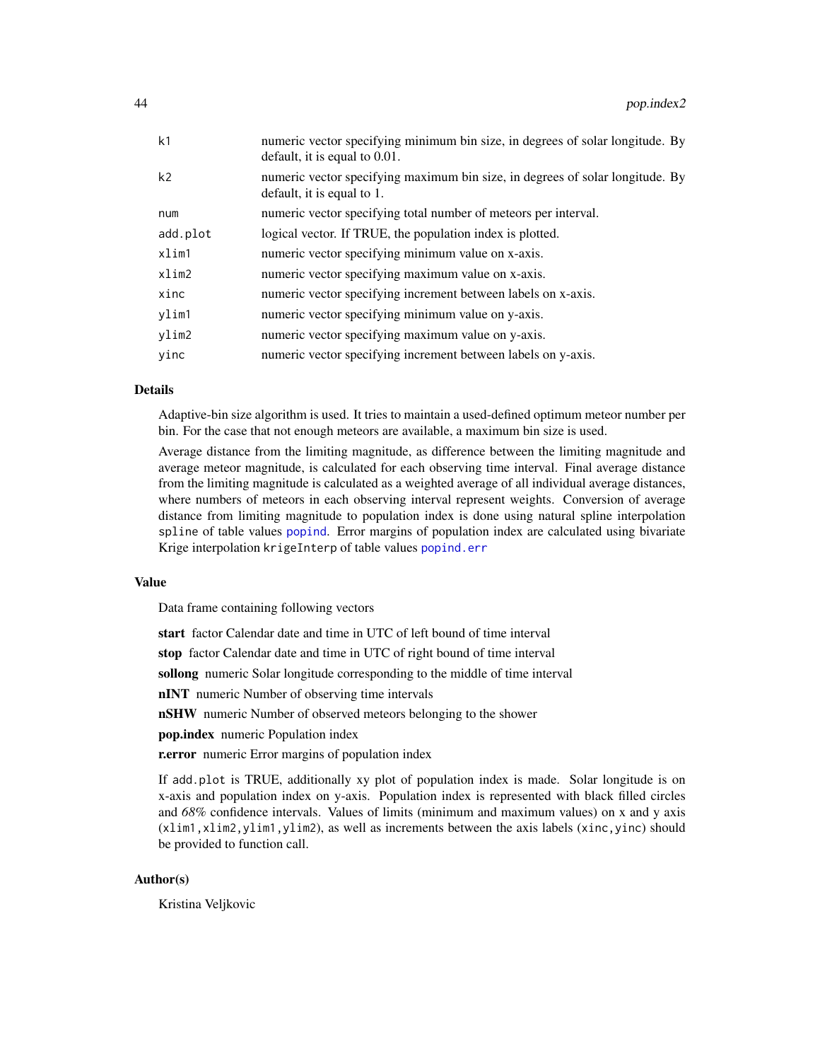| | |
|---|---|
| k1 | numeric vector specifying minimum bin size, in degrees of solar longitude. By default, it is equal to 0.01. |
| k2 | numeric vector specifying maximum bin size, in degrees of solar longitude. By default, it is equal to 1. |
| num | numeric vector specifying total number of meteors per interval. |
| add.plot | logical vector. If TRUE, the population index is plotted. |
| xlim1 | numeric vector specifying minimum value on x-axis. |
| xlim2 | numeric vector specifying maximum value on x-axis. |
| xinc | numeric vector specifying increment between labels on x-axis. |
| ylim1 | numeric vector specifying minimum value on y-axis. |
| ylim2 | numeric vector specifying maximum value on y-axis. |
| yinc | numeric vector specifying increment between labels on y-axis. |

## Details

Adaptive-bin size algorithm is used. It tries to maintain a used-defined optimum meteor number per bin. For the case that not enough meteors are available, a maximum bin size is used.

Average distance from the limiting magnitude, as difference between the limiting magnitude and average meteor magnitude, is calculated for each observing time interval. Final average distance from the limiting magnitude is calculated as a weighted average of all individual average distances, where numbers of meteors in each observing interval represent weights. Conversion of average distance from limiting magnitude to population index is done using natural spline interpolation `spline` of table values `popind`. Error margins of population index are calculated using bivariate Krige interpolation `krigeInterp` of table values `popind.err`

## Value

Data frame containing following vectors

**start** factor Calendar date and time in UTC of left bound of time interval

**stop** factor Calendar date and time in UTC of right bound of time interval

**sollong** numeric Solar longitude corresponding to the middle of time interval

**nINT** numeric Number of observing time intervals

**nSHW** numeric Number of observed meteors belonging to the shower

**pop.index** numeric Population index

**r.error** numeric Error margins of population index

If `add.plot` is TRUE, additionally xy plot of population index is made. Solar longitude is on x-axis and population index on y-axis. Population index is represented with black filled circles and *68%* confidence intervals. Values of limits (minimum and maximum values) on x and y axis (`xlim1,xlim2,ylim1,ylim2`), as well as increments between the axis labels (`xinc,yinc`) should be provided to function call.

## Author(s)

Kristina Veljkovic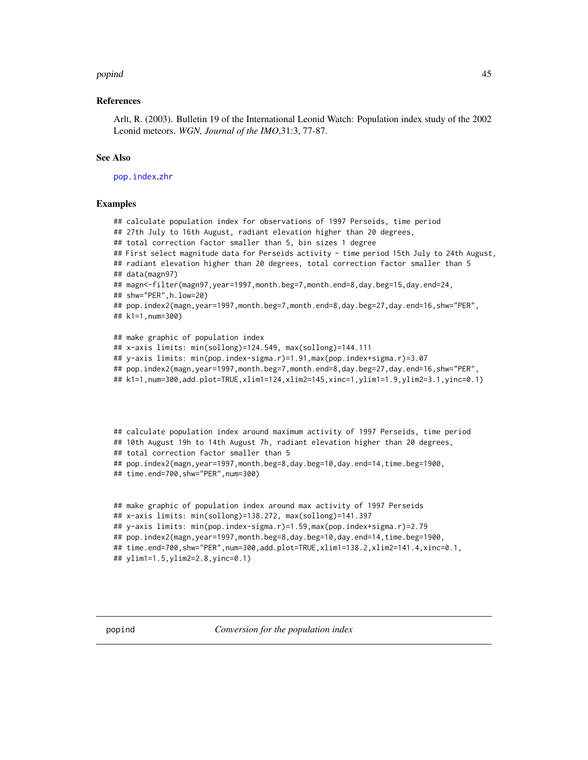### References

Arlt, R. (2003). Bulletin 19 of the International Leonid Watch: Population index study of the 2002 Leonid meteors. *WGN, Journal of the IMO*,31:3, 77-87.

### See Also

pop.index,zhr

### Examples

```
## calculate population index for observations of 1997 Perseids, time period
## 27th July to 16th August, radiant elevation higher than 20 degrees,
## total correction factor smaller than 5, bin sizes 1 degree
## First select magnitude data for Perseids activity - time period 15th July to 24th August,
## radiant elevation higher than 20 degrees, total correction factor smaller than 5
## data(magn97)
## magn<-filter(magn97,year=1997,month.beg=7,month.end=8,day.beg=15,day.end=24,
## shw="PER",h.low=20)
## pop.index2(magn,year=1997,month.beg=7,month.end=8,day.beg=27,day.end=16,shw="PER",
## k1=1,num=300)

## make graphic of population index
## x-axis limits: min(sollong)=124.549, max(sollong)=144.111
## y-axis limits: min(pop.index-sigma.r)=1.91,max(pop.index+sigma.r)=3.07
## pop.index2(magn,year=1997,month.beg=7,month.end=8,day.beg=27,day.end=16,shw="PER",
## k1=1,num=300,add.plot=TRUE,xlim1=124,xlim2=145,xinc=1,ylim1=1.9,ylim2=3.1,yinc=0.1)



## calculate population index around maximum activity of 1997 Perseids, time period
## 10th August 19h to 14th August 7h, radiant elevation higher than 20 degrees,
## total correction factor smaller than 5
## pop.index2(magn,year=1997,month.beg=8,day.beg=10,day.end=14,time.beg=1900,
## time.end=700,shw="PER",num=300)


## make graphic of population index around max activity of 1997 Perseids
## x-axis limits: min(sollong)=138.272, max(sollong)=141.397
## y-axis limits: min(pop.index-sigma.r)=1.59,max(pop.index+sigma.r)=2.79
## pop.index2(magn,year=1997,month.beg=8,day.beg=10,day.end=14,time.beg=1900,
## time.end=700,shw="PER",num=300,add.plot=TRUE,xlim1=138.2,xlim2=141.4,xinc=0.1,
## ylim1=1.5,ylim2=2.8,yinc=0.1)
```

---

## popind *Conversion for the population index*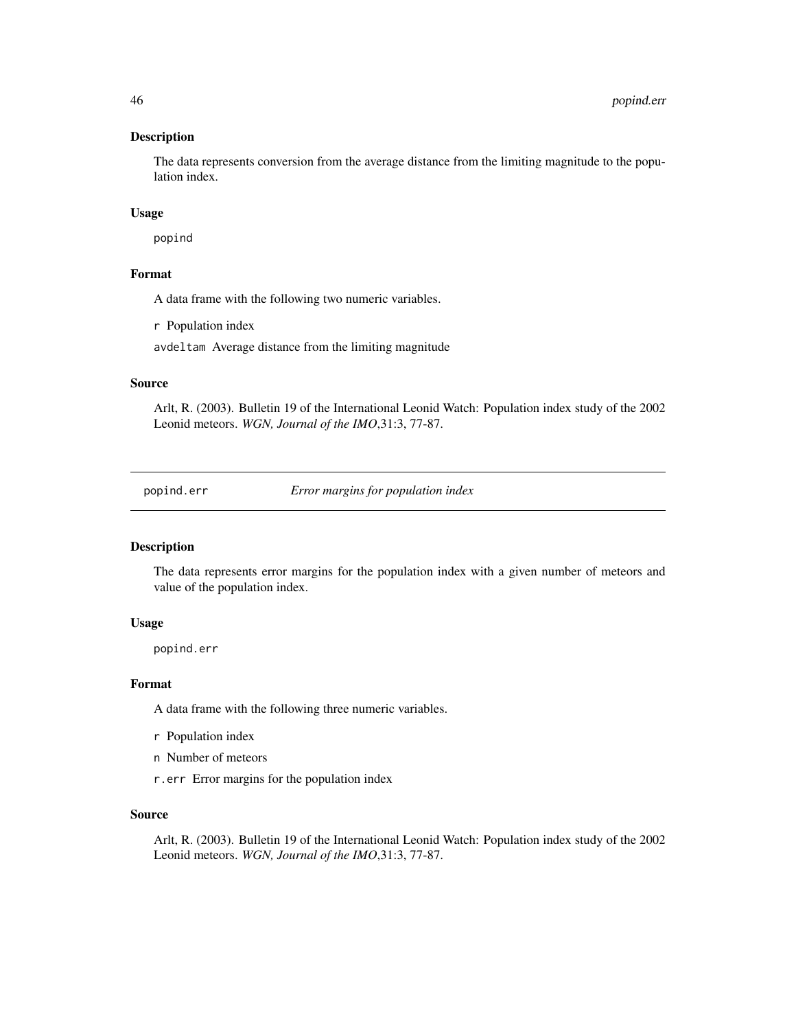### Description

The data represents conversion from the average distance from the limiting magnitude to the population index.

### Usage

```
popind
```

### Format

A data frame with the following two numeric variables.

`r` Population index

`avdeltam` Average distance from the limiting magnitude

### Source

Arlt, R. (2003). Bulletin 19 of the International Leonid Watch: Population index study of the 2002 Leonid meteors. *WGN, Journal of the IMO*,31:3, 77-87.

---

## popind.err — *Error margins for population index*

### Description

The data represents error margins for the population index with a given number of meteors and value of the population index.

### Usage

```
popind.err
```

### Format

A data frame with the following three numeric variables.

`r` Population index

`n` Number of meteors

`r.err` Error margins for the population index

### Source

Arlt, R. (2003). Bulletin 19 of the International Leonid Watch: Population index study of the 2002 Leonid meteors. *WGN, Journal of the IMO*,31:3, 77-87.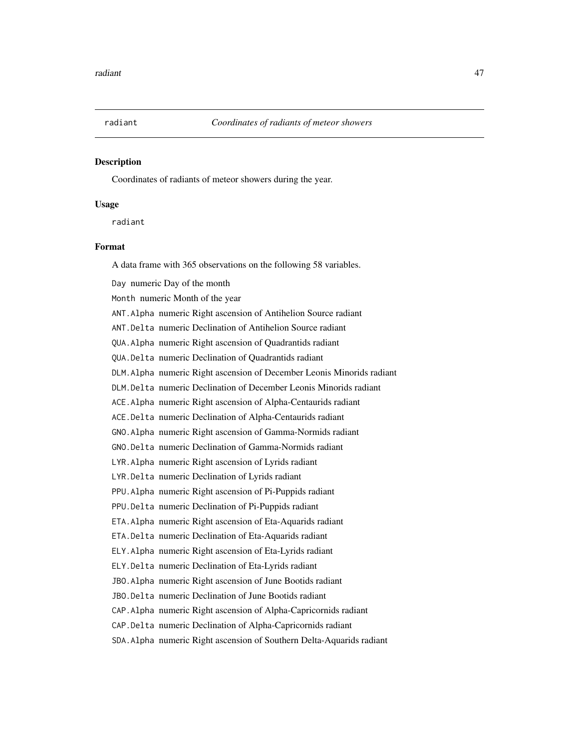# radiant — *Coordinates of radiants of meteor showers*

## Description

Coordinates of radiants of meteor showers during the year.

## Usage

```
radiant
```

## Format

A data frame with 365 observations on the following 58 variables.

- `Day` numeric Day of the month
- `Month` numeric Month of the year
- `ANT.Alpha` numeric Right ascension of Antihelion Source radiant
- `ANT.Delta` numeric Declination of Antihelion Source radiant
- `QUA.Alpha` numeric Right ascension of Quadrantids radiant
- `QUA.Delta` numeric Declination of Quadrantids radiant
- `DLM.Alpha` numeric Right ascension of December Leonis Minorids radiant
- `DLM.Delta` numeric Declination of December Leonis Minorids radiant
- `ACE.Alpha` numeric Right ascension of Alpha-Centaurids radiant
- `ACE.Delta` numeric Declination of Alpha-Centaurids radiant
- `GNO.Alpha` numeric Right ascension of Gamma-Normids radiant
- `GNO.Delta` numeric Declination of Gamma-Normids radiant
- `LYR.Alpha` numeric Right ascension of Lyrids radiant
- `LYR.Delta` numeric Declination of Lyrids radiant
- `PPU.Alpha` numeric Right ascension of Pi-Puppids radiant
- `PPU.Delta` numeric Declination of Pi-Puppids radiant
- `ETA.Alpha` numeric Right ascension of Eta-Aquarids radiant
- `ETA.Delta` numeric Declination of Eta-Aquarids radiant
- `ELY.Alpha` numeric Right ascension of Eta-Lyrids radiant
- `ELY.Delta` numeric Declination of Eta-Lyrids radiant
- `JBO.Alpha` numeric Right ascension of June Bootids radiant
- `JBO.Delta` numeric Declination of June Bootids radiant
- `CAP.Alpha` numeric Right ascension of Alpha-Capricornids radiant
- `CAP.Delta` numeric Declination of Alpha-Capricornids radiant
- `SDA.Alpha` numeric Right ascension of Southern Delta-Aquarids radiant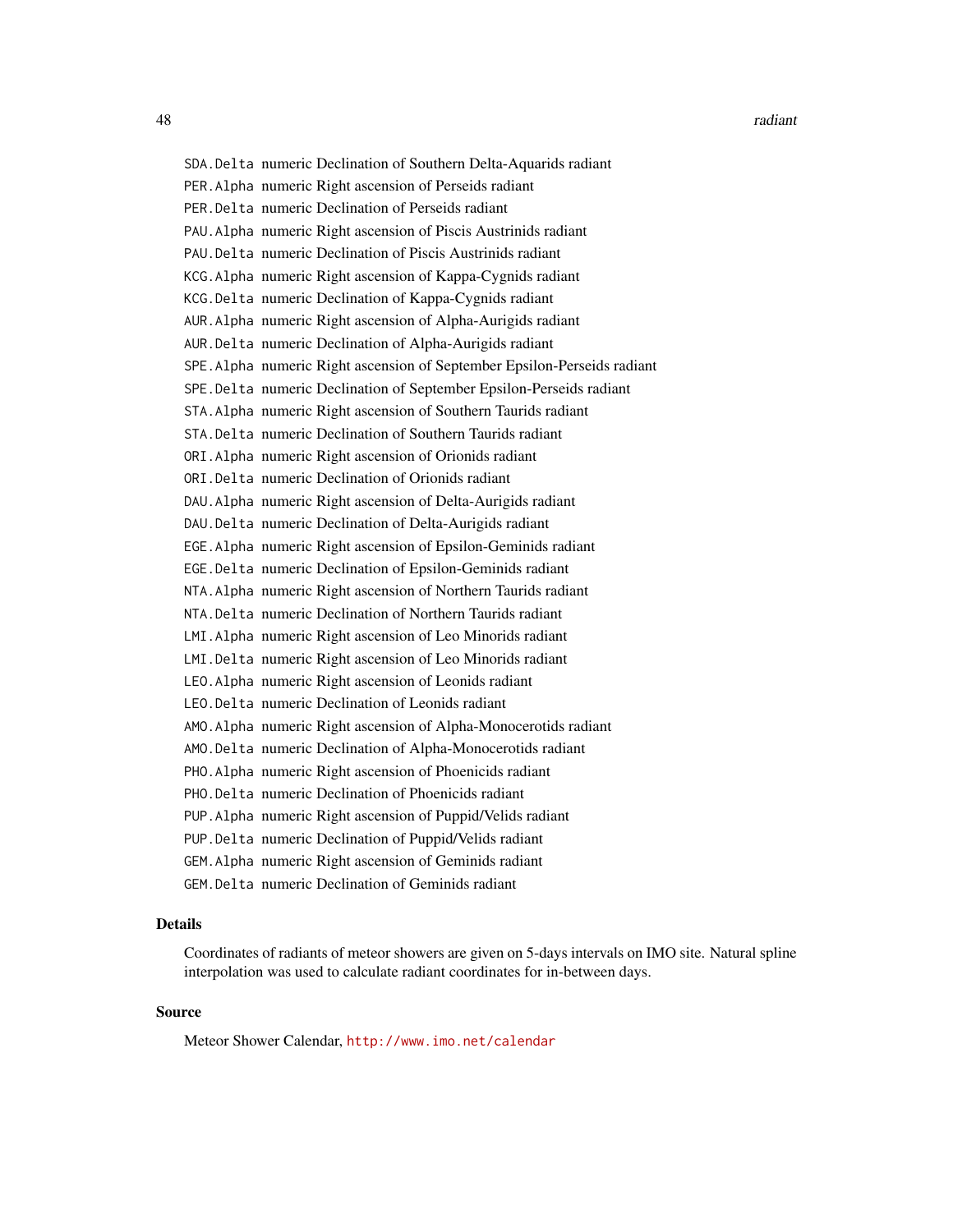SDA.Delta numeric Declination of Southern Delta-Aquarids radiant

PER.Alpha numeric Right ascension of Perseids radiant

PER.Delta numeric Declination of Perseids radiant

PAU.Alpha numeric Right ascension of Piscis Austrinids radiant

PAU.Delta numeric Declination of Piscis Austrinids radiant

KCG.Alpha numeric Right ascension of Kappa-Cygnids radiant

KCG.Delta numeric Declination of Kappa-Cygnids radiant

AUR.Alpha numeric Right ascension of Alpha-Aurigids radiant

AUR.Delta numeric Declination of Alpha-Aurigids radiant

SPE.Alpha numeric Right ascension of September Epsilon-Perseids radiant

SPE.Delta numeric Declination of September Epsilon-Perseids radiant

STA.Alpha numeric Right ascension of Southern Taurids radiant

STA.Delta numeric Declination of Southern Taurids radiant

ORI.Alpha numeric Right ascension of Orionids radiant

ORI.Delta numeric Declination of Orionids radiant

DAU.Alpha numeric Right ascension of Delta-Aurigids radiant

DAU.Delta numeric Declination of Delta-Aurigids radiant

EGE.Alpha numeric Right ascension of Epsilon-Geminids radiant

EGE.Delta numeric Declination of Epsilon-Geminids radiant

NTA.Alpha numeric Right ascension of Northern Taurids radiant

NTA.Delta numeric Declination of Northern Taurids radiant

LMI.Alpha numeric Right ascension of Leo Minorids radiant

LMI.Delta numeric Right ascension of Leo Minorids radiant

LEO.Alpha numeric Right ascension of Leonids radiant

LEO.Delta numeric Declination of Leonids radiant

AMO.Alpha numeric Right ascension of Alpha-Monocerotids radiant

AMO.Delta numeric Declination of Alpha-Monocerotids radiant

PHO.Alpha numeric Right ascension of Phoenicids radiant

PHO.Delta numeric Declination of Phoenicids radiant

PUP.Alpha numeric Right ascension of Puppid/Velids radiant

PUP.Delta numeric Declination of Puppid/Velids radiant

GEM.Alpha numeric Right ascension of Geminids radiant

GEM.Delta numeric Declination of Geminids radiant

## Details

Coordinates of radiants of meteor showers are given on 5-days intervals on IMO site. Natural spline interpolation was used to calculate radiant coordinates for in-between days.

## Source

Meteor Shower Calendar, http://www.imo.net/calendar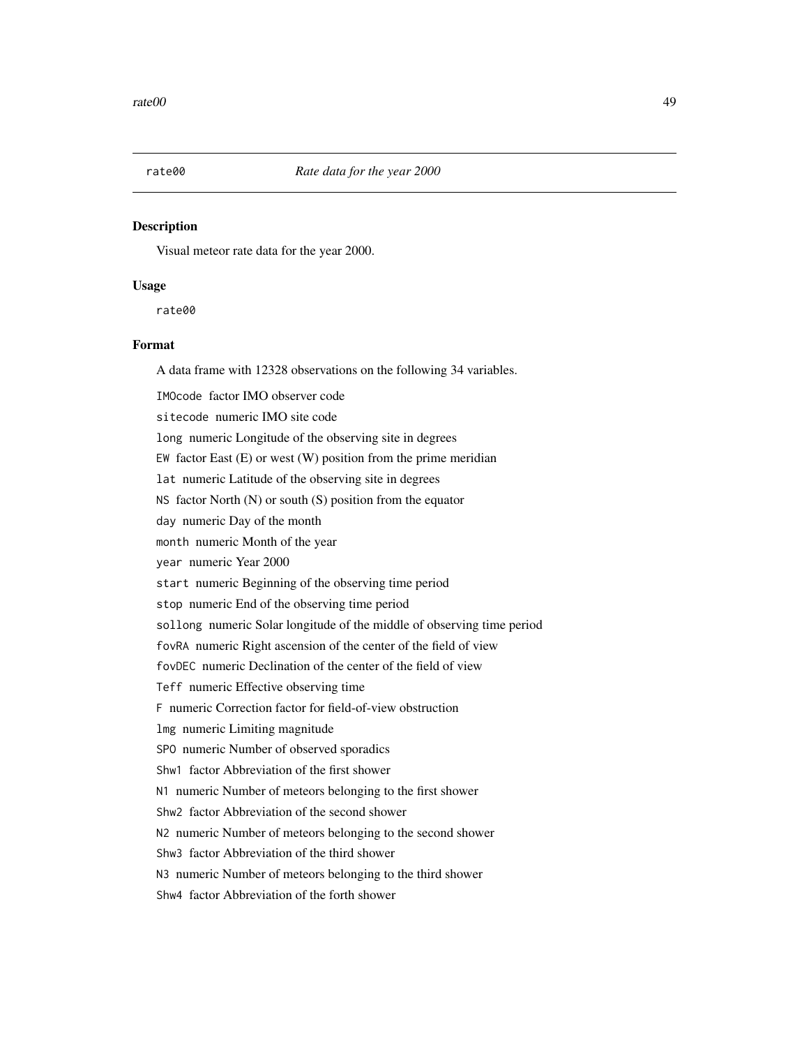`rate00` *Rate data for the year 2000*

## Description

Visual meteor rate data for the year 2000.

## Usage

```
rate00
```

## Format

A data frame with 12328 observations on the following 34 variables.

`IMOcode` factor IMO observer code

`sitecode` numeric IMO site code

`long` numeric Longitude of the observing site in degrees

`EW` factor East (E) or west (W) position from the prime meridian

`lat` numeric Latitude of the observing site in degrees

`NS` factor North (N) or south (S) position from the equator

`day` numeric Day of the month

`month` numeric Month of the year

`year` numeric Year 2000

`start` numeric Beginning of the observing time period

`stop` numeric End of the observing time period

`sollong` numeric Solar longitude of the middle of observing time period

`fovRA` numeric Right ascension of the center of the field of view

`fovDEC` numeric Declination of the center of the field of view

`Teff` numeric Effective observing time

`F` numeric Correction factor for field-of-view obstruction

`lmg` numeric Limiting magnitude

`SPO` numeric Number of observed sporadics

`Shw1` factor Abbreviation of the first shower

`N1` numeric Number of meteors belonging to the first shower

`Shw2` factor Abbreviation of the second shower

`N2` numeric Number of meteors belonging to the second shower

`Shw3` factor Abbreviation of the third shower

`N3` numeric Number of meteors belonging to the third shower

`Shw4` factor Abbreviation of the forth shower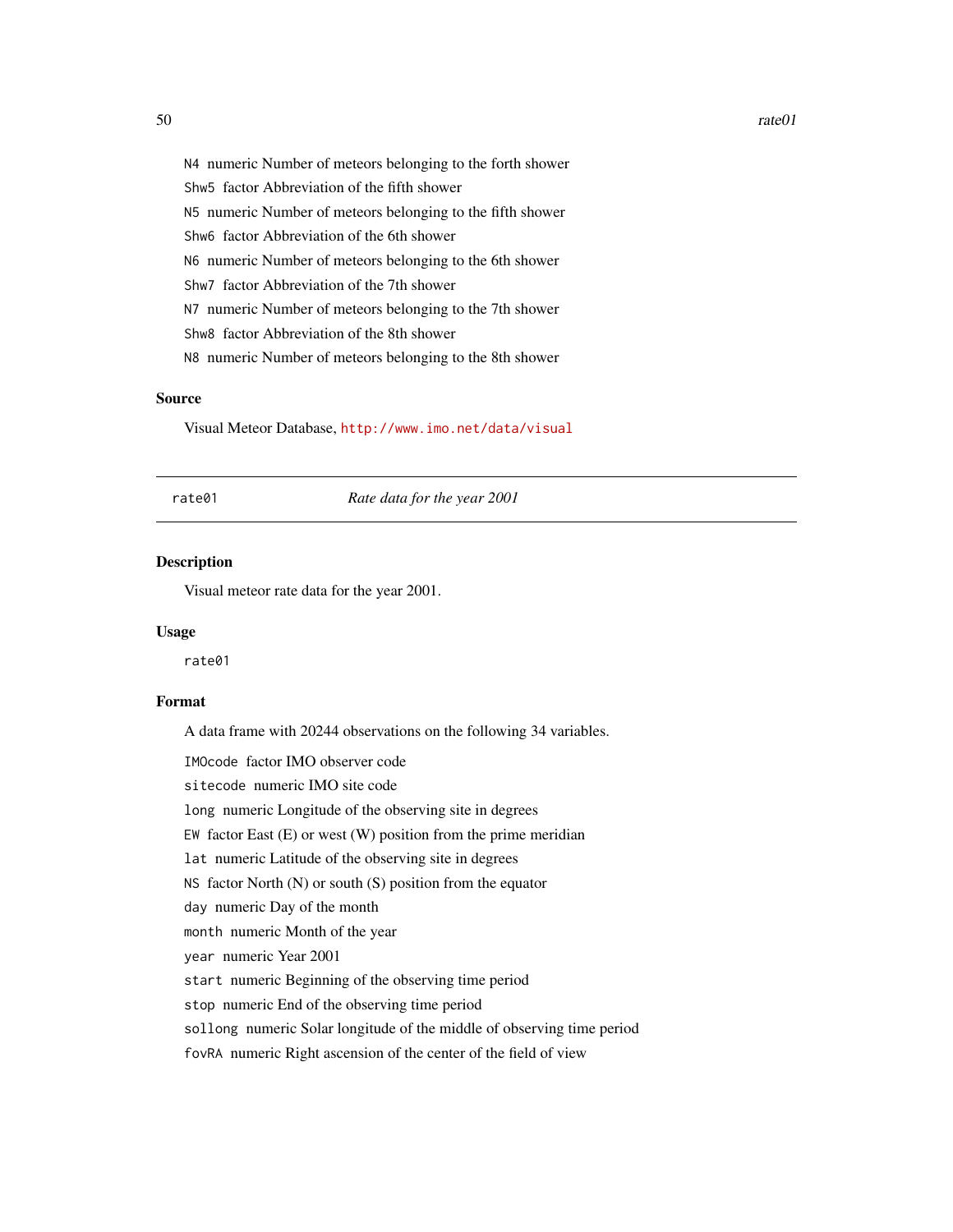`N4` numeric Number of meteors belonging to the forth shower

`Shw5` factor Abbreviation of the fifth shower

`N5` numeric Number of meteors belonging to the fifth shower

`Shw6` factor Abbreviation of the 6th shower

`N6` numeric Number of meteors belonging to the 6th shower

`Shw7` factor Abbreviation of the 7th shower

`N7` numeric Number of meteors belonging to the 7th shower

`Shw8` factor Abbreviation of the 8th shower

`N8` numeric Number of meteors belonging to the 8th shower

### Source

Visual Meteor Database, http://www.imo.net/data/visual

---

## rate01 *Rate data for the year 2001*

---

### Description

Visual meteor rate data for the year 2001.

### Usage

```
rate01
```

### Format

A data frame with 20244 observations on the following 34 variables.

`IMOcode` factor IMO observer code

`sitecode` numeric IMO site code

`long` numeric Longitude of the observing site in degrees

`EW` factor East (E) or west (W) position from the prime meridian

`lat` numeric Latitude of the observing site in degrees

`NS` factor North (N) or south (S) position from the equator

`day` numeric Day of the month

`month` numeric Month of the year

`year` numeric Year 2001

`start` numeric Beginning of the observing time period

`stop` numeric End of the observing time period

`sollong` numeric Solar longitude of the middle of observing time period

`fovRA` numeric Right ascension of the center of the field of view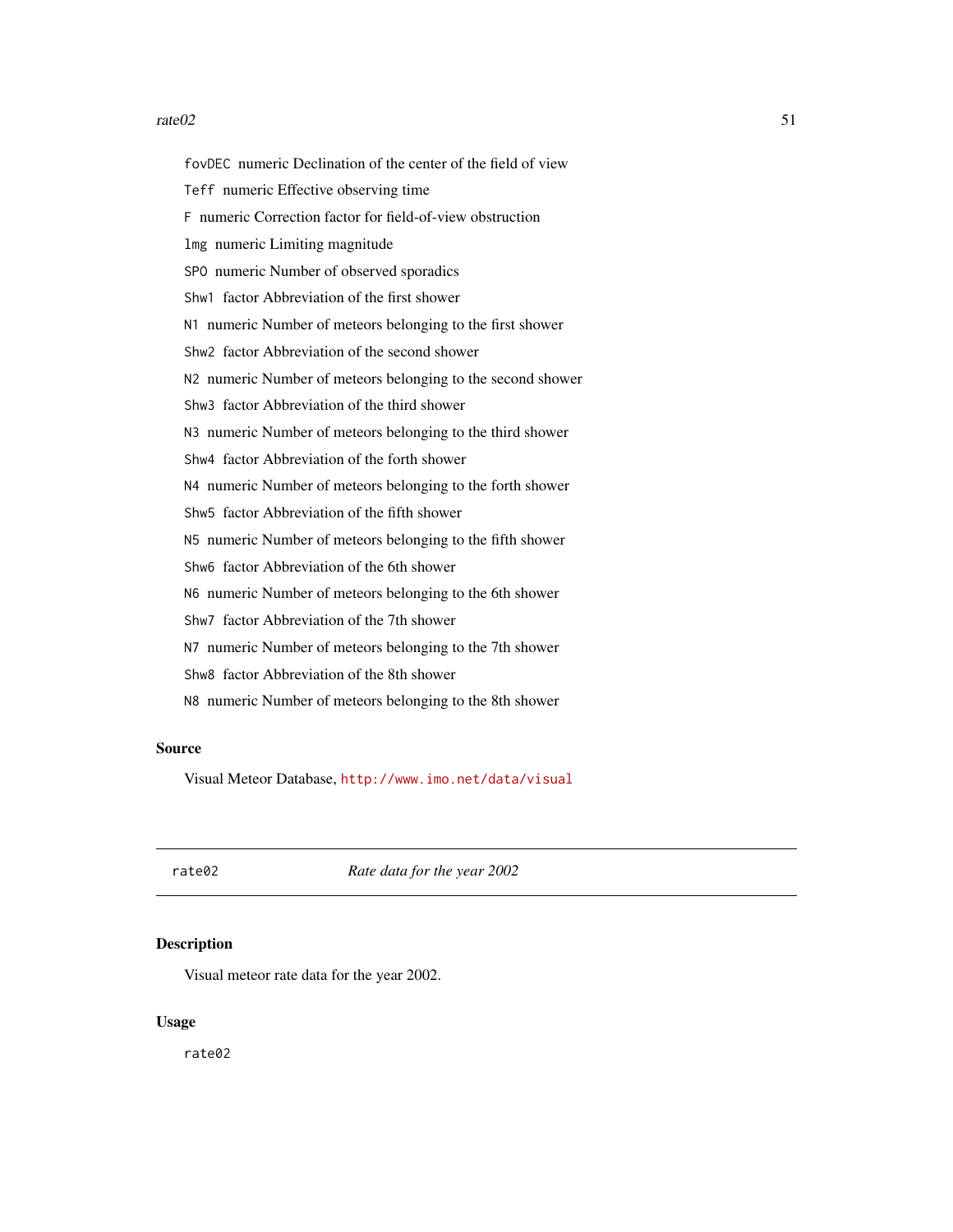`fovDEC` numeric Declination of the center of the field of view

`Teff` numeric Effective observing time

`F` numeric Correction factor for field-of-view obstruction

`lmg` numeric Limiting magnitude

`SPO` numeric Number of observed sporadics

`Shw1` factor Abbreviation of the first shower

`N1` numeric Number of meteors belonging to the first shower

`Shw2` factor Abbreviation of the second shower

`N2` numeric Number of meteors belonging to the second shower

`Shw3` factor Abbreviation of the third shower

`N3` numeric Number of meteors belonging to the third shower

`Shw4` factor Abbreviation of the forth shower

`N4` numeric Number of meteors belonging to the forth shower

`Shw5` factor Abbreviation of the fifth shower

`N5` numeric Number of meteors belonging to the fifth shower

`Shw6` factor Abbreviation of the 6th shower

`N6` numeric Number of meteors belonging to the 6th shower

`Shw7` factor Abbreviation of the 7th shower

`N7` numeric Number of meteors belonging to the 7th shower

`Shw8` factor Abbreviation of the 8th shower

`N8` numeric Number of meteors belonging to the 8th shower

### Source

Visual Meteor Database, http://www.imo.net/data/visual

---

## rate02 — *Rate data for the year 2002*

### Description

Visual meteor rate data for the year 2002.

### Usage

```
rate02
```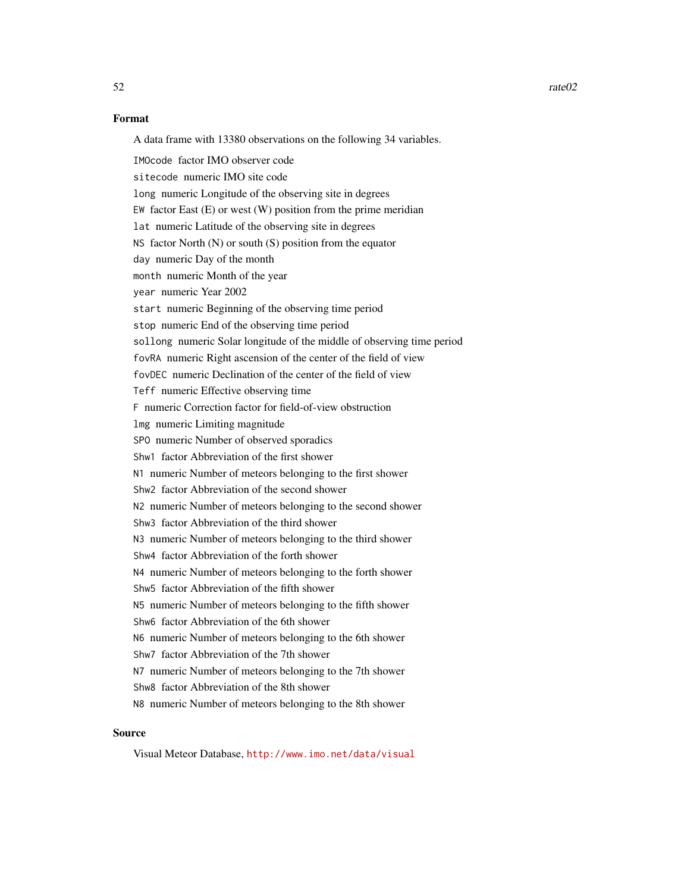### Format

A data frame with 13380 observations on the following 34 variables.

`IMOcode` factor IMO observer code

`sitecode` numeric IMO site code

`long` numeric Longitude of the observing site in degrees

`EW` factor East (E) or west (W) position from the prime meridian

`lat` numeric Latitude of the observing site in degrees

`NS` factor North (N) or south (S) position from the equator

`day` numeric Day of the month

`month` numeric Month of the year

`year` numeric Year 2002

`start` numeric Beginning of the observing time period

`stop` numeric End of the observing time period

`sollong` numeric Solar longitude of the middle of observing time period

`fovRA` numeric Right ascension of the center of the field of view

`fovDEC` numeric Declination of the center of the field of view

`Teff` numeric Effective observing time

`F` numeric Correction factor for field-of-view obstruction

`lmg` numeric Limiting magnitude

`SPO` numeric Number of observed sporadics

`Shw1` factor Abbreviation of the first shower

`N1` numeric Number of meteors belonging to the first shower

`Shw2` factor Abbreviation of the second shower

`N2` numeric Number of meteors belonging to the second shower

`Shw3` factor Abbreviation of the third shower

`N3` numeric Number of meteors belonging to the third shower

`Shw4` factor Abbreviation of the forth shower

`N4` numeric Number of meteors belonging to the forth shower

`Shw5` factor Abbreviation of the fifth shower

`N5` numeric Number of meteors belonging to the fifth shower

`Shw6` factor Abbreviation of the 6th shower

`N6` numeric Number of meteors belonging to the 6th shower

`Shw7` factor Abbreviation of the 7th shower

`N7` numeric Number of meteors belonging to the 7th shower

`Shw8` factor Abbreviation of the 8th shower

`N8` numeric Number of meteors belonging to the 8th shower

### Source

Visual Meteor Database, http://www.imo.net/data/visual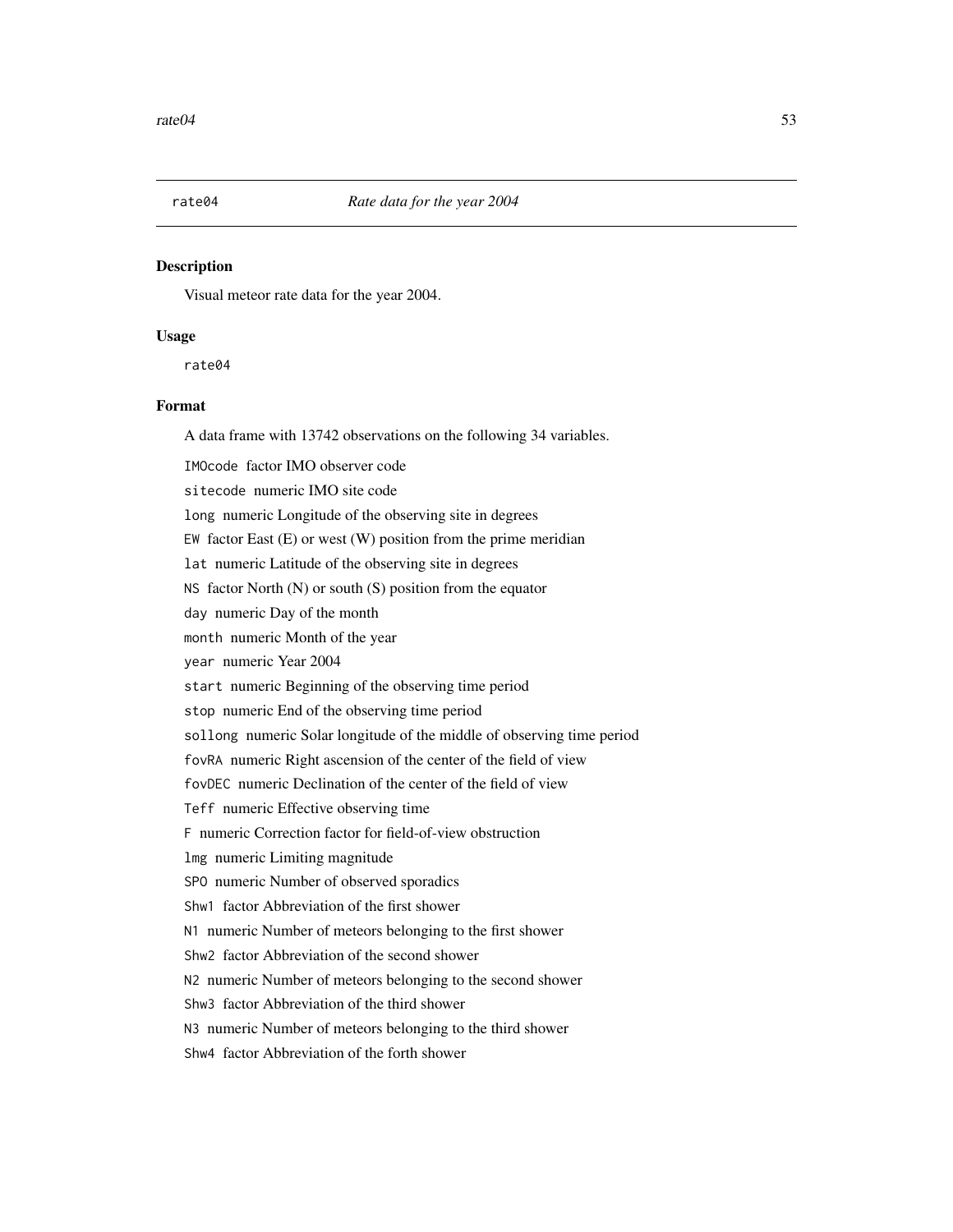rate04 *Rate data for the year 2004*

## Description

Visual meteor rate data for the year 2004.

## Usage

```
rate04
```

## Format

A data frame with 13742 observations on the following 34 variables.

`IMOcode` factor IMO observer code

`sitecode` numeric IMO site code

`long` numeric Longitude of the observing site in degrees

`EW` factor East (E) or west (W) position from the prime meridian

`lat` numeric Latitude of the observing site in degrees

`NS` factor North (N) or south (S) position from the equator

`day` numeric Day of the month

`month` numeric Month of the year

`year` numeric Year 2004

`start` numeric Beginning of the observing time period

`stop` numeric End of the observing time period

`sollong` numeric Solar longitude of the middle of observing time period

`fovRA` numeric Right ascension of the center of the field of view

`fovDEC` numeric Declination of the center of the field of view

`Teff` numeric Effective observing time

`F` numeric Correction factor for field-of-view obstruction

`lmg` numeric Limiting magnitude

`SPO` numeric Number of observed sporadics

`Shw1` factor Abbreviation of the first shower

`N1` numeric Number of meteors belonging to the first shower

`Shw2` factor Abbreviation of the second shower

`N2` numeric Number of meteors belonging to the second shower

`Shw3` factor Abbreviation of the third shower

`N3` numeric Number of meteors belonging to the third shower

`Shw4` factor Abbreviation of the forth shower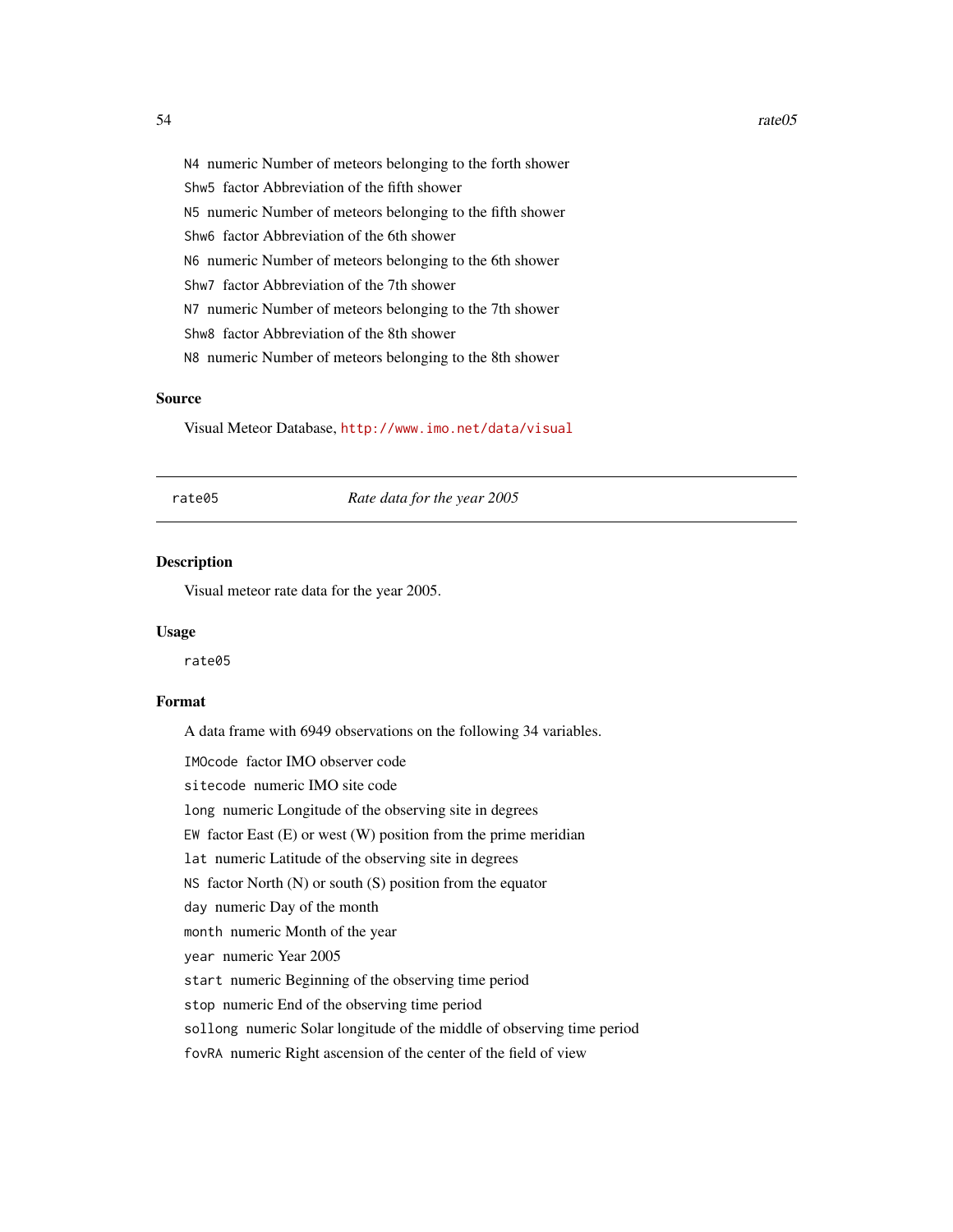N4 numeric Number of meteors belonging to the forth shower

Shw5 factor Abbreviation of the fifth shower

N5 numeric Number of meteors belonging to the fifth shower

Shw6 factor Abbreviation of the 6th shower

N6 numeric Number of meteors belonging to the 6th shower

Shw7 factor Abbreviation of the 7th shower

N7 numeric Number of meteors belonging to the 7th shower

Shw8 factor Abbreviation of the 8th shower

N8 numeric Number of meteors belonging to the 8th shower

### Source

Visual Meteor Database, http://www.imo.net/data/visual

---

## rate05 *Rate data for the year 2005*

### Description

Visual meteor rate data for the year 2005.

### Usage

```
rate05
```

### Format

A data frame with 6949 observations on the following 34 variables.

IMOcode factor IMO observer code

sitecode numeric IMO site code

long numeric Longitude of the observing site in degrees

EW factor East (E) or west (W) position from the prime meridian

lat numeric Latitude of the observing site in degrees

NS factor North (N) or south (S) position from the equator

day numeric Day of the month

month numeric Month of the year

year numeric Year 2005

start numeric Beginning of the observing time period

stop numeric End of the observing time period

sollong numeric Solar longitude of the middle of observing time period

fovRA numeric Right ascension of the center of the field of view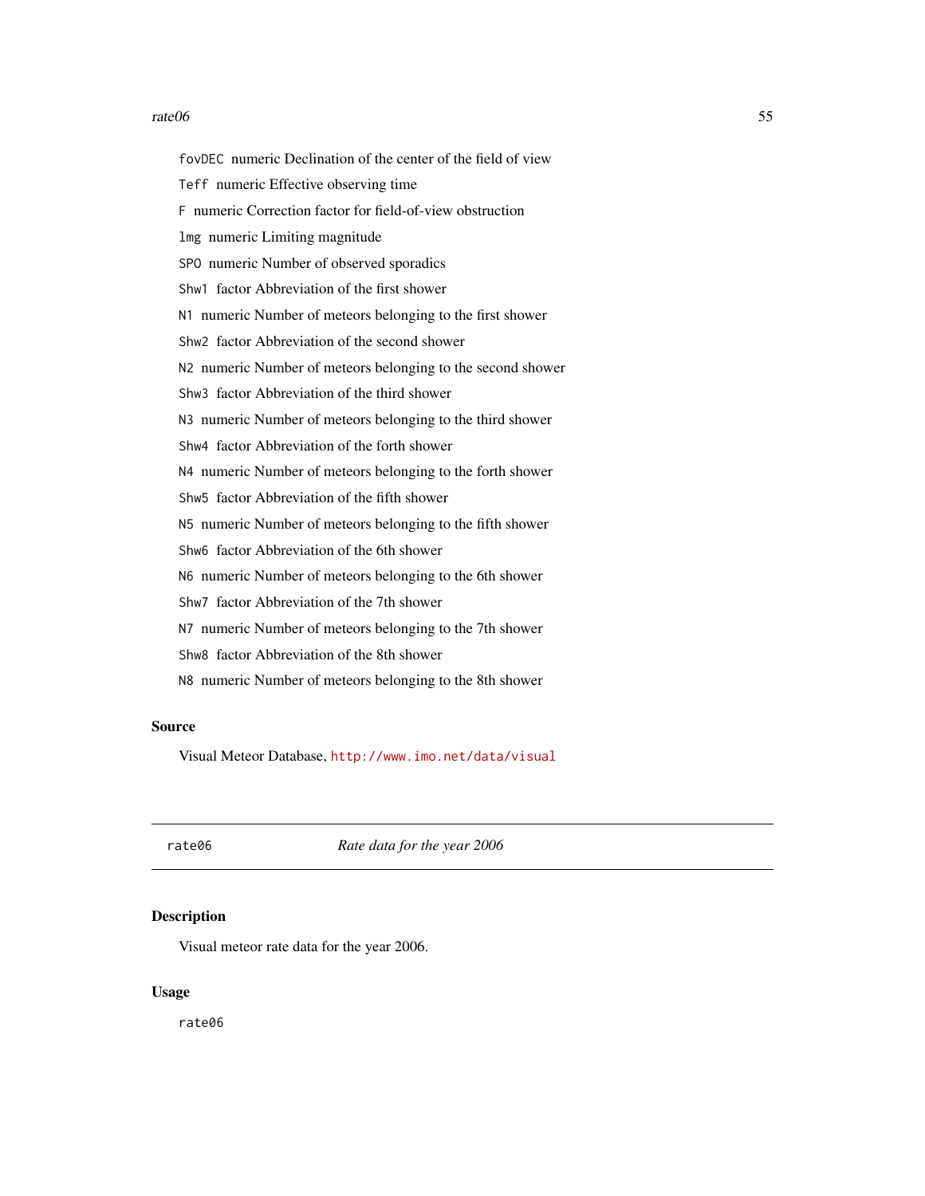`fovDEC` numeric Declination of the center of the field of view

`Teff` numeric Effective observing time

`F` numeric Correction factor for field-of-view obstruction

`lmg` numeric Limiting magnitude

`SPO` numeric Number of observed sporadics

`Shw1` factor Abbreviation of the first shower

`N1` numeric Number of meteors belonging to the first shower

`Shw2` factor Abbreviation of the second shower

`N2` numeric Number of meteors belonging to the second shower

`Shw3` factor Abbreviation of the third shower

`N3` numeric Number of meteors belonging to the third shower

`Shw4` factor Abbreviation of the forth shower

`N4` numeric Number of meteors belonging to the forth shower

`Shw5` factor Abbreviation of the fifth shower

`N5` numeric Number of meteors belonging to the fifth shower

`Shw6` factor Abbreviation of the 6th shower

`N6` numeric Number of meteors belonging to the 6th shower

`Shw7` factor Abbreviation of the 7th shower

`N7` numeric Number of meteors belonging to the 7th shower

`Shw8` factor Abbreviation of the 8th shower

`N8` numeric Number of meteors belonging to the 8th shower

### Source

Visual Meteor Database, http://www.imo.net/data/visual

---

## rate06 — *Rate data for the year 2006*

### Description

Visual meteor rate data for the year 2006.

### Usage

```
rate06
```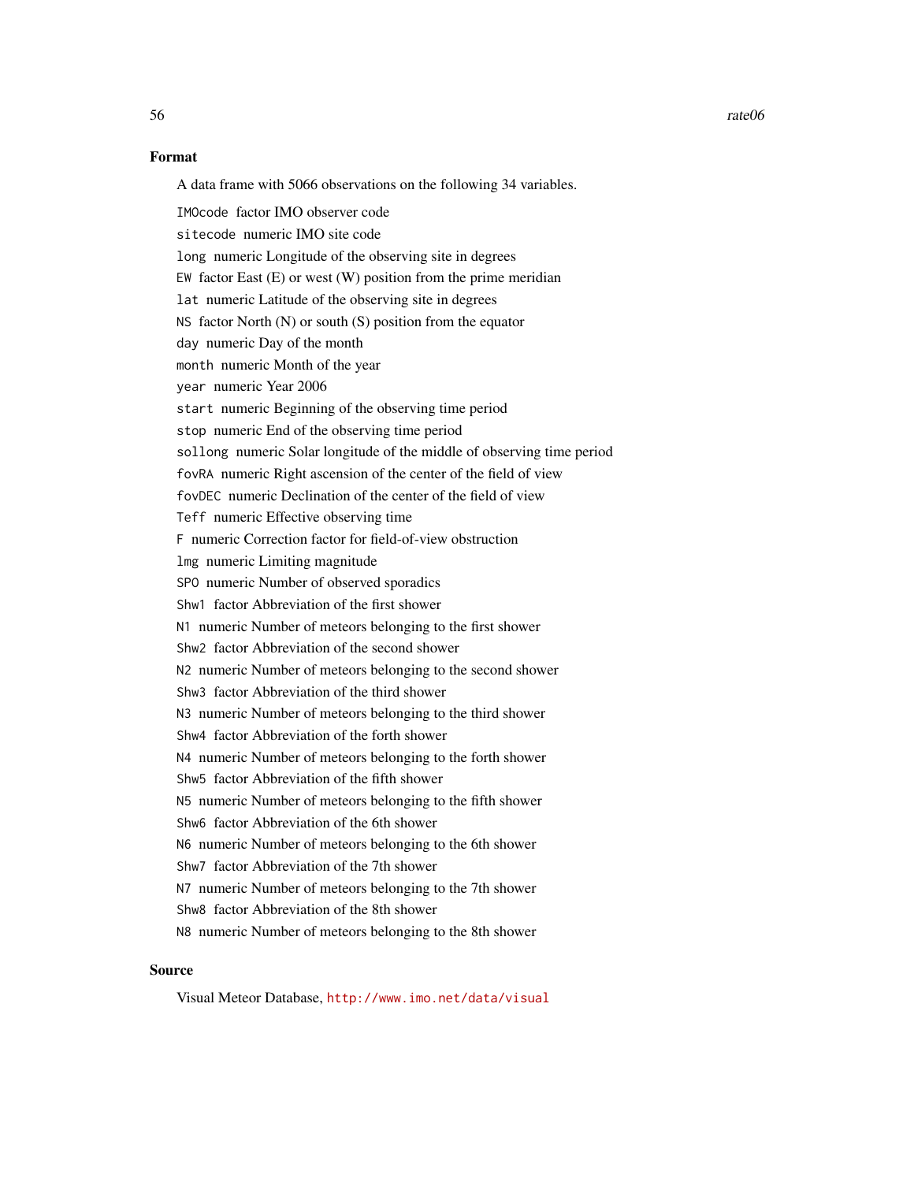### Format

A data frame with 5066 observations on the following 34 variables.

`IMOcode` factor IMO observer code

`sitecode` numeric IMO site code

`long` numeric Longitude of the observing site in degrees

`EW` factor East (E) or west (W) position from the prime meridian

`lat` numeric Latitude of the observing site in degrees

`NS` factor North (N) or south (S) position from the equator

`day` numeric Day of the month

`month` numeric Month of the year

`year` numeric Year 2006

`start` numeric Beginning of the observing time period

`stop` numeric End of the observing time period

`sollong` numeric Solar longitude of the middle of observing time period

`fovRA` numeric Right ascension of the center of the field of view

`fovDEC` numeric Declination of the center of the field of view

`Teff` numeric Effective observing time

`F` numeric Correction factor for field-of-view obstruction

`lmg` numeric Limiting magnitude

`SPO` numeric Number of observed sporadics

`Shw1` factor Abbreviation of the first shower

`N1` numeric Number of meteors belonging to the first shower

`Shw2` factor Abbreviation of the second shower

`N2` numeric Number of meteors belonging to the second shower

`Shw3` factor Abbreviation of the third shower

`N3` numeric Number of meteors belonging to the third shower

`Shw4` factor Abbreviation of the forth shower

`N4` numeric Number of meteors belonging to the forth shower

`Shw5` factor Abbreviation of the fifth shower

`N5` numeric Number of meteors belonging to the fifth shower

`Shw6` factor Abbreviation of the 6th shower

`N6` numeric Number of meteors belonging to the 6th shower

`Shw7` factor Abbreviation of the 7th shower

`N7` numeric Number of meteors belonging to the 7th shower

`Shw8` factor Abbreviation of the 8th shower

`N8` numeric Number of meteors belonging to the 8th shower

### Source

Visual Meteor Database, http://www.imo.net/data/visual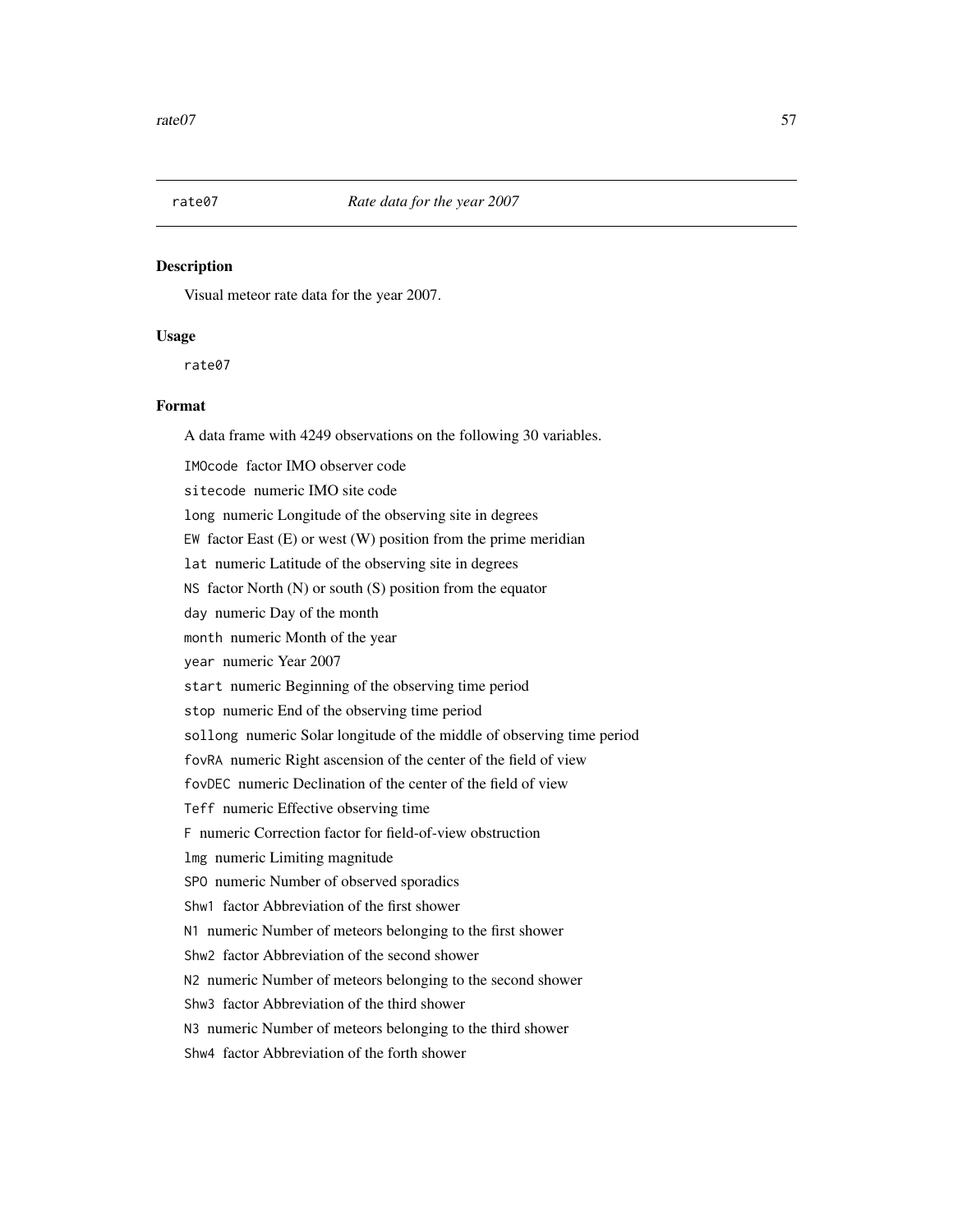rate07 *Rate data for the year 2007*

## Description

Visual meteor rate data for the year 2007.

## Usage

```
rate07
```

## Format

A data frame with 4249 observations on the following 30 variables.

`IMOcode` factor IMO observer code

`sitecode` numeric IMO site code

`long` numeric Longitude of the observing site in degrees

`EW` factor East (E) or west (W) position from the prime meridian

`lat` numeric Latitude of the observing site in degrees

`NS` factor North (N) or south (S) position from the equator

`day` numeric Day of the month

`month` numeric Month of the year

`year` numeric Year 2007

`start` numeric Beginning of the observing time period

`stop` numeric End of the observing time period

`sollong` numeric Solar longitude of the middle of observing time period

`fovRA` numeric Right ascension of the center of the field of view

`fovDEC` numeric Declination of the center of the field of view

`Teff` numeric Effective observing time

`F` numeric Correction factor for field-of-view obstruction

`lmg` numeric Limiting magnitude

`SPO` numeric Number of observed sporadics

`Shw1` factor Abbreviation of the first shower

`N1` numeric Number of meteors belonging to the first shower

`Shw2` factor Abbreviation of the second shower

`N2` numeric Number of meteors belonging to the second shower

`Shw3` factor Abbreviation of the third shower

`N3` numeric Number of meteors belonging to the third shower

`Shw4` factor Abbreviation of the forth shower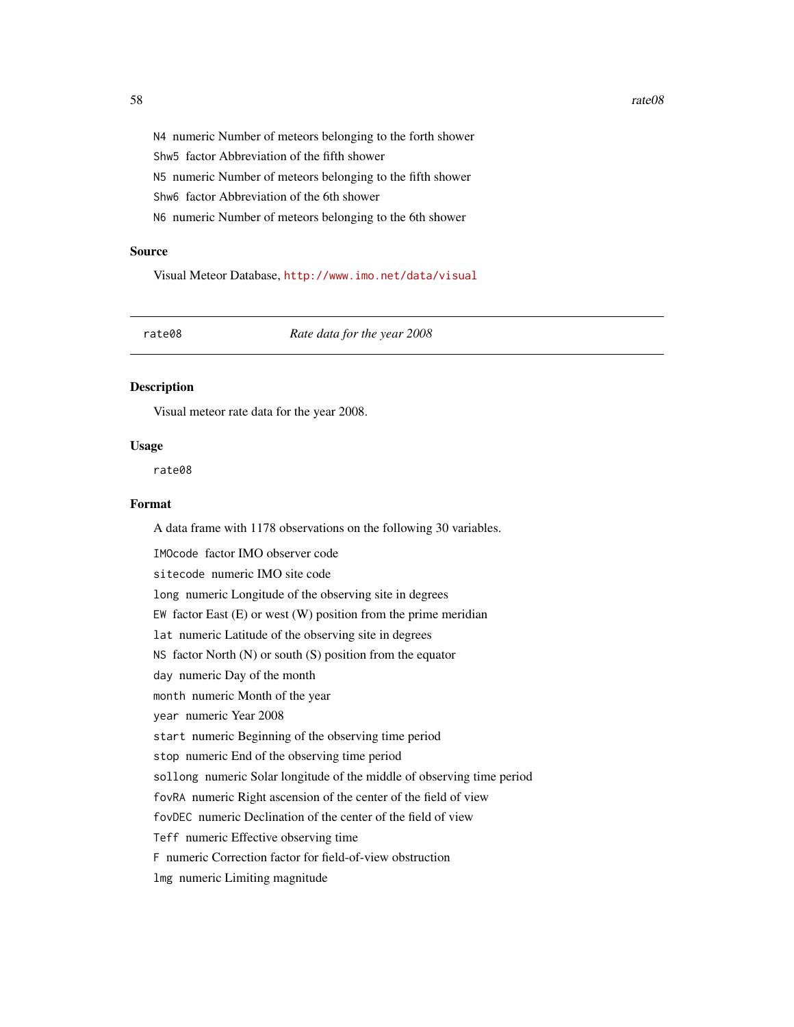`N4` numeric Number of meteors belonging to the forth shower

`Shw5` factor Abbreviation of the fifth shower

`N5` numeric Number of meteors belonging to the fifth shower

`Shw6` factor Abbreviation of the 6th shower

`N6` numeric Number of meteors belonging to the 6th shower

### Source

Visual Meteor Database, http://www.imo.net/data/visual

---

`rate08` *Rate data for the year 2008*

---

### Description

Visual meteor rate data for the year 2008.

### Usage

```
rate08
```

### Format

A data frame with 1178 observations on the following 30 variables.

`IMOcode` factor IMO observer code

`sitecode` numeric IMO site code

`long` numeric Longitude of the observing site in degrees

`EW` factor East (E) or west (W) position from the prime meridian

`lat` numeric Latitude of the observing site in degrees

`NS` factor North (N) or south (S) position from the equator

`day` numeric Day of the month

`month` numeric Month of the year

`year` numeric Year 2008

`start` numeric Beginning of the observing time period

`stop` numeric End of the observing time period

`sollong` numeric Solar longitude of the middle of observing time period

`fovRA` numeric Right ascension of the center of the field of view

`fovDEC` numeric Declination of the center of the field of view

`Teff` numeric Effective observing time

`F` numeric Correction factor for field-of-view obstruction

`lmg` numeric Limiting magnitude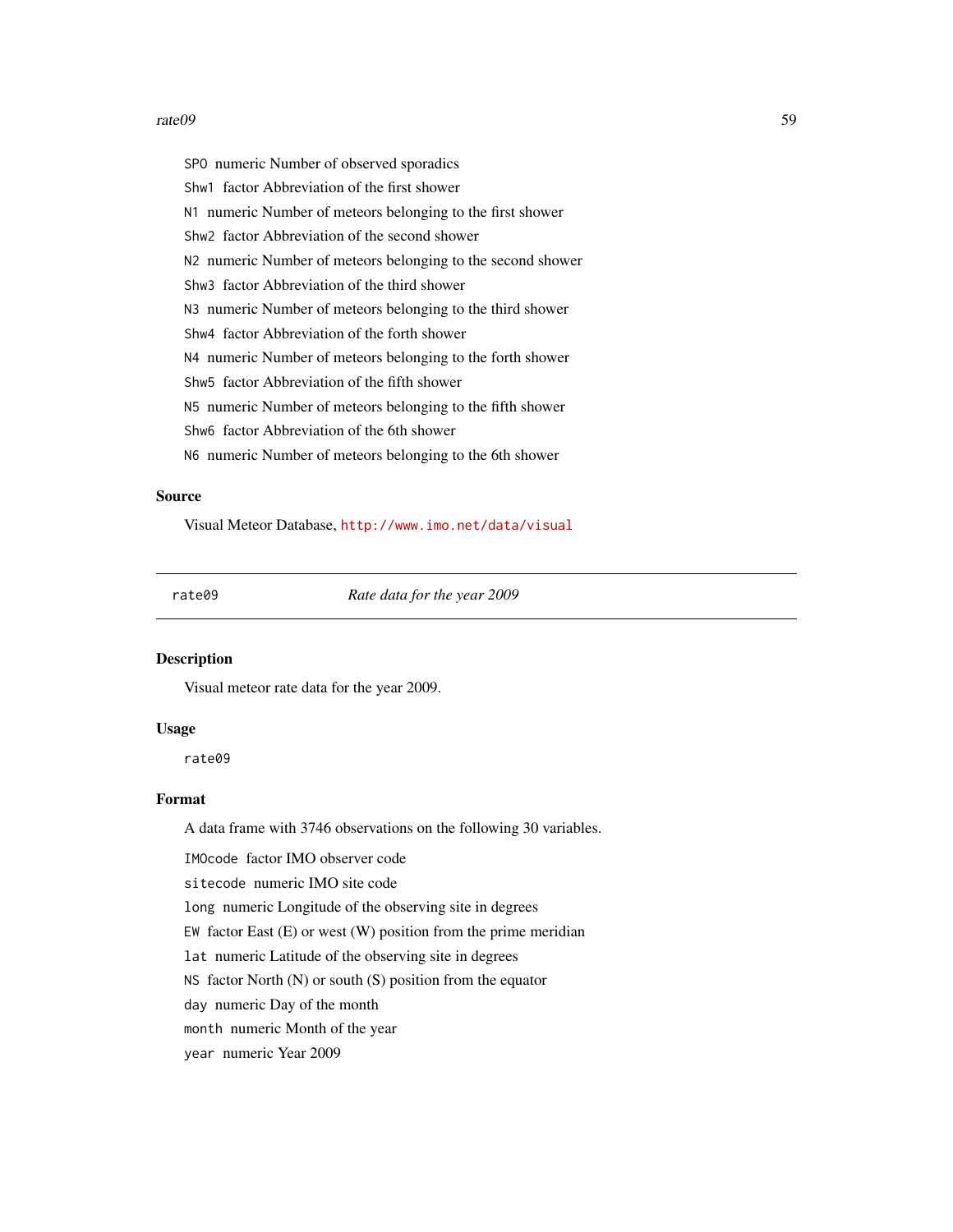`SPO` numeric Number of observed sporadics

`Shw1` factor Abbreviation of the first shower

`N1` numeric Number of meteors belonging to the first shower

`Shw2` factor Abbreviation of the second shower

`N2` numeric Number of meteors belonging to the second shower

`Shw3` factor Abbreviation of the third shower

`N3` numeric Number of meteors belonging to the third shower

`Shw4` factor Abbreviation of the forth shower

`N4` numeric Number of meteors belonging to the forth shower

`Shw5` factor Abbreviation of the fifth shower

`N5` numeric Number of meteors belonging to the fifth shower

`Shw6` factor Abbreviation of the 6th shower

`N6` numeric Number of meteors belonging to the 6th shower

### Source

Visual Meteor Database, http://www.imo.net/data/visual

---

## rate09 — *Rate data for the year 2009*

---

### Description

Visual meteor rate data for the year 2009.

### Usage

```
rate09
```

### Format

A data frame with 3746 observations on the following 30 variables.

`IMOcode` factor IMO observer code

`sitecode` numeric IMO site code

`long` numeric Longitude of the observing site in degrees

`EW` factor East (E) or west (W) position from the prime meridian

`lat` numeric Latitude of the observing site in degrees

`NS` factor North (N) or south (S) position from the equator

`day` numeric Day of the month

`month` numeric Month of the year

`year` numeric Year 2009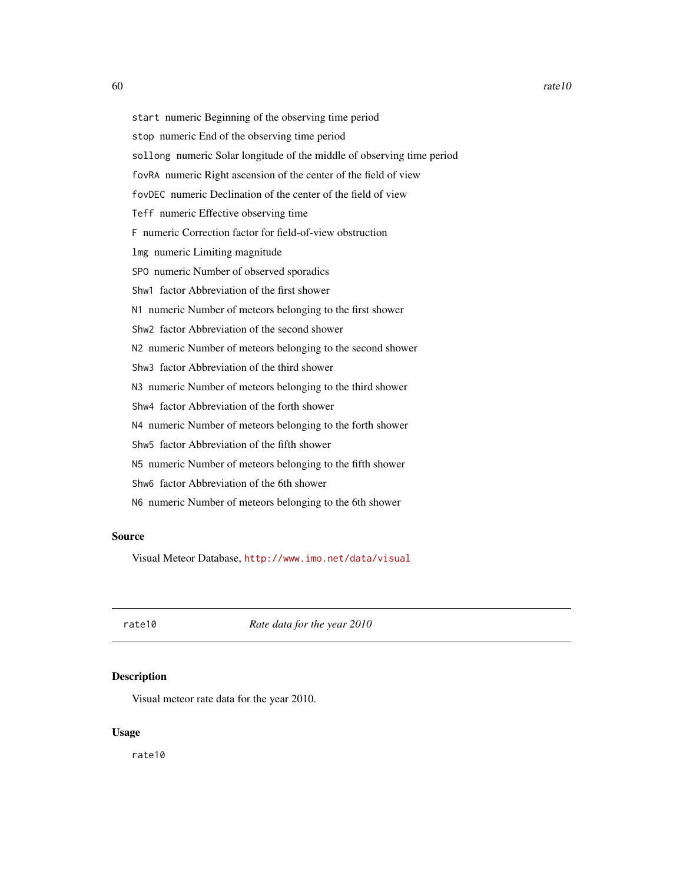`start` numeric Beginning of the observing time period

`stop` numeric End of the observing time period

`sollong` numeric Solar longitude of the middle of observing time period

`fovRA` numeric Right ascension of the center of the field of view

`fovDEC` numeric Declination of the center of the field of view

`Teff` numeric Effective observing time

`F` numeric Correction factor for field-of-view obstruction

`lmg` numeric Limiting magnitude

`SPO` numeric Number of observed sporadics

`Shw1` factor Abbreviation of the first shower

`N1` numeric Number of meteors belonging to the first shower

`Shw2` factor Abbreviation of the second shower

`N2` numeric Number of meteors belonging to the second shower

`Shw3` factor Abbreviation of the third shower

`N3` numeric Number of meteors belonging to the third shower

`Shw4` factor Abbreviation of the forth shower

`N4` numeric Number of meteors belonging to the forth shower

`Shw5` factor Abbreviation of the fifth shower

`N5` numeric Number of meteors belonging to the fifth shower

`Shw6` factor Abbreviation of the 6th shower

`N6` numeric Number of meteors belonging to the 6th shower

### Source

Visual Meteor Database, http://www.imo.net/data/visual

---

## rate10 — *Rate data for the year 2010*

### Description

Visual meteor rate data for the year 2010.

### Usage

```
rate10
```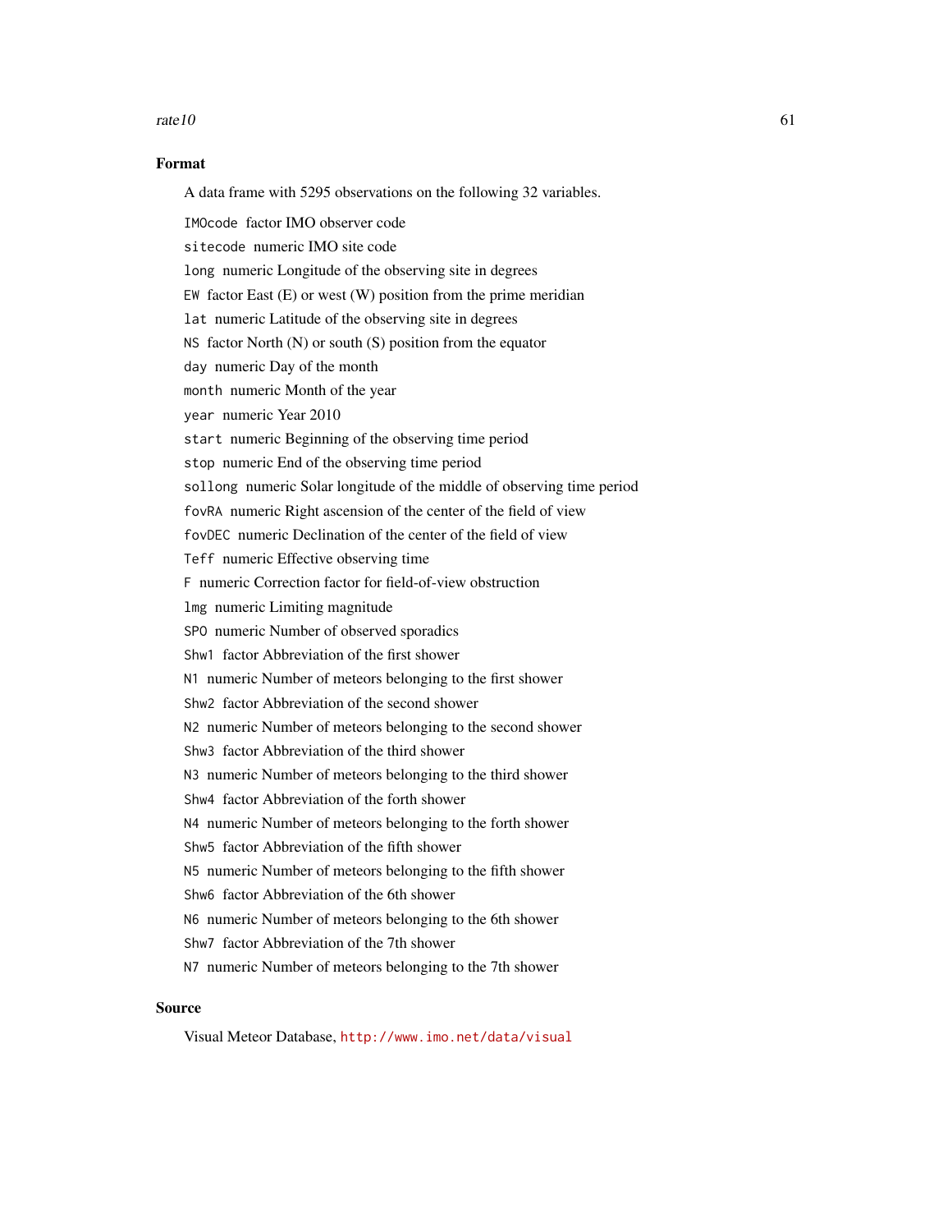### Format

A data frame with 5295 observations on the following 32 variables.

- `IMOcode` factor IMO observer code
- `sitecode` numeric IMO site code
- `long` numeric Longitude of the observing site in degrees
- `EW` factor East (E) or west (W) position from the prime meridian
- `lat` numeric Latitude of the observing site in degrees
- `NS` factor North (N) or south (S) position from the equator
- `day` numeric Day of the month
- `month` numeric Month of the year
- `year` numeric Year 2010
- `start` numeric Beginning of the observing time period
- `stop` numeric End of the observing time period
- `sollong` numeric Solar longitude of the middle of observing time period
- `fovRA` numeric Right ascension of the center of the field of view
- `fovDEC` numeric Declination of the center of the field of view
- `Teff` numeric Effective observing time
- `F` numeric Correction factor for field-of-view obstruction
- `lmg` numeric Limiting magnitude
- `SPO` numeric Number of observed sporadics
- `Shw1` factor Abbreviation of the first shower
- `N1` numeric Number of meteors belonging to the first shower
- `Shw2` factor Abbreviation of the second shower
- `N2` numeric Number of meteors belonging to the second shower
- `Shw3` factor Abbreviation of the third shower
- `N3` numeric Number of meteors belonging to the third shower
- `Shw4` factor Abbreviation of the forth shower
- `N4` numeric Number of meteors belonging to the forth shower
- `Shw5` factor Abbreviation of the fifth shower
- `N5` numeric Number of meteors belonging to the fifth shower
- `Shw6` factor Abbreviation of the 6th shower
- `N6` numeric Number of meteors belonging to the 6th shower
- `Shw7` factor Abbreviation of the 7th shower
- `N7` numeric Number of meteors belonging to the 7th shower

### Source

Visual Meteor Database, http://www.imo.net/data/visual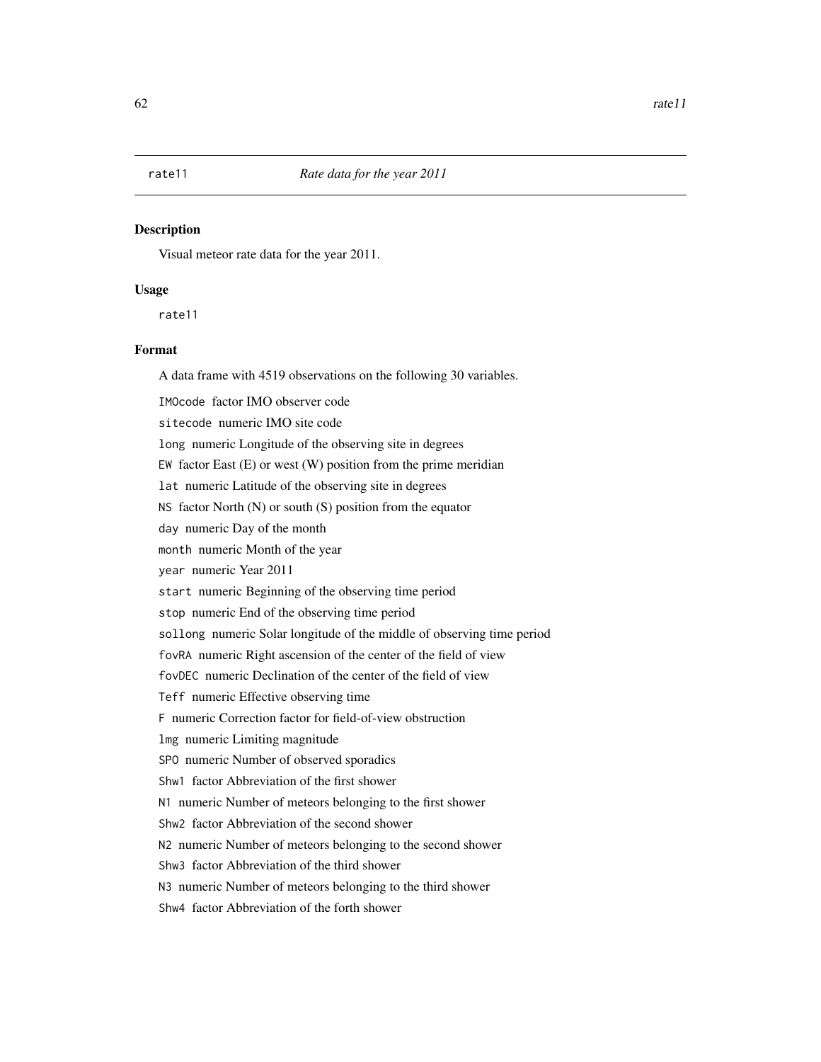rate11 *Rate data for the year 2011*

### Description

Visual meteor rate data for the year 2011.

### Usage

```
rate11
```

### Format

A data frame with 4519 observations on the following 30 variables.

`IMOcode` factor IMO observer code

`sitecode` numeric IMO site code

`long` numeric Longitude of the observing site in degrees

`EW` factor East (E) or west (W) position from the prime meridian

`lat` numeric Latitude of the observing site in degrees

`NS` factor North (N) or south (S) position from the equator

`day` numeric Day of the month

`month` numeric Month of the year

`year` numeric Year 2011

`start` numeric Beginning of the observing time period

`stop` numeric End of the observing time period

`sollong` numeric Solar longitude of the middle of observing time period

`fovRA` numeric Right ascension of the center of the field of view

`fovDEC` numeric Declination of the center of the field of view

`Teff` numeric Effective observing time

`F` numeric Correction factor for field-of-view obstruction

`lmg` numeric Limiting magnitude

`SPO` numeric Number of observed sporadics

`Shw1` factor Abbreviation of the first shower

`N1` numeric Number of meteors belonging to the first shower

`Shw2` factor Abbreviation of the second shower

`N2` numeric Number of meteors belonging to the second shower

`Shw3` factor Abbreviation of the third shower

`N3` numeric Number of meteors belonging to the third shower

`Shw4` factor Abbreviation of the forth shower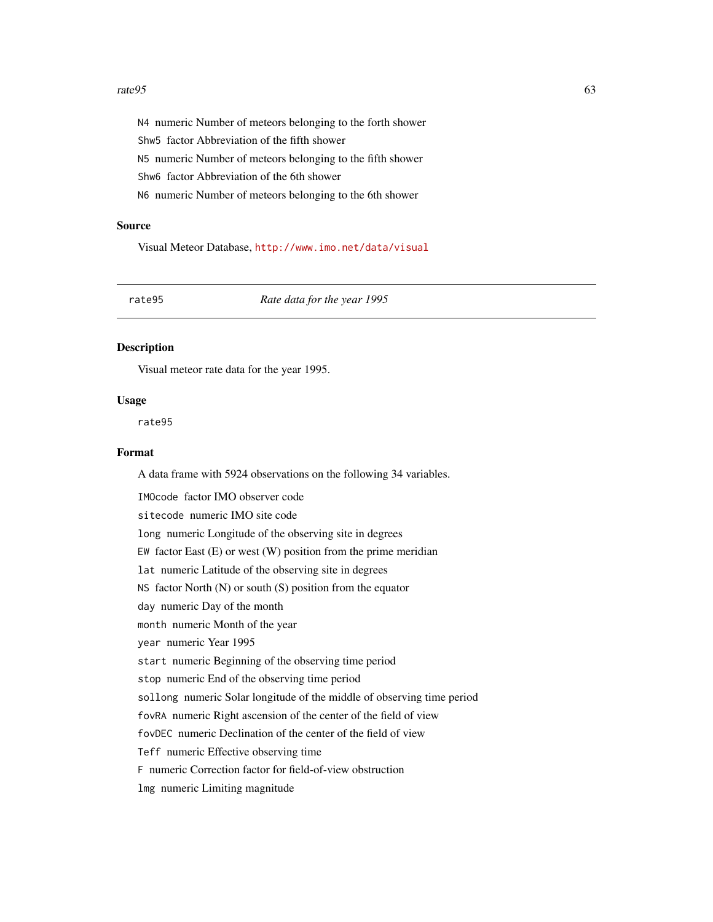N4 numeric Number of meteors belonging to the forth shower

Shw5 factor Abbreviation of the fifth shower

N5 numeric Number of meteors belonging to the fifth shower

Shw6 factor Abbreviation of the 6th shower

N6 numeric Number of meteors belonging to the 6th shower

### Source

Visual Meteor Database, http://www.imo.net/data/visual

---

## rate95 *Rate data for the year 1995*

---

### Description

Visual meteor rate data for the year 1995.

### Usage

```
rate95
```

### Format

A data frame with 5924 observations on the following 34 variables.

IMOcode factor IMO observer code

sitecode numeric IMO site code

long numeric Longitude of the observing site in degrees

EW factor East (E) or west (W) position from the prime meridian

lat numeric Latitude of the observing site in degrees

NS factor North (N) or south (S) position from the equator

day numeric Day of the month

month numeric Month of the year

year numeric Year 1995

start numeric Beginning of the observing time period

stop numeric End of the observing time period

sollong numeric Solar longitude of the middle of observing time period

fovRA numeric Right ascension of the center of the field of view

fovDEC numeric Declination of the center of the field of view

Teff numeric Effective observing time

F numeric Correction factor for field-of-view obstruction

lmg numeric Limiting magnitude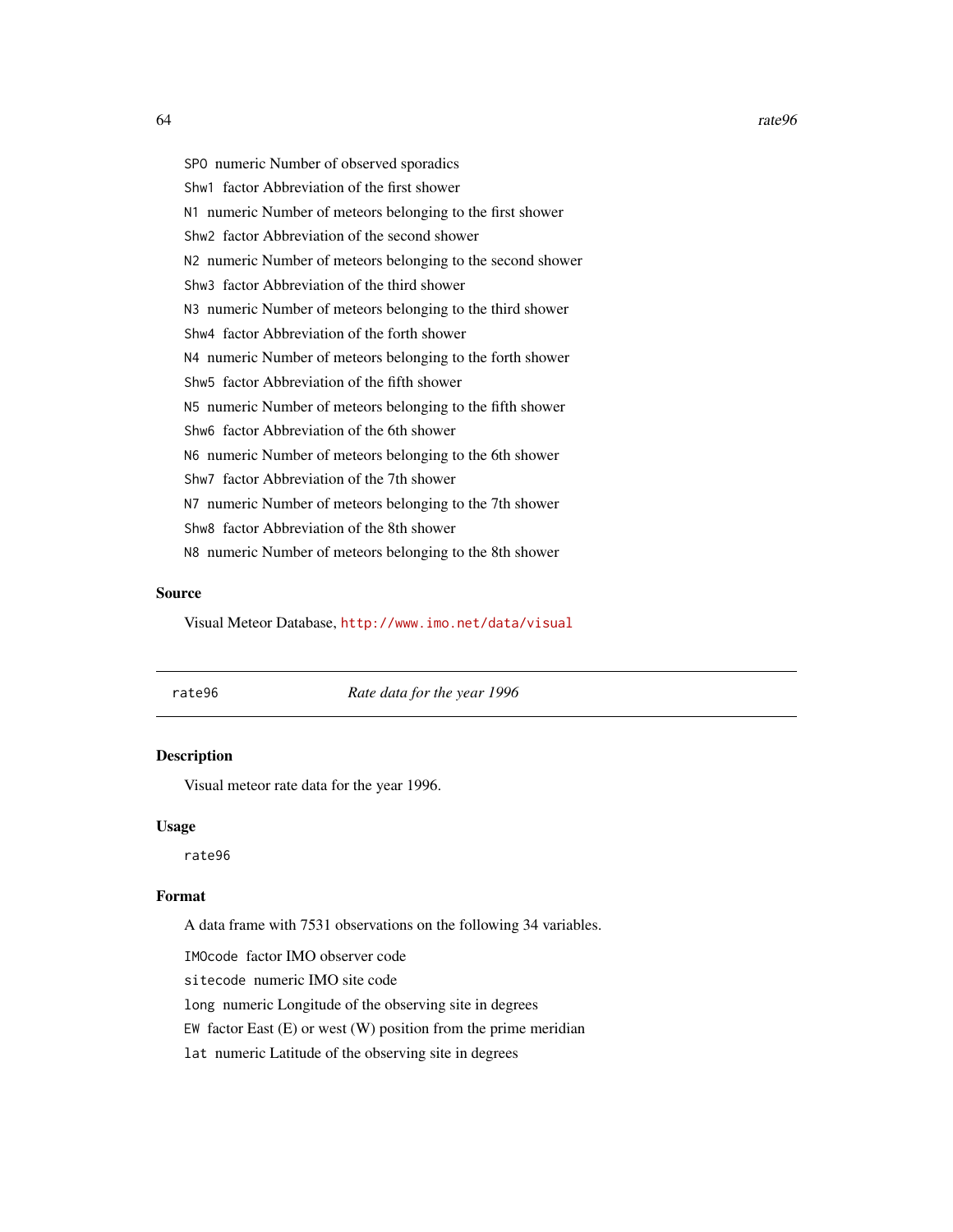SPO numeric Number of observed sporadics

Shw1 factor Abbreviation of the first shower

N1 numeric Number of meteors belonging to the first shower

Shw2 factor Abbreviation of the second shower

N2 numeric Number of meteors belonging to the second shower

Shw3 factor Abbreviation of the third shower

N3 numeric Number of meteors belonging to the third shower

Shw4 factor Abbreviation of the forth shower

N4 numeric Number of meteors belonging to the forth shower

Shw5 factor Abbreviation of the fifth shower

N5 numeric Number of meteors belonging to the fifth shower

Shw6 factor Abbreviation of the 6th shower

N6 numeric Number of meteors belonging to the 6th shower

Shw7 factor Abbreviation of the 7th shower

N7 numeric Number of meteors belonging to the 7th shower

Shw8 factor Abbreviation of the 8th shower

N8 numeric Number of meteors belonging to the 8th shower

### Source

Visual Meteor Database, http://www.imo.net/data/visual

---

## rate96 *Rate data for the year 1996*

---

### Description

Visual meteor rate data for the year 1996.

### Usage

```
rate96
```

### Format

A data frame with 7531 observations on the following 34 variables.

IMOcode factor IMO observer code

sitecode numeric IMO site code

long numeric Longitude of the observing site in degrees

EW factor East (E) or west (W) position from the prime meridian

lat numeric Latitude of the observing site in degrees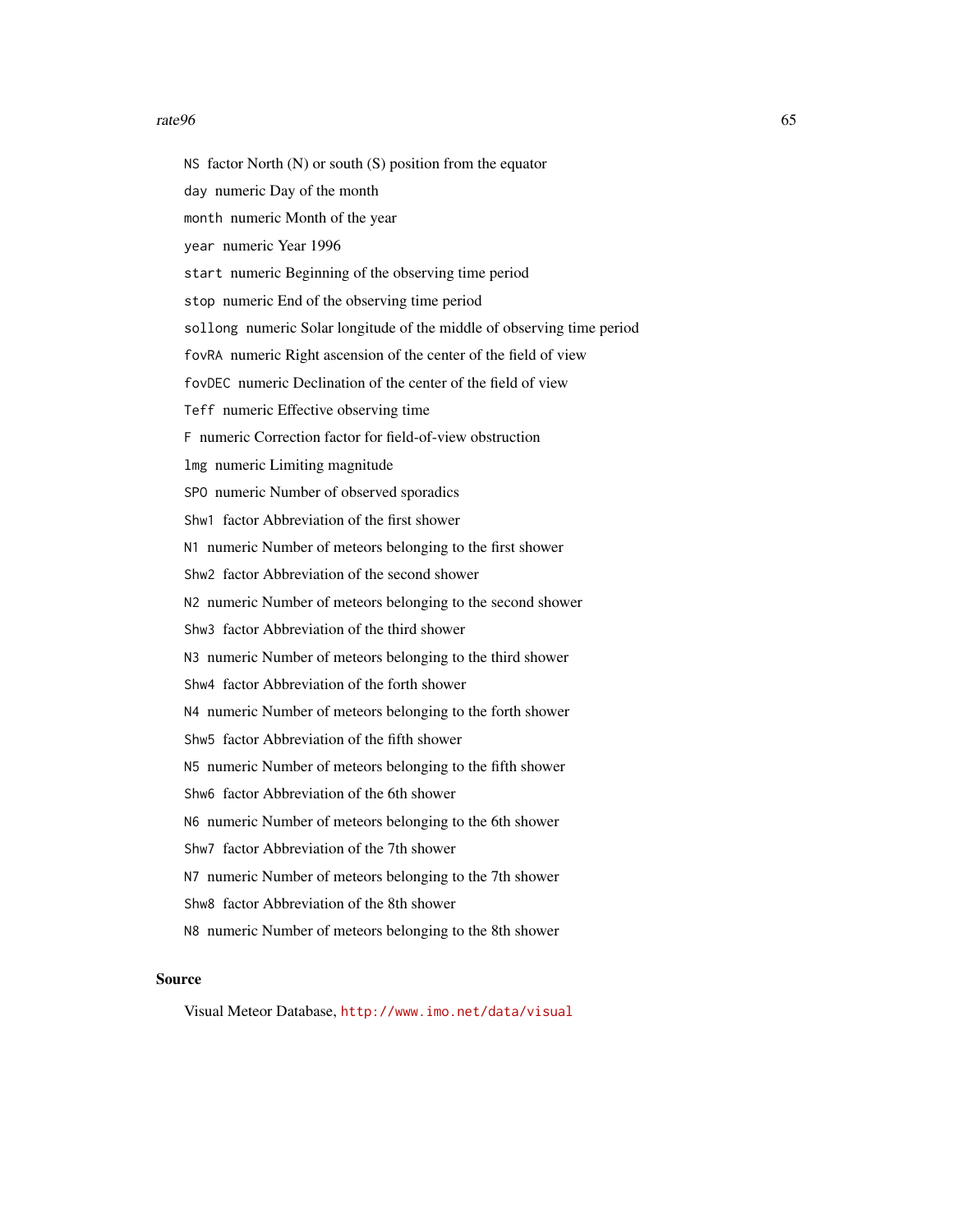`NS` factor North (N) or south (S) position from the equator

`day` numeric Day of the month

`month` numeric Month of the year

`year` numeric Year 1996

`start` numeric Beginning of the observing time period

`stop` numeric End of the observing time period

`sollong` numeric Solar longitude of the middle of observing time period

`fovRA` numeric Right ascension of the center of the field of view

`fovDEC` numeric Declination of the center of the field of view

`Teff` numeric Effective observing time

`F` numeric Correction factor for field-of-view obstruction

`lmg` numeric Limiting magnitude

`SPO` numeric Number of observed sporadics

`Shw1` factor Abbreviation of the first shower

`N1` numeric Number of meteors belonging to the first shower

`Shw2` factor Abbreviation of the second shower

`N2` numeric Number of meteors belonging to the second shower

`Shw3` factor Abbreviation of the third shower

`N3` numeric Number of meteors belonging to the third shower

`Shw4` factor Abbreviation of the forth shower

`N4` numeric Number of meteors belonging to the forth shower

`Shw5` factor Abbreviation of the fifth shower

`N5` numeric Number of meteors belonging to the fifth shower

`Shw6` factor Abbreviation of the 6th shower

`N6` numeric Number of meteors belonging to the 6th shower

`Shw7` factor Abbreviation of the 7th shower

`N7` numeric Number of meteors belonging to the 7th shower

`Shw8` factor Abbreviation of the 8th shower

`N8` numeric Number of meteors belonging to the 8th shower

## Source

Visual Meteor Database, http://www.imo.net/data/visual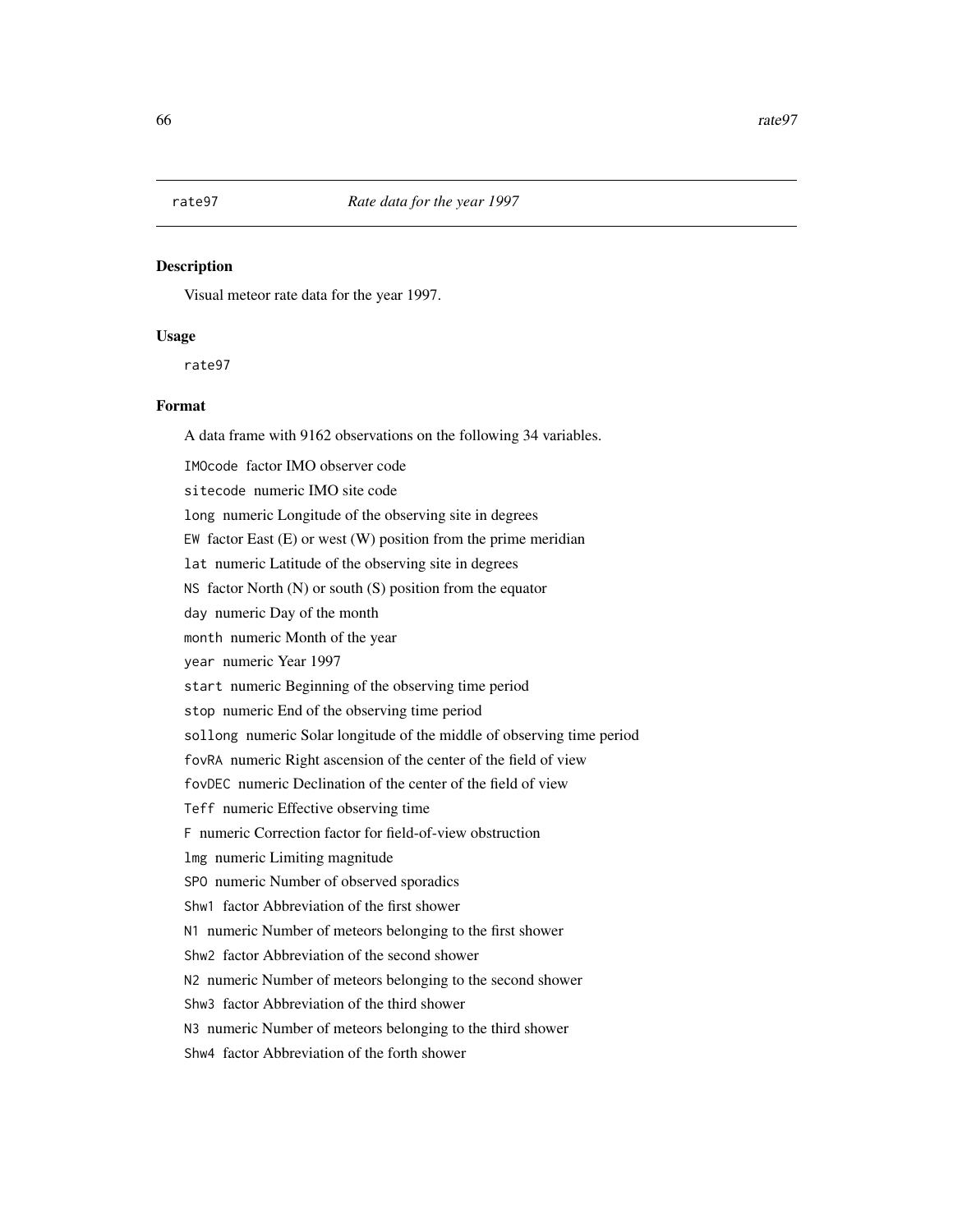rate97 *Rate data for the year 1997*

## Description

Visual meteor rate data for the year 1997.

## Usage

```
rate97
```

## Format

A data frame with 9162 observations on the following 34 variables.

- `IMOcode` factor IMO observer code
- `sitecode` numeric IMO site code
- `long` numeric Longitude of the observing site in degrees
- `EW` factor East (E) or west (W) position from the prime meridian
- `lat` numeric Latitude of the observing site in degrees
- `NS` factor North (N) or south (S) position from the equator
- `day` numeric Day of the month
- `month` numeric Month of the year
- `year` numeric Year 1997
- `start` numeric Beginning of the observing time period
- `stop` numeric End of the observing time period
- `sollong` numeric Solar longitude of the middle of observing time period
- `fovRA` numeric Right ascension of the center of the field of view
- `fovDEC` numeric Declination of the center of the field of view
- `Teff` numeric Effective observing time
- `F` numeric Correction factor for field-of-view obstruction
- `lmg` numeric Limiting magnitude
- `SPO` numeric Number of observed sporadics
- `Shw1` factor Abbreviation of the first shower
- `N1` numeric Number of meteors belonging to the first shower
- `Shw2` factor Abbreviation of the second shower
- `N2` numeric Number of meteors belonging to the second shower
- `Shw3` factor Abbreviation of the third shower
- `N3` numeric Number of meteors belonging to the third shower
- `Shw4` factor Abbreviation of the forth shower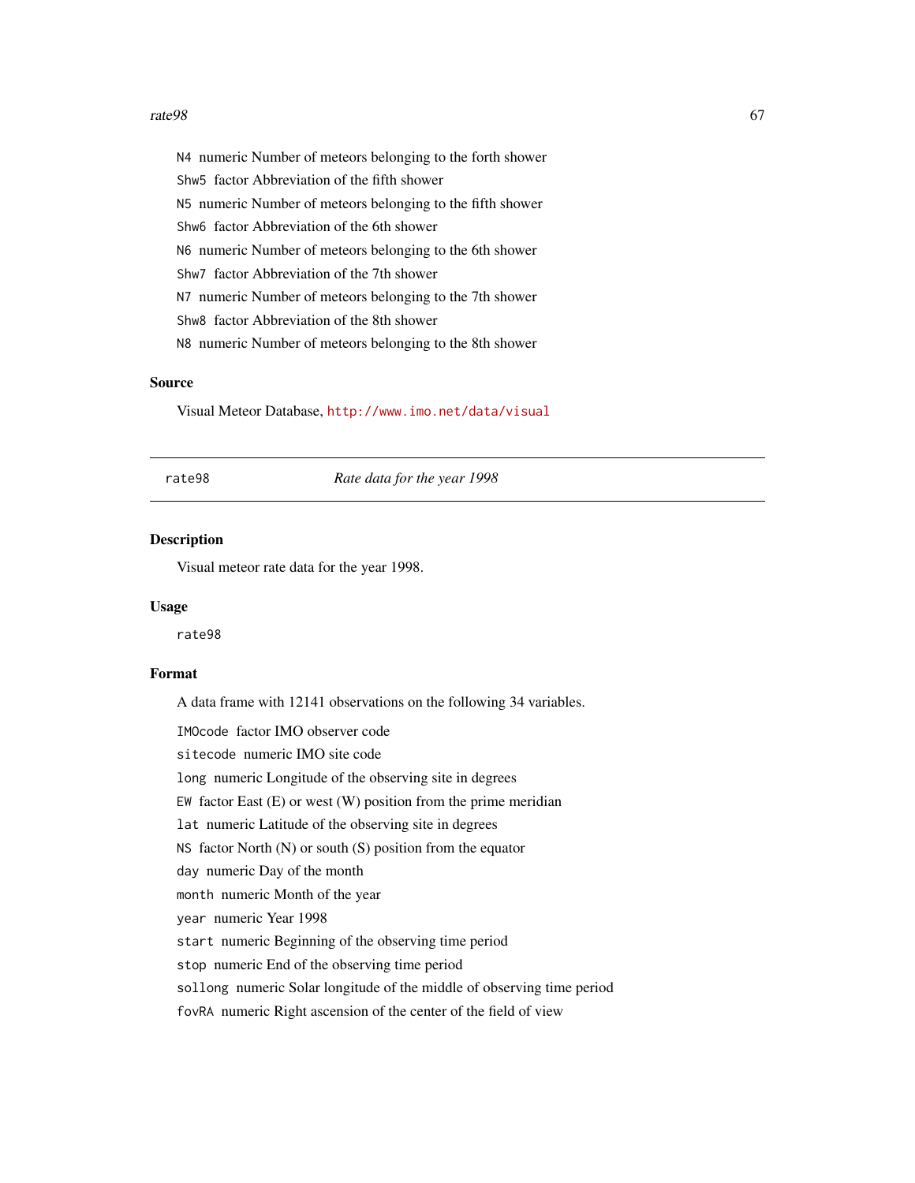N4 numeric Number of meteors belonging to the forth shower

Shw5 factor Abbreviation of the fifth shower

N5 numeric Number of meteors belonging to the fifth shower

Shw6 factor Abbreviation of the 6th shower

N6 numeric Number of meteors belonging to the 6th shower

Shw7 factor Abbreviation of the 7th shower

N7 numeric Number of meteors belonging to the 7th shower

Shw8 factor Abbreviation of the 8th shower

N8 numeric Number of meteors belonging to the 8th shower

### Source

Visual Meteor Database, http://www.imo.net/data/visual

---

## rate98 *Rate data for the year 1998*

---

### Description

Visual meteor rate data for the year 1998.

### Usage

```
rate98
```

### Format

A data frame with 12141 observations on the following 34 variables.

IMOcode factor IMO observer code

sitecode numeric IMO site code

long numeric Longitude of the observing site in degrees

EW factor East (E) or west (W) position from the prime meridian

lat numeric Latitude of the observing site in degrees

NS factor North (N) or south (S) position from the equator

day numeric Day of the month

month numeric Month of the year

year numeric Year 1998

start numeric Beginning of the observing time period

stop numeric End of the observing time period

sollong numeric Solar longitude of the middle of observing time period

fovRA numeric Right ascension of the center of the field of view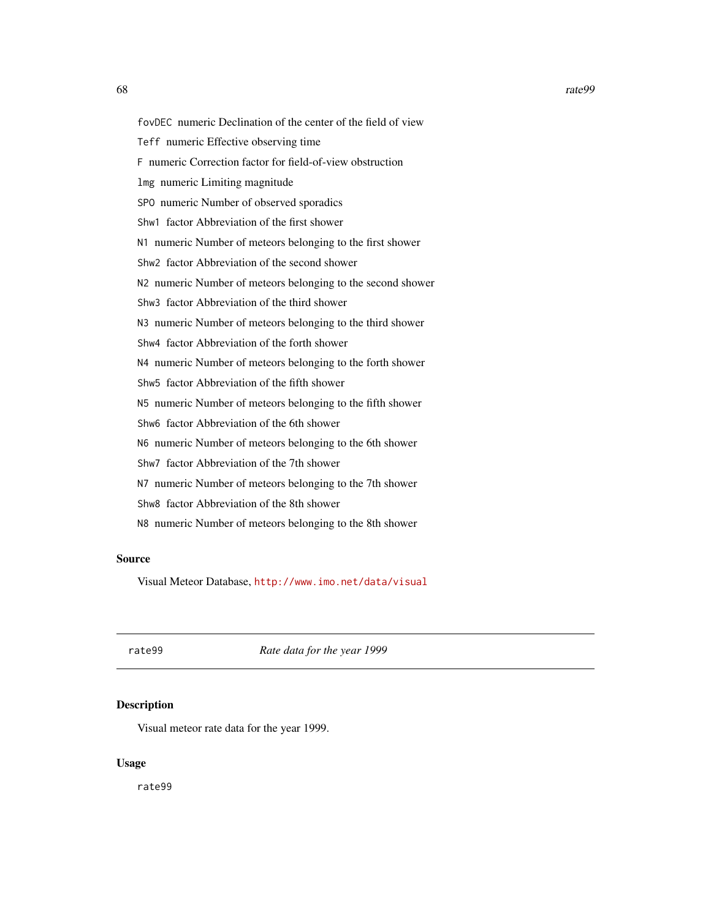`fovDEC` numeric Declination of the center of the field of view

`Teff` numeric Effective observing time

`F` numeric Correction factor for field-of-view obstruction

`lmg` numeric Limiting magnitude

`SPO` numeric Number of observed sporadics

`Shw1` factor Abbreviation of the first shower

`N1` numeric Number of meteors belonging to the first shower

`Shw2` factor Abbreviation of the second shower

`N2` numeric Number of meteors belonging to the second shower

`Shw3` factor Abbreviation of the third shower

`N3` numeric Number of meteors belonging to the third shower

`Shw4` factor Abbreviation of the forth shower

`N4` numeric Number of meteors belonging to the forth shower

`Shw5` factor Abbreviation of the fifth shower

`N5` numeric Number of meteors belonging to the fifth shower

`Shw6` factor Abbreviation of the 6th shower

`N6` numeric Number of meteors belonging to the 6th shower

`Shw7` factor Abbreviation of the 7th shower

`N7` numeric Number of meteors belonging to the 7th shower

`Shw8` factor Abbreviation of the 8th shower

`N8` numeric Number of meteors belonging to the 8th shower

### Source

Visual Meteor Database, http://www.imo.net/data/visual

---

## rate99 *Rate data for the year 1999*

---

### Description

Visual meteor rate data for the year 1999.

### Usage

```
rate99
```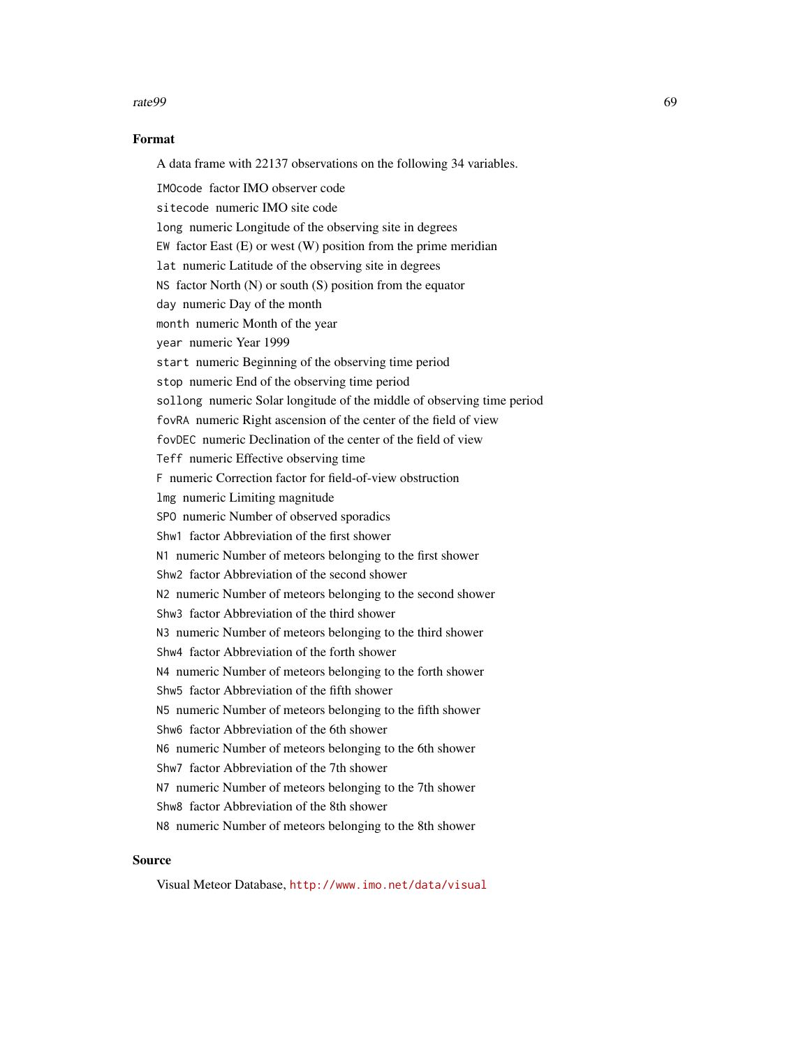### Format

A data frame with 22137 observations on the following 34 variables.

`IMOcode` factor IMO observer code

`sitecode` numeric IMO site code

`long` numeric Longitude of the observing site in degrees

`EW` factor East (E) or west (W) position from the prime meridian

`lat` numeric Latitude of the observing site in degrees

`NS` factor North (N) or south (S) position from the equator

`day` numeric Day of the month

`month` numeric Month of the year

`year` numeric Year 1999

`start` numeric Beginning of the observing time period

`stop` numeric End of the observing time period

`sollong` numeric Solar longitude of the middle of observing time period

`fovRA` numeric Right ascension of the center of the field of view

`fovDEC` numeric Declination of the center of the field of view

`Teff` numeric Effective observing time

`F` numeric Correction factor for field-of-view obstruction

`lmg` numeric Limiting magnitude

`SPO` numeric Number of observed sporadics

`Shw1` factor Abbreviation of the first shower

`N1` numeric Number of meteors belonging to the first shower

`Shw2` factor Abbreviation of the second shower

`N2` numeric Number of meteors belonging to the second shower

`Shw3` factor Abbreviation of the third shower

`N3` numeric Number of meteors belonging to the third shower

`Shw4` factor Abbreviation of the forth shower

`N4` numeric Number of meteors belonging to the forth shower

`Shw5` factor Abbreviation of the fifth shower

`N5` numeric Number of meteors belonging to the fifth shower

`Shw6` factor Abbreviation of the 6th shower

`N6` numeric Number of meteors belonging to the 6th shower

`Shw7` factor Abbreviation of the 7th shower

`N7` numeric Number of meteors belonging to the 7th shower

`Shw8` factor Abbreviation of the 8th shower

`N8` numeric Number of meteors belonging to the 8th shower

### Source

Visual Meteor Database, http://www.imo.net/data/visual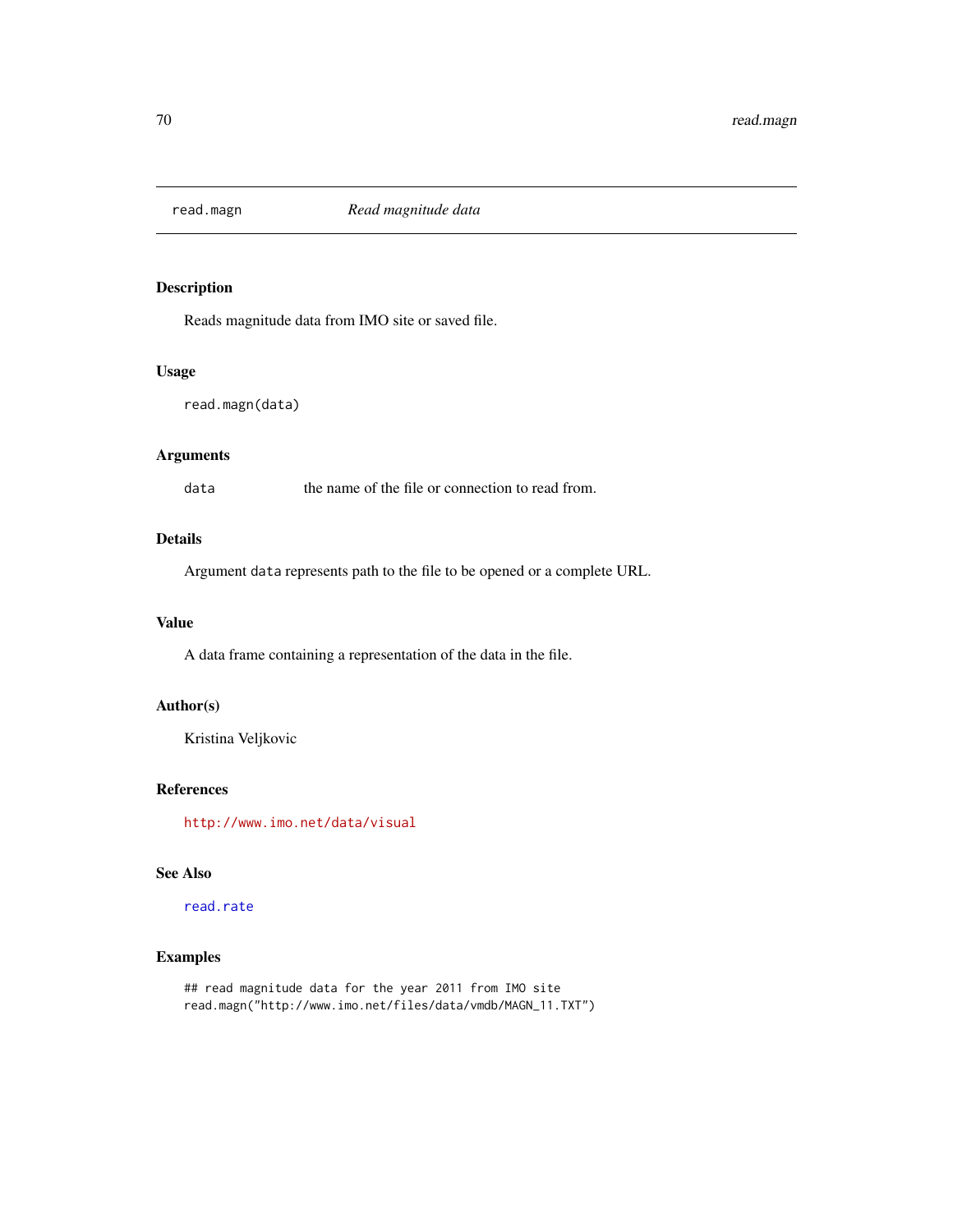# read.magn — *Read magnitude data*

## Description

Reads magnitude data from IMO site or saved file.

## Usage

```
read.magn(data)
```

## Arguments

| | |
|---|---|
| data | the name of the file or connection to read from. |

## Details

Argument `data` represents path to the file to be opened or a complete URL.

## Value

A data frame containing a representation of the data in the file.

## Author(s)

Kristina Veljkovic

## References

http://www.imo.net/data/visual

## See Also

read.rate

## Examples

```
## read magnitude data for the year 2011 from IMO site
read.magn("http://www.imo.net/files/data/vmdb/MAGN_11.TXT")
```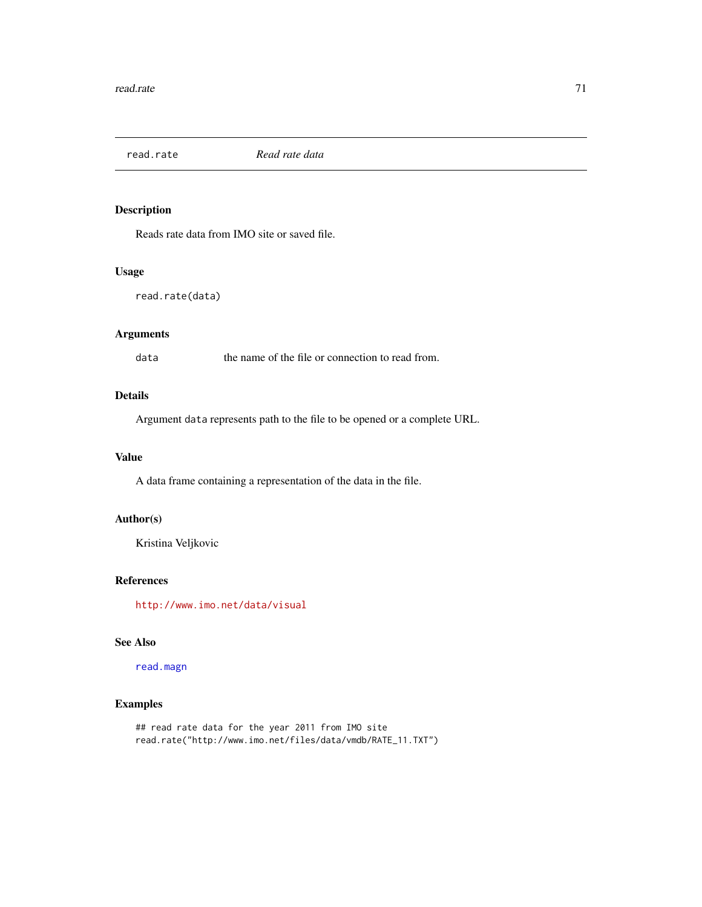# read.rate — *Read rate data*

## Description

Reads rate data from IMO site or saved file.

## Usage

```
read.rate(data)
```

## Arguments

| | |
|---|---|
| `data` | the name of the file or connection to read from. |

## Details

Argument `data` represents path to the file to be opened or a complete URL.

## Value

A data frame containing a representation of the data in the file.

## Author(s)

Kristina Veljkovic

## References

http://www.imo.net/data/visual

## See Also

`read.magn`

## Examples

```
## read rate data for the year 2011 from IMO site
read.rate("http://www.imo.net/files/data/vmdb/RATE_11.TXT")
```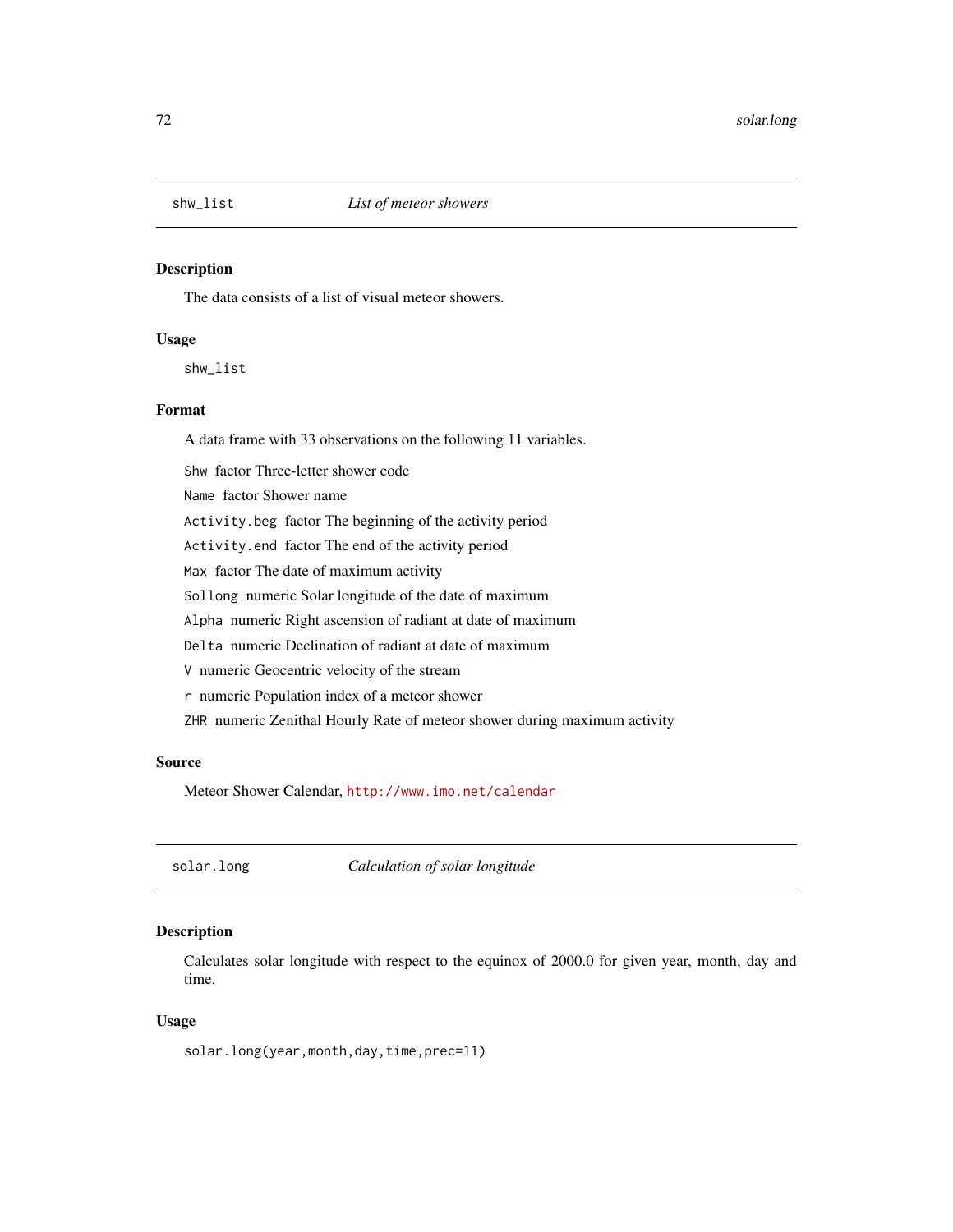## shw_list *List of meteor showers*

### Description

The data consists of a list of visual meteor showers.

### Usage

```
shw_list
```

### Format

A data frame with 33 observations on the following 11 variables.

`Shw` factor Three-letter shower code

`Name` factor Shower name

`Activity.beg` factor The beginning of the activity period

`Activity.end` factor The end of the activity period

`Max` factor The date of maximum activity

`Sollong` numeric Solar longitude of the date of maximum

`Alpha` numeric Right ascension of radiant at date of maximum

`Delta` numeric Declination of radiant at date of maximum

`V` numeric Geocentric velocity of the stream

`r` numeric Population index of a meteor shower

`ZHR` numeric Zenithal Hourly Rate of meteor shower during maximum activity

### Source

Meteor Shower Calendar, http://www.imo.net/calendar

## solar.long *Calculation of solar longitude*

### Description

Calculates solar longitude with respect to the equinox of 2000.0 for given year, month, day and time.

### Usage

```
solar.long(year,month,day,time,prec=11)
```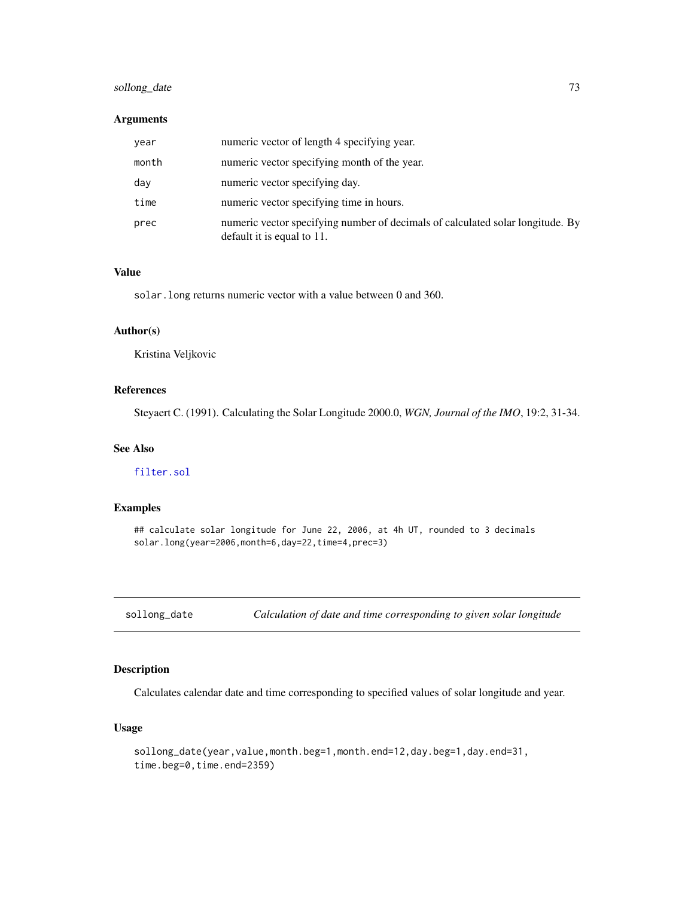### Arguments

| | |
|---|---|
| `year` | numeric vector of length 4 specifying year. |
| `month` | numeric vector specifying month of the year. |
| `day` | numeric vector specifying day. |
| `time` | numeric vector specifying time in hours. |
| `prec` | numeric vector specifying number of decimals of calculated solar longitude. By default it is equal to 11. |

### Value

`solar.long` returns numeric vector with a value between 0 and 360.

### Author(s)

Kristina Veljkovic

### References

Steyaert C. (1991). Calculating the Solar Longitude 2000.0, *WGN, Journal of the IMO*, 19:2, 31-34.

### See Also

`filter.sol`

### Examples

```
## calculate solar longitude for June 22, 2006, at 4h UT, rounded to 3 decimals
solar.long(year=2006,month=6,day=22,time=4,prec=3)
```

---

## sollong_date — *Calculation of date and time corresponding to given solar longitude*

---

### Description

Calculates calendar date and time corresponding to specified values of solar longitude and year.

### Usage

```
sollong_date(year,value,month.beg=1,month.end=12,day.beg=1,day.end=31,
time.beg=0,time.end=2359)
```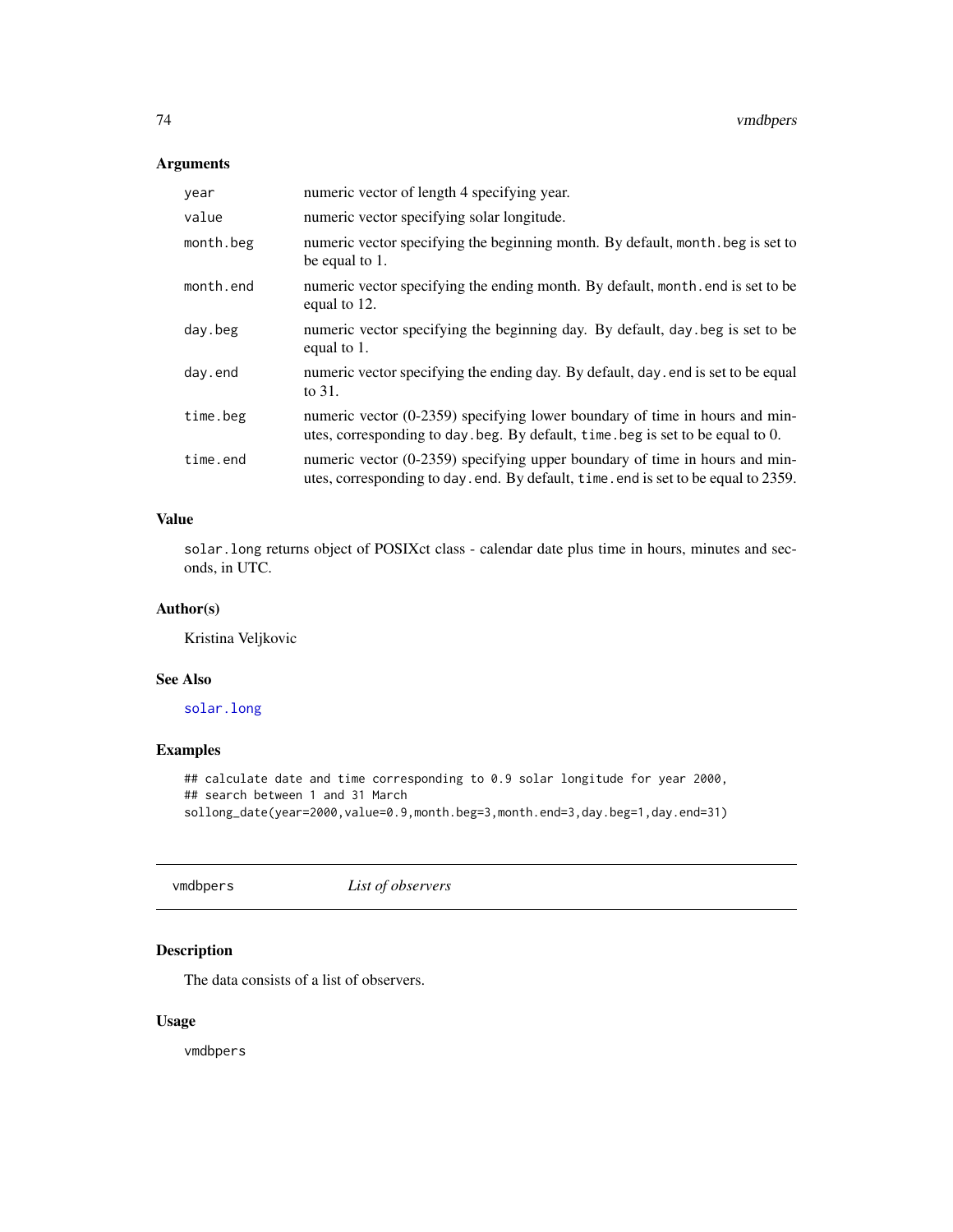### Arguments

| | |
|---|---|
| `year` | numeric vector of length 4 specifying year. |
| `value` | numeric vector specifying solar longitude. |
| `month.beg` | numeric vector specifying the beginning month. By default, `month.beg` is set to be equal to 1. |
| `month.end` | numeric vector specifying the ending month. By default, `month.end` is set to be equal to 12. |
| `day.beg` | numeric vector specifying the beginning day. By default, `day.beg` is set to be equal to 1. |
| `day.end` | numeric vector specifying the ending day. By default, `day.end` is set to be equal to 31. |
| `time.beg` | numeric vector (0-2359) specifying lower boundary of time in hours and minutes, corresponding to `day.beg`. By default, `time.beg` is set to be equal to 0. |
| `time.end` | numeric vector (0-2359) specifying upper boundary of time in hours and minutes, corresponding to `day.end`. By default, `time.end` is set to be equal to 2359. |

### Value

`solar.long` returns object of POSIXct class - calendar date plus time in hours, minutes and seconds, in UTC.

### Author(s)

Kristina Veljkovic

### See Also

`solar.long`

### Examples

```
## calculate date and time corresponding to 0.9 solar longitude for year 2000,
## search between 1 and 31 March
sollong_date(year=2000,value=0.9,month.beg=3,month.end=3,day.beg=1,day.end=31)
```

---

## vmdbpers &nbsp;&nbsp;&nbsp;&nbsp; *List of observers*

### Description

The data consists of a list of observers.

### Usage

```
vmdbpers
```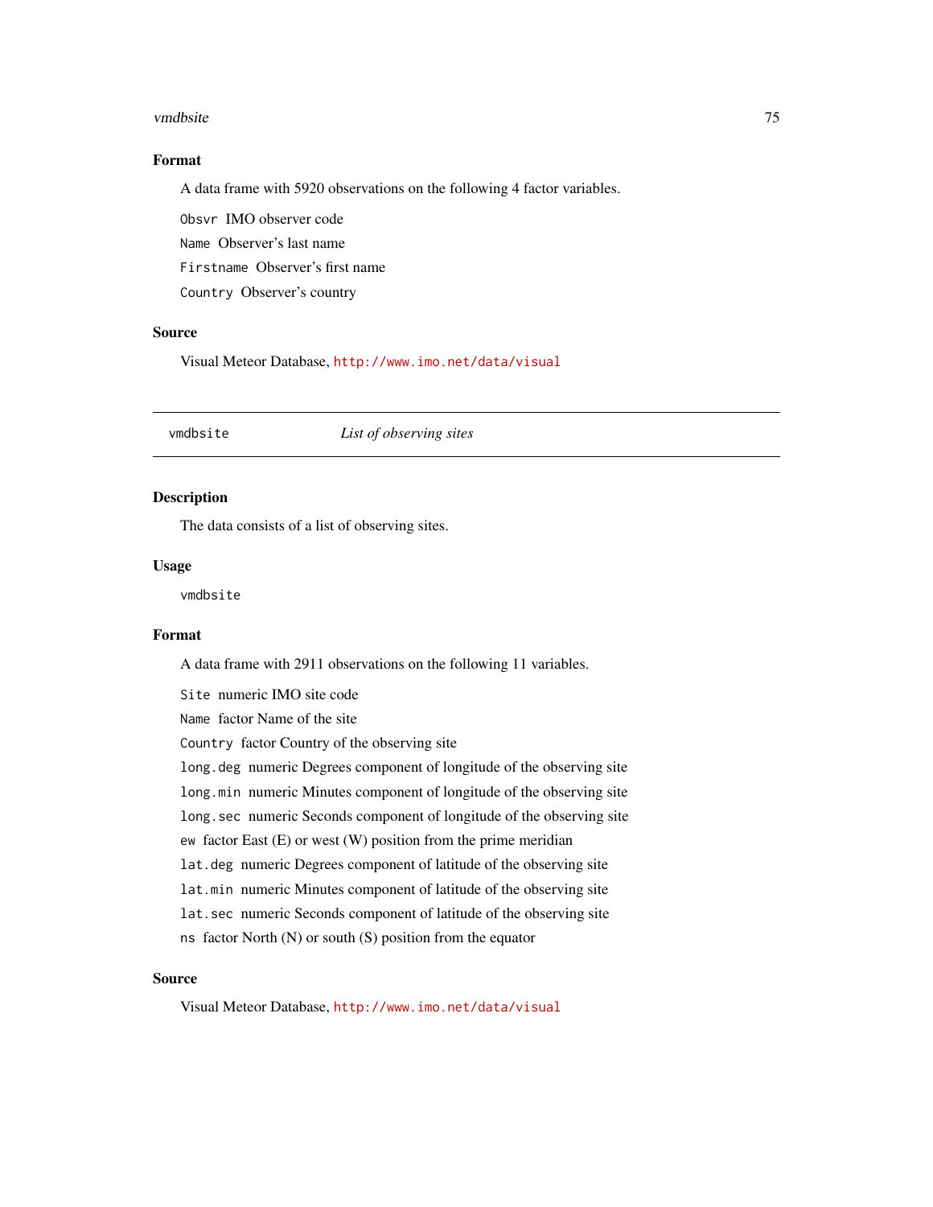### Format

A data frame with 5920 observations on the following 4 factor variables.

`Obsvr` IMO observer code

`Name` Observer's last name

`Firstname` Observer's first name

`Country` Observer's country

### Source

Visual Meteor Database, http://www.imo.net/data/visual

---

## vmdbsite *List of observing sites*

---

### Description

The data consists of a list of observing sites.

### Usage

```
vmdbsite
```

### Format

A data frame with 2911 observations on the following 11 variables.

`Site` numeric IMO site code

`Name` factor Name of the site

`Country` factor Country of the observing site

`long.deg` numeric Degrees component of longitude of the observing site

`long.min` numeric Minutes component of longitude of the observing site

`long.sec` numeric Seconds component of longitude of the observing site

`ew` factor East (E) or west (W) position from the prime meridian

`lat.deg` numeric Degrees component of latitude of the observing site

`lat.min` numeric Minutes component of latitude of the observing site

`lat.sec` numeric Seconds component of latitude of the observing site

`ns` factor North (N) or south (S) position from the equator

### Source

Visual Meteor Database, http://www.imo.net/data/visual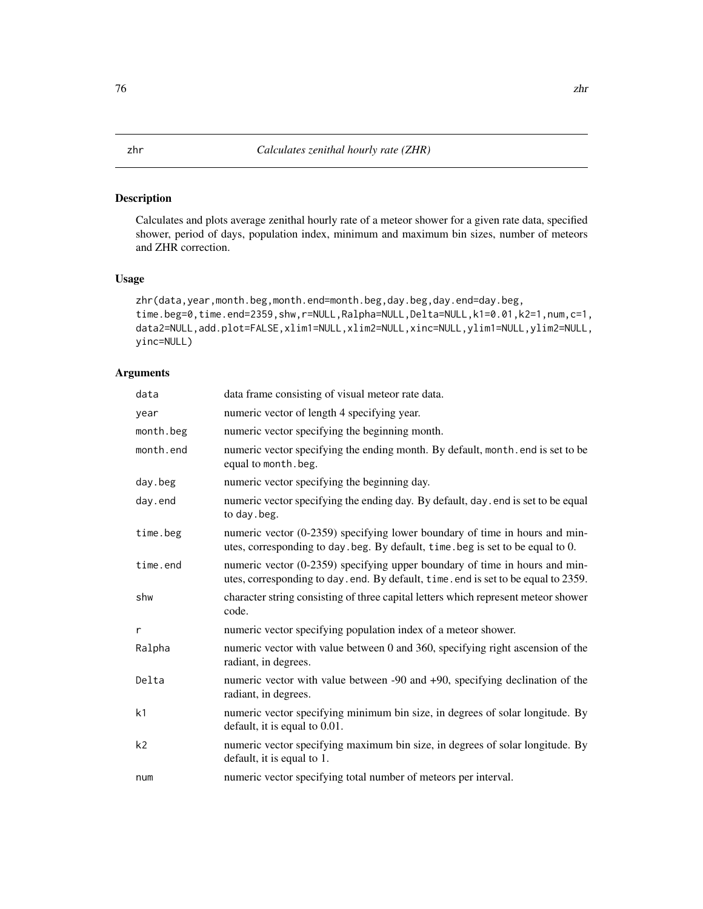zhr *Calculates zenithal hourly rate (ZHR)*

## Description

Calculates and plots average zenithal hourly rate of a meteor shower for a given rate data, specified shower, period of days, population index, minimum and maximum bin sizes, number of meteors and ZHR correction.

## Usage

```
zhr(data,year,month.beg,month.end=month.beg,day.beg,day.end=day.beg,
time.beg=0,time.end=2359,shw,r=NULL,Ralpha=NULL,Delta=NULL,k1=0.01,k2=1,num,c=1,
data2=NULL,add.plot=FALSE,xlim1=NULL,xlim2=NULL,xinc=NULL,ylim1=NULL,ylim2=NULL,
yinc=NULL)
```

## Arguments

| | |
|---|---|
| data | data frame consisting of visual meteor rate data. |
| year | numeric vector of length 4 specifying year. |
| month.beg | numeric vector specifying the beginning month. |
| month.end | numeric vector specifying the ending month. By default, month.end is set to be equal to month.beg. |
| day.beg | numeric vector specifying the beginning day. |
| day.end | numeric vector specifying the ending day. By default, day.end is set to be equal to day.beg. |
| time.beg | numeric vector (0-2359) specifying lower boundary of time in hours and minutes, corresponding to day.beg. By default, time.beg is set to be equal to 0. |
| time.end | numeric vector (0-2359) specifying upper boundary of time in hours and minutes, corresponding to day.end. By default, time.end is set to be equal to 2359. |
| shw | character string consisting of three capital letters which represent meteor shower code. |
| r | numeric vector specifying population index of a meteor shower. |
| Ralpha | numeric vector with value between 0 and 360, specifying right ascension of the radiant, in degrees. |
| Delta | numeric vector with value between -90 and +90, specifying declination of the radiant, in degrees. |
| k1 | numeric vector specifying minimum bin size, in degrees of solar longitude. By default, it is equal to 0.01. |
| k2 | numeric vector specifying maximum bin size, in degrees of solar longitude. By default, it is equal to 1. |
| num | numeric vector specifying total number of meteors per interval. |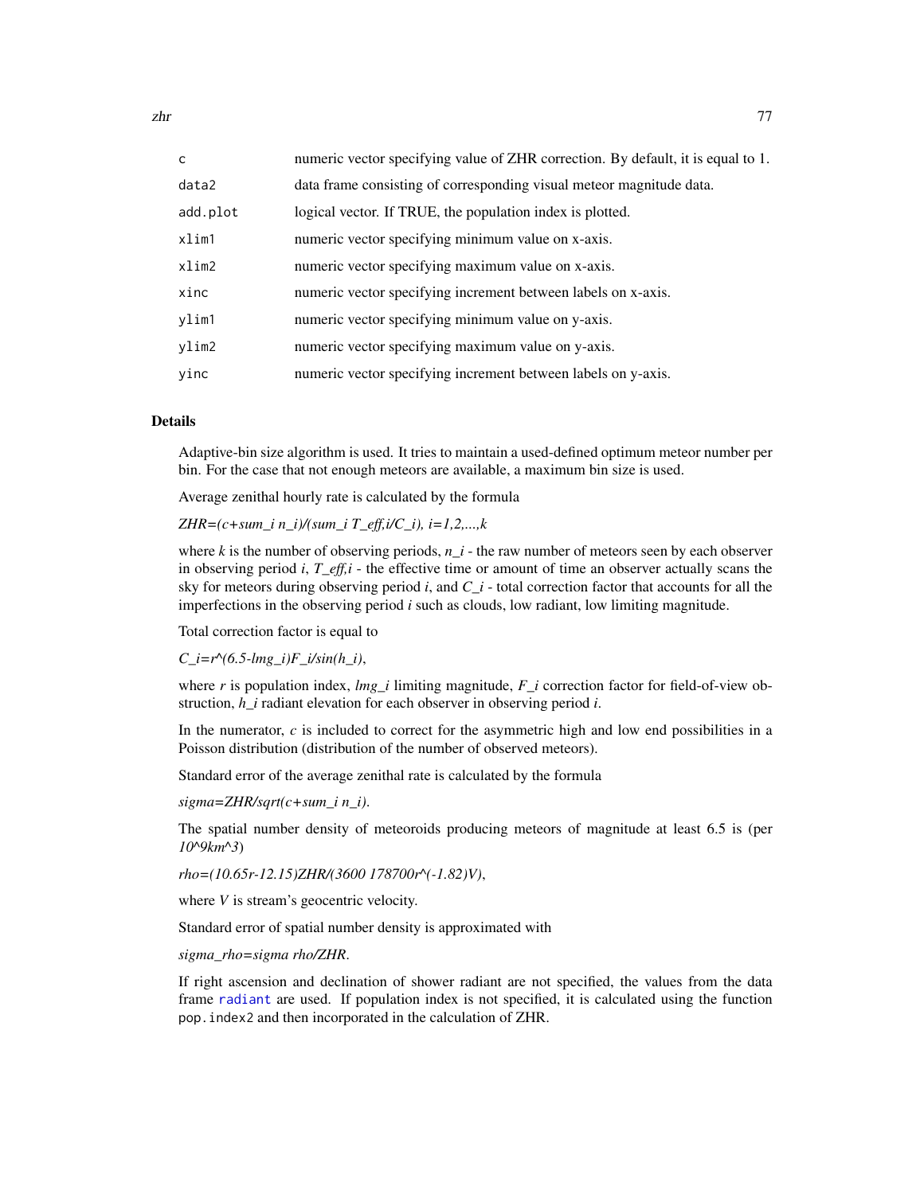| | |
|---|---|
| c | numeric vector specifying value of ZHR correction. By default, it is equal to 1. |
| data2 | data frame consisting of corresponding visual meteor magnitude data. |
| add.plot | logical vector. If TRUE, the population index is plotted. |
| xlim1 | numeric vector specifying minimum value on x-axis. |
| xlim2 | numeric vector specifying maximum value on x-axis. |
| xinc | numeric vector specifying increment between labels on x-axis. |
| ylim1 | numeric vector specifying minimum value on y-axis. |
| ylim2 | numeric vector specifying maximum value on y-axis. |
| yinc | numeric vector specifying increment between labels on y-axis. |

## Details

Adaptive-bin size algorithm is used. It tries to maintain a used-defined optimum meteor number per bin. For the case that not enough meteors are available, a maximum bin size is used.

Average zenithal hourly rate is calculated by the formula

$$ZHR=(c+\sum_i n_i)/(\sum_i T_{eff,i}/C_i),\ i=1,2,...,k$$

where $k$ is the number of observing periods, $n_i$ - the raw number of meteors seen by each observer in observing period $i$, $T_{eff,i}$ - the effective time or amount of time an observer actually scans the sky for meteors during observing period $i$, and $C_i$ - total correction factor that accounts for all the imperfections in the observing period $i$ such as clouds, low radiant, low limiting magnitude.

Total correction factor is equal to

$$C_i=r^{(6.5-lmg_i)}F_i/\sin(h_i),$$

where $r$ is population index, $lmg_i$ limiting magnitude, $F_i$ correction factor for field-of-view obstruction, $h_i$ radiant elevation for each observer in observing period $i$.

In the numerator, $c$ is included to correct for the asymmetric high and low end possibilities in a Poisson distribution (distribution of the number of observed meteors).

Standard error of the average zenithal rate is calculated by the formula

$$sigma=ZHR/\sqrt{c+\sum_i n_i}.$$

The spatial number density of meteoroids producing meteors of magnitude at least 6.5 is (per $10^9 km^3$)

$$rho=(10.65r-12.15)ZHR/(3600\ 178700r^{(-1.82)}V),$$

where $V$ is stream's geocentric velocity.

Standard error of spatial number density is approximated with

$$sigma\_rho=sigma\ rho/ZHR.$$

If right ascension and declination of shower radiant are not specified, the values from the data frame radiant are used. If population index is not specified, it is calculated using the function pop.index2 and then incorporated in the calculation of ZHR.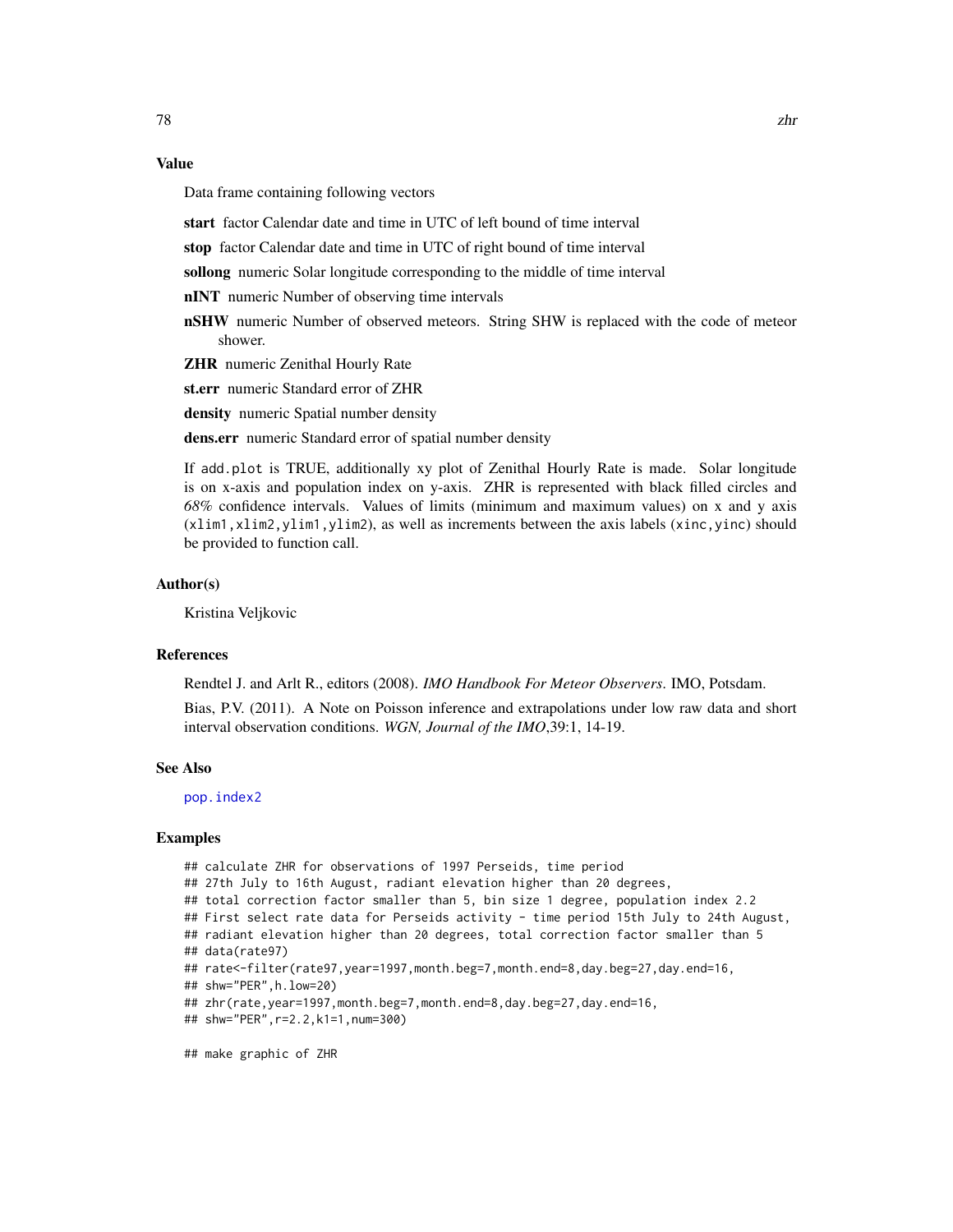### Value

Data frame containing following vectors

**start** factor Calendar date and time in UTC of left bound of time interval

**stop** factor Calendar date and time in UTC of right bound of time interval

**sollong** numeric Solar longitude corresponding to the middle of time interval

**nINT** numeric Number of observing time intervals

**nSHW** numeric Number of observed meteors. String SHW is replaced with the code of meteor shower.

**ZHR** numeric Zenithal Hourly Rate

**st.err** numeric Standard error of ZHR

**density** numeric Spatial number density

**dens.err** numeric Standard error of spatial number density

If `add.plot` is TRUE, additionally xy plot of Zenithal Hourly Rate is made. Solar longitude is on x-axis and population index on y-axis. ZHR is represented with black filled circles and *68%* confidence intervals. Values of limits (minimum and maximum values) on x and y axis (`xlim1,xlim2,ylim1,ylim2`), as well as increments between the axis labels (`xinc,yinc`) should be provided to function call.

### Author(s)

Kristina Veljkovic

### References

Rendtel J. and Arlt R., editors (2008). *IMO Handbook For Meteor Observers*. IMO, Potsdam.

Bias, P.V. (2011). A Note on Poisson inference and extrapolations under low raw data and short interval observation conditions. *WGN, Journal of the IMO*,39:1, 14-19.

### See Also

`pop.index2`

### Examples

```
## calculate ZHR for observations of 1997 Perseids, time period
## 27th July to 16th August, radiant elevation higher than 20 degrees,
## total correction factor smaller than 5, bin size 1 degree, population index 2.2
## First select rate data for Perseids activity - time period 15th July to 24th August,
## radiant elevation higher than 20 degrees, total correction factor smaller than 5
## data(rate97)
## rate<-filter(rate97,year=1997,month.beg=7,month.end=8,day.beg=27,day.end=16,
## shw="PER",h.low=20)
## zhr(rate,year=1997,month.beg=7,month.end=8,day.beg=27,day.end=16,
## shw="PER",r=2.2,k1=1,num=300)

## make graphic of ZHR
```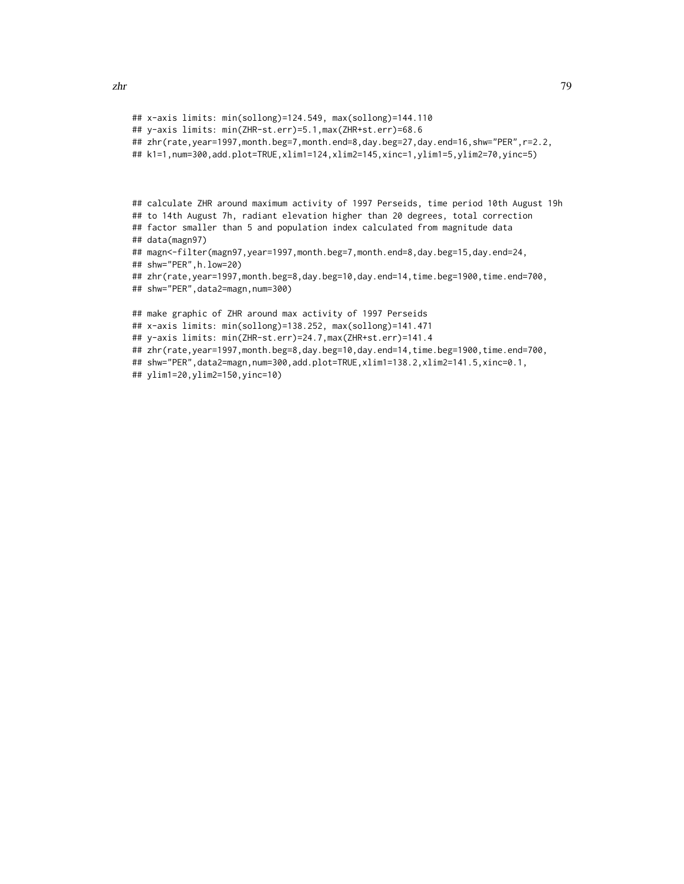```
## x-axis limits: min(sollong)=124.549, max(sollong)=144.110
## y-axis limits: min(ZHR-st.err)=5.1,max(ZHR+st.err)=68.6
## zhr(rate,year=1997,month.beg=7,month.end=8,day.beg=27,day.end=16,shw="PER",r=2.2,
## k1=1,num=300,add.plot=TRUE,xlim1=124,xlim2=145,xinc=1,ylim1=5,ylim2=70,yinc=5)


## calculate ZHR around maximum activity of 1997 Perseids, time period 10th August 19h
## to 14th August 7h, radiant elevation higher than 20 degrees, total correction
## factor smaller than 5 and population index calculated from magnitude data
## data(magn97)
## magn<-filter(magn97,year=1997,month.beg=7,month.end=8,day.beg=15,day.end=24,
## shw="PER",h.low=20)
## zhr(rate,year=1997,month.beg=8,day.beg=10,day.end=14,time.beg=1900,time.end=700,
## shw="PER",data2=magn,num=300)

## make graphic of ZHR around max activity of 1997 Perseids
## x-axis limits: min(sollong)=138.252, max(sollong)=141.471
## y-axis limits: min(ZHR-st.err)=24.7,max(ZHR+st.err)=141.4
## zhr(rate,year=1997,month.beg=8,day.beg=10,day.end=14,time.beg=1900,time.end=700,
## shw="PER",data2=magn,num=300,add.plot=TRUE,xlim1=138.2,xlim2=141.5,xinc=0.1,
## ylim1=20,ylim2=150,yinc=10)
```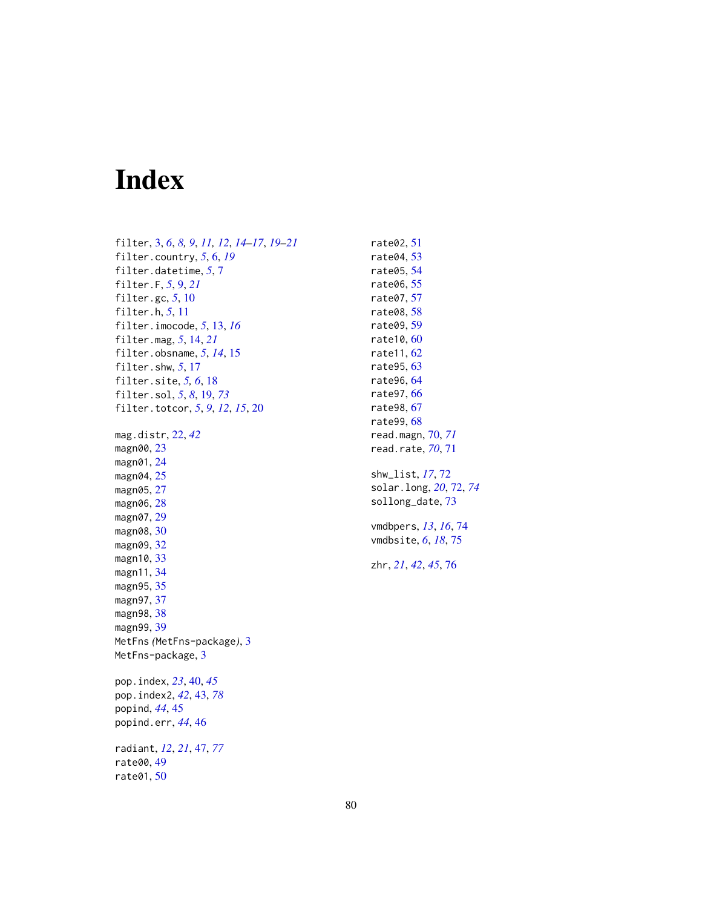# Index

filter, 3, *6*, *8*, *9*, *11*, *12*, *14–17*, *19–21*
filter.country, *5*, 6, *19*
filter.datetime, *5*, 7
filter.F, *5*, 9, *21*
filter.gc, *5*, 10
filter.h, *5*, 11
filter.imocode, *5*, 13, *16*
filter.mag, *5*, 14, *21*
filter.obsname, *5*, *14*, 15
filter.shw, *5*, 17
filter.site, *5*, *6*, 18
filter.sol, *5*, *8*, 19, *73*
filter.totcor, *5*, *9*, *12*, *15*, 20

mag.distr, 22, *42*
magn00, 23
magn01, 24
magn04, 25
magn05, 27
magn06, 28
magn07, 29
magn08, 30
magn09, 32
magn10, 33
magn11, 34
magn95, 35
magn97, 37
magn98, 38
magn99, 39
MetFns *(*MetFns-package*)*, 3
MetFns-package, 3

pop.index, *23*, 40, *45*
pop.index2, *42*, 43, *78*
popind, *44*, 45
popind.err, *44*, 46

radiant, *12*, *21*, 47, *77*
rate00, 49
rate01, 50
rate02, 51
rate04, 53
rate05, 54
rate06, 55
rate07, 57
rate08, 58
rate09, 59
rate10, 60
rate11, 62
rate95, 63
rate96, 64
rate97, 66
rate98, 67
rate99, 68
read.magn, 70, *71*
read.rate, *70*, 71

shw_list, *17*, 72
solar.long, *20*, 72, *74*
sollong_date, 73

vmdbpers, *13*, *16*, 74
vmdbsite, *6*, *18*, 75

zhr, *21*, *42*, *45*, 76